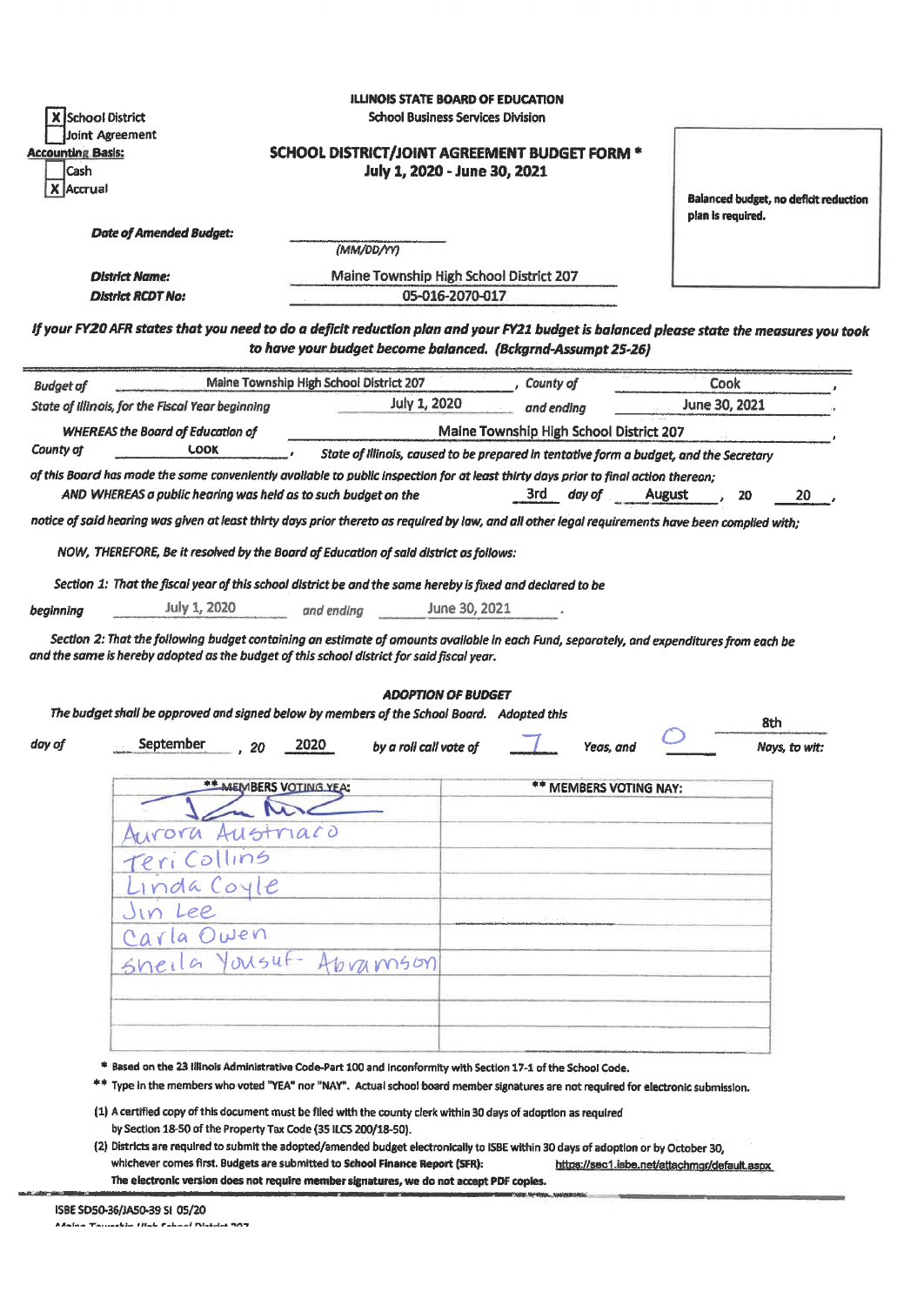**ILLINOIS STATE BOARD OF EDUCATION**
**School Business Services Division**

[X] School District
[ ] Joint Agreement

**Accounting Basis:**
[ ] Cash
[X] Accrual

## SCHOOL DISTRICT/JOINT AGREEMENT BUDGET FORM *
## July 1, 2020 - June 30, 2021

**Balanced budget, no deficit reduction plan is required.**

***Date of Amended Budget:*** ____________ (MM/DD/YY)

***District Name:*** Maine Township High School District 207

***District RCDT No:*** 05-016-2070-017

***If your FY20 AFR states that you need to do a deficit reduction plan and your FY21 budget is balanced please state the measures you took to have your budget become balanced. (Bckgrnd-Assumpt 25-26)***

*Budget of* Maine Township High School District 207 *, County of* Cook *,*
*State of Illinois, for the Fiscal Year beginning* July 1, 2020 *and ending* June 30, 2021 *.*

*WHEREAS the Board of Education of* Maine Township High School District 207 *,*
*County of* Cook *, State of Illinois, caused to be prepared in tentative form a budget, and the Secretary of this Board has made the same conveniently available to public inspection for at least thirty days prior to final action thereon;*
*AND WHEREAS a public hearing was held as to such budget on the* 3rd *day of* August *, 20* 20 *,*
*notice of said hearing was given at least thirty days prior thereto as required by law, and all other legal requirements have been complied with;*

*NOW, THEREFORE, Be it resolved by the Board of Education of said district as follows:*

*Section 1: That the fiscal year of this school district be and the same hereby is fixed and declared to be*
*beginning* July 1, 2020 *and ending* June 30, 2021 *.*

*Section 2: That the following budget containing an estimate of amounts available in each Fund, separately, and expenditures from each be and the same hereby is adopted as the budget of this school district for said fiscal year.*

### *ADOPTION OF BUDGET*

*The budget shall be approved and signed below by members of the School Board. Adopted this* 8th *day of* September *, 20* 2020 *by a roll call vote of* 7 *Yeas, and* 0 *Nays, to wit:*

| ** MEMBERS VOTING YEA: | ** MEMBERS VOTING NAY: |
|---|---|
| [signature] | |
| Aurora Austriaco | |
| Teri Collins | |
| Linda Coyle | |
| Jin Lee | |
| Carla Owen | |
| Sheila Yousuf-Abramson | |
| | |
| | |
| | |

\* Based on the 23 Illinois Administrative Code-Part 100 and inconformity with Section 17-1 of the School Code.

\*\* Type in the members who voted "YEA" nor "NAY". Actual school board member signatures are not required for electronic submission.

(1) A certified copy of this document must be filed with the county clerk within 30 days of adoption as required by Section 18-50 of the Property Tax Code (35 ILCS 200/18-50).

(2) Districts are required to submit the adopted/amended budget electronically to ISBE within 30 days of adoption or by October 30, whichever comes first. Budgets are submitted to School Finance Report (SFR): https://sec1.isbe.net/attachmgr/default.aspx
The electronic version does not require member signatures, we do not accept PDF copies.

ISBE SD50-36/JA50-39 SI 05/20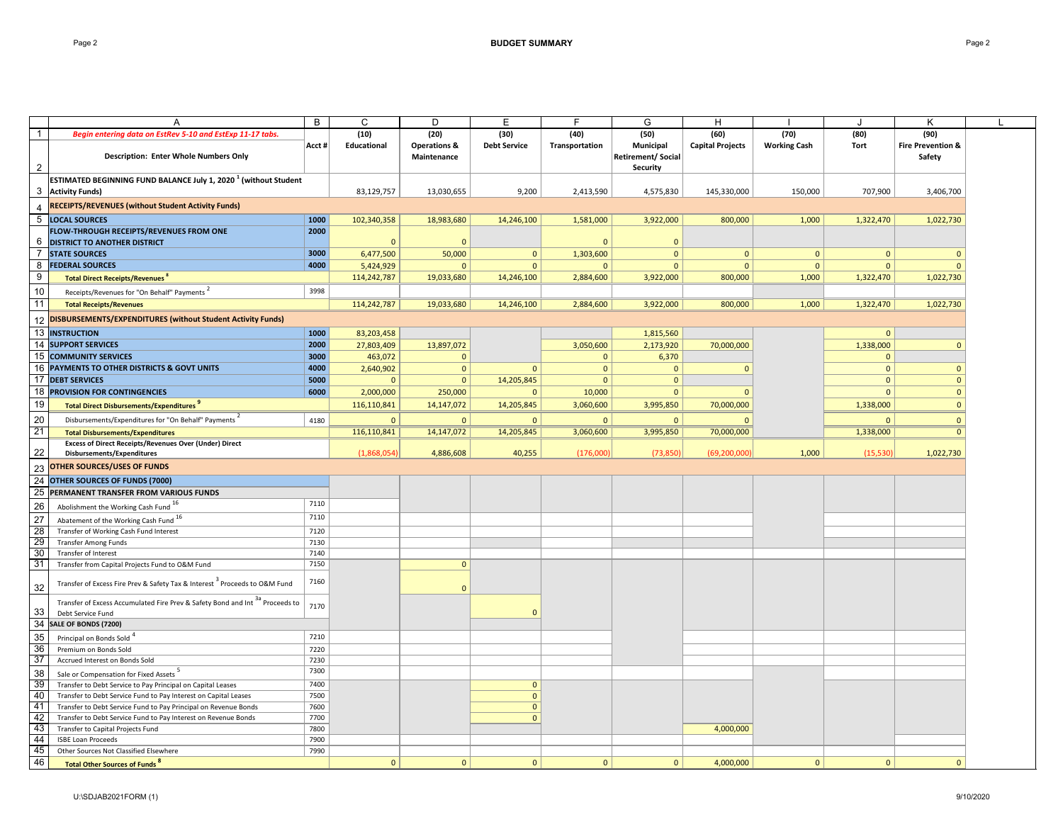## BUDGET SUMMARY

| | A | B | C | D | E | F | G | H | I | J | K |
|---|---|---|---|---|---|---|---|---|---|---|---|
| 1 | *Begin entering data on EstRev 5-10 and EstExp 11-17 tabs.* | | (10) | (20) | (30) | (40) | (50) | (60) | (70) | (80) | (90) |
| 2 | **Description: Enter Whole Numbers Only** | **Acct #** | **Educational** | **Operations & Maintenance** | **Debt Service** | **Transportation** | **Municipal Retirement/ Social Security** | **Capital Projects** | **Working Cash** | **Tort** | **Fire Prevention & Safety** |
| 3 | **ESTIMATED BEGINNING FUND BALANCE July 1, 2020 [1] (without Student Activity Funds)** | | 83,129,757 | 13,030,655 | 9,200 | 2,413,590 | 4,575,830 | 145,330,000 | 150,000 | 707,900 | 3,406,700 |
| 4 | **RECEIPTS/REVENUES (without Student Activity Funds)** | | | | | | | | | | |
| 5 | **LOCAL SOURCES** | **1000** | 102,340,358 | 18,983,680 | 14,246,100 | 1,581,000 | 3,922,000 | 800,000 | 1,000 | 1,322,470 | 1,022,730 |
| 6 | **FLOW-THROUGH RECEIPTS/REVENUES FROM ONE DISTRICT TO ANOTHER DISTRICT** | **2000** | 0 | 0 | | 0 | 0 | | | | |
| 7 | **STATE SOURCES** | **3000** | 6,477,500 | 50,000 | 0 | 1,303,600 | 0 | 0 | 0 | 0 | 0 |
| 8 | **FEDERAL SOURCES** | **4000** | 5,424,929 | 0 | 0 | 0 | 0 | 0 | 0 | 0 | 0 |
| 9 | **Total Direct Receipts/Revenues [8]** | | 114,242,787 | 19,033,680 | 14,246,100 | 2,884,600 | 3,922,000 | 800,000 | 1,000 | 1,322,470 | 1,022,730 |
| 10 | Receipts/Revenues for "On Behalf" Payments [2] | 3998 | | | | | | | | | |
| 11 | **Total Receipts/Revenues** | | 114,242,787 | 19,033,680 | 14,246,100 | 2,884,600 | 3,922,000 | 800,000 | 1,000 | 1,322,470 | 1,022,730 |
| 12 | **DISBURSEMENTS/EXPENDITURES (without Student Activity Funds)** | | | | | | | | | | |
| 13 | **INSTRUCTION** | **1000** | 83,203,458 | | | | 1,815,560 | | | 0 | |
| 14 | **SUPPORT SERVICES** | **2000** | 27,803,409 | 13,897,072 | | 3,050,600 | 2,173,920 | 70,000,000 | | 1,338,000 | 0 |
| 15 | **COMMUNITY SERVICES** | **3000** | 463,072 | 0 | | 0 | 6,370 | | | 0 | |
| 16 | **PAYMENTS TO OTHER DISTRICTS & GOVT UNITS** | **4000** | 2,640,902 | 0 | 0 | 0 | 0 | 0 | | 0 | 0 |
| 17 | **DEBT SERVICES** | **5000** | 0 | 0 | 14,205,845 | 0 | 0 | | | 0 | 0 |
| 18 | **PROVISION FOR CONTINGENCIES** | **6000** | 2,000,000 | 250,000 | 0 | 10,000 | 0 | 0 | | 0 | 0 |
| 19 | **Total Direct Disbursements/Expenditures [9]** | | 116,110,841 | 14,147,072 | 14,205,845 | 3,060,600 | 3,995,850 | 70,000,000 | | 1,338,000 | 0 |
| 20 | Disbursements/Expenditures for "On Behalf" Payments [2] | 4180 | 0 | 0 | 0 | 0 | 0 | 0 | | 0 | 0 |
| 21 | **Total Disbursements/Expenditures** | | 116,110,841 | 14,147,072 | 14,205,845 | 3,060,600 | 3,995,850 | 70,000,000 | | 1,338,000 | 0 |
| 22 | **Excess of Direct Receipts/Revenues Over (Under) Direct Disbursements/Expenditures** | | (1,868,054) | 4,886,608 | 40,255 | (176,000) | (73,850) | (69,200,000) | 1,000 | (15,530) | 1,022,730 |
| 23 | **OTHER SOURCES/USES OF FUNDS** | | | | | | | | | | |
| 24 | **OTHER SOURCES OF FUNDS (7000)** | | | | | | | | | | |
| 25 | **PERMANENT TRANSFER FROM VARIOUS FUNDS** | | | | | | | | | | |
| 26 | Abolishment the Working Cash Fund [16] | 7110 | | | | | | | | | |
| 27 | Abatement of the Working Cash Fund [16] | 7110 | | | | | | | | | |
| 28 | Transfer of Working Cash Fund Interest | 7120 | | | | | | | | | |
| 29 | Transfer Among Funds | 7130 | | | | | | | | | |
| 30 | Transfer of Interest | 7140 | | | | | | | | | |
| 31 | Transfer from Capital Projects Fund to O&M Fund | 7150 | | 0 | | | | | | | |
| 32 | Transfer of Excess Fire Prev & Safety Tax & Interest [3] Proceeds to O&M Fund | 7160 | | 0 | | | | | | | |
| 33 | Transfer of Excess Accumulated Fire Prev & Safety Bond and Int [3a] Proceeds to Debt Service Fund | 7170 | | | 0 | | | | | | |
| 34 | **SALE OF BONDS (7200)** | | | | | | | | | | |
| 35 | Principal on Bonds Sold [4] | 7210 | | | | | | | | | |
| 36 | Premium on Bonds Sold | 7220 | | | | | | | | | |
| 37 | Accrued Interest on Bonds Sold | 7230 | | | | | | | | | |
| 38 | Sale or Compensation for Fixed Assets [5] | 7300 | | | | | | | | | |
| 39 | Transfer to Debt Service to Pay Principal on Capital Leases | 7400 | | | 0 | | | | | | |
| 40 | Transfer to Debt Service Fund to Pay Interest on Capital Leases | 7500 | | | 0 | | | | | | |
| 41 | Transfer to Debt Service Fund to Pay Principal on Revenue Bonds | 7600 | | | 0 | | | | | | |
| 42 | Transfer to Debt Service Fund to Pay Interest on Revenue Bonds | 7700 | | | 0 | | | | | | |
| 43 | Transfer to Capital Projects Fund | 7800 | | | | | | 4,000,000 | | | |
| 44 | ISBE Loan Proceeds | 7900 | | | | | | | | | |
| 45 | Other Sources Not Classified Elsewhere | 7990 | | | | | | | | | |
| 46 | **Total Other Sources of Funds [8]** | | 0 | 0 | 0 | 0 | 0 | 4,000,000 | 0 | 0 | 0 |

U:\SDJAB2021FORM (1)

9/10/2020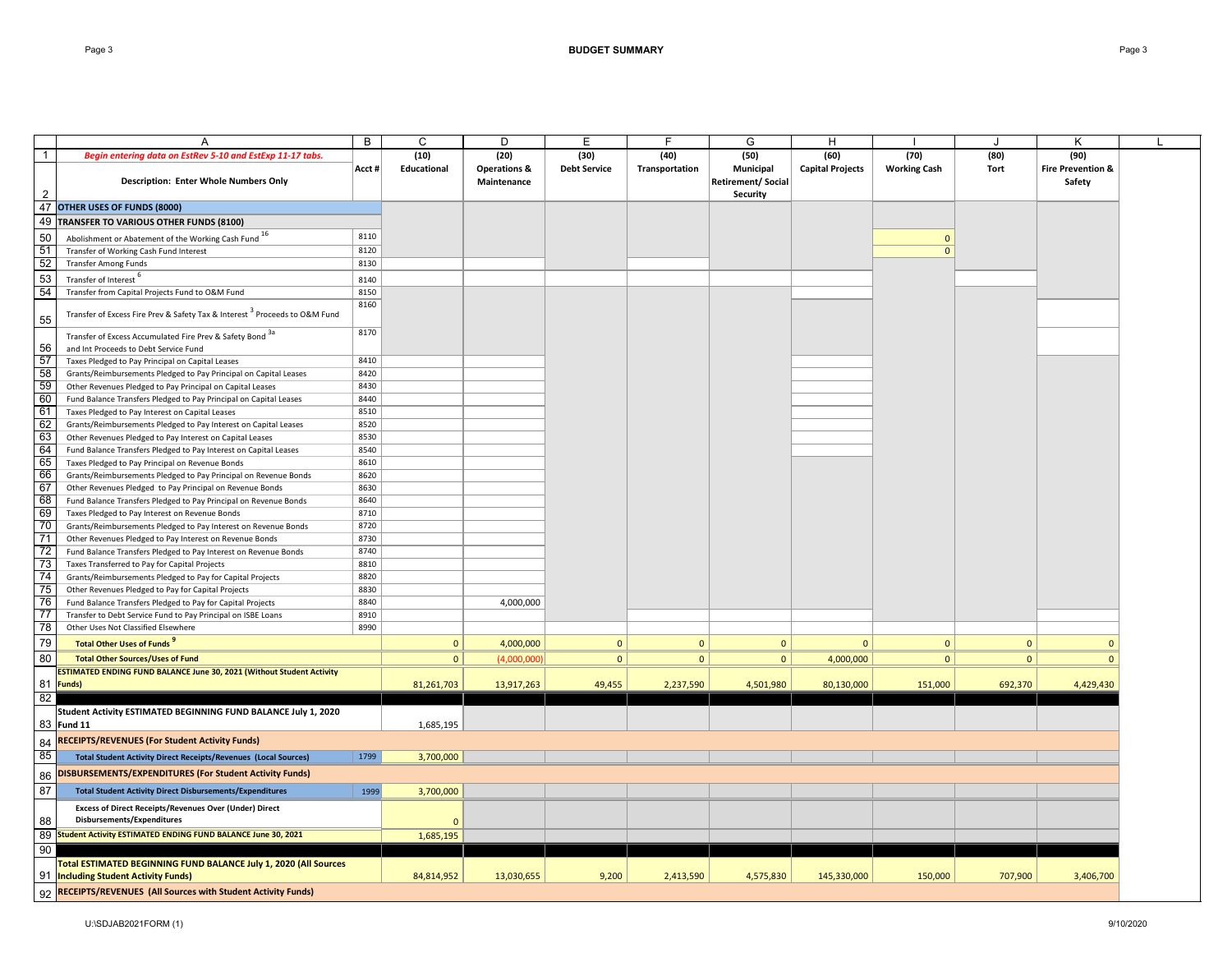# BUDGET SUMMARY

| | A | B | C | D | E | F | G | H | I | J | K |
|---|---|---|---|---|---|---|---|---|---|---|---|
| 1 | *Begin entering data on EstRev 5-10 and EstExp 11-17 tabs.* | | (10) | (20) | (30) | (40) | (50) | (60) | (70) | (80) | (90) |
| 2 | **Description: Enter Whole Numbers Only** | Acct # | Educational | Operations & Maintenance | Debt Service | Transportation | Municipal Retirement/ Social Security | Capital Projects | Working Cash | Tort | Fire Prevention & Safety |
| 47 | **OTHER USES OF FUNDS (8000)** | | | | | | | | | | |
| 49 | **TRANSFER TO VARIOUS OTHER FUNDS (8100)** | | | | | | | | | | |
| 50 | Abolishment or Abatement of the Working Cash Fund [16] | 8110 | | | | | | | 0 | | |
| 51 | Transfer of Working Cash Fund Interest | 8120 | | | | | | | 0 | | |
| 52 | Transfer Among Funds | 8130 | | | | | | | | | |
| 53 | Transfer of Interest [6] | 8140 | | | | | | | | | |
| 54 | Transfer from Capital Projects Fund to O&M Fund | 8150 | | | | | | | | | |
| 55 | Transfer of Excess Fire Prev & Safety Tax & Interest [3] Proceeds to O&M Fund | 8160 | | | | | | | | | |
| 56 | Transfer of Excess Accumulated Fire Prev & Safety Bond [3a] and Int Proceeds to Debt Service Fund | 8170 | | | | | | | | | |
| 57 | Taxes Pledged to Pay Principal on Capital Leases | 8410 | | | | | | | | | |
| 58 | Grants/Reimbursements Pledged to Pay Principal on Capital Leases | 8420 | | | | | | | | | |
| 59 | Other Revenues Pledged to Pay Principal on Capital Leases | 8430 | | | | | | | | | |
| 60 | Fund Balance Transfers Pledged to Pay Principal on Capital Leases | 8440 | | | | | | | | | |
| 61 | Taxes Pledged to Pay Interest on Capital Leases | 8510 | | | | | | | | | |
| 62 | Grants/Reimbursements Pledged to Pay Interest on Capital Leases | 8520 | | | | | | | | | |
| 63 | Other Revenues Pledged to Pay Interest on Capital Leases | 8530 | | | | | | | | | |
| 64 | Fund Balance Transfers Pledged to Pay Interest on Capital Leases | 8540 | | | | | | | | | |
| 65 | Taxes Pledged to Pay Principal on Revenue Bonds | 8610 | | | | | | | | | |
| 66 | Grants/Reimbursements Pledged to Pay Principal on Revenue Bonds | 8620 | | | | | | | | | |
| 67 | Other Revenues Pledged to Pay Principal on Revenue Bonds | 8630 | | | | | | | | | |
| 68 | Fund Balance Transfers Pledged to Pay Principal on Revenue Bonds | 8640 | | | | | | | | | |
| 69 | Taxes Pledged to Pay Interest on Revenue Bonds | 8710 | | | | | | | | | |
| 70 | Grants/Reimbursements Pledged to Pay Interest on Revenue Bonds | 8720 | | | | | | | | | |
| 71 | Other Revenues Pledged to Pay Interest on Revenue Bonds | 8730 | | | | | | | | | |
| 72 | Fund Balance Transfers Pledged to Pay Interest on Revenue Bonds | 8740 | | | | | | | | | |
| 73 | Taxes Transferred to Pay for Capital Projects | 8810 | | | | | | | | | |
| 74 | Grants/Reimbursements Pledged to Pay for Capital Projects | 8820 | | | | | | | | | |
| 75 | Other Revenues Pledged to Pay for Capital Projects | 8830 | | | | | | | | | |
| 76 | Fund Balance Transfers Pledged to Pay for Capital Projects | 8840 | | 4,000,000 | | | | | | | |
| 77 | Transfer to Debt Service Fund to Pay Principal on ISBE Loans | 8910 | | | | | | | | | |
| 78 | Other Uses Not Classified Elsewhere | 8990 | | | | | | | | | |
| 79 | **Total Other Uses of Funds [9]** | | 0 | 4,000,000 | 0 | 0 | 0 | 0 | 0 | 0 | 0 |
| 80 | **Total Other Sources/Uses of Fund** | | 0 | (4,000,000) | 0 | 0 | 0 | 4,000,000 | 0 | 0 | 0 |
| 81 | **ESTIMATED ENDING FUND BALANCE June 30, 2021 (Without Student Activity Funds)** | | 81,261,703 | 13,917,263 | 49,455 | 2,237,590 | 4,501,980 | 80,130,000 | 151,000 | 692,370 | 4,429,430 |
| 82 | | | | | | | | | | | |
| 83 | **Student Activity ESTIMATED BEGINNING FUND BALANCE July 1, 2020 Fund 11** | | 1,685,195 | | | | | | | | |
| 84 | **RECEIPTS/REVENUES (For Student Activity Funds)** | | | | | | | | | | |
| 85 | **Total Student Activity Direct Receipts/Revenues (Local Sources)** | 1799 | 3,700,000 | | | | | | | | |
| 86 | **DISBURSEMENTS/EXPENDITURES (For Student Activity Funds)** | | | | | | | | | | |
| 87 | **Total Student Activity Direct Disbursements/Expenditures** | 1999 | 3,700,000 | | | | | | | | |
| 88 | **Excess of Direct Receipts/Revenues Over (Under) Direct Disbursements/Expenditures** | | 0 | | | | | | | | |
| 89 | **Student Activity ESTIMATED ENDING FUND BALANCE June 30, 2021** | | 1,685,195 | | | | | | | | |
| 90 | | | | | | | | | | | |
| 91 | **Total ESTIMATED BEGINNING FUND BALANCE July 1, 2020 (All Sources Including Student Activity Funds)** | | 84,814,952 | 13,030,655 | 9,200 | 2,413,590 | 4,575,830 | 145,330,000 | 150,000 | 707,900 | 3,406,700 |
| 92 | **RECEIPTS/REVENUES (All Sources with Student Activity Funds)** | | | | | | | | | | |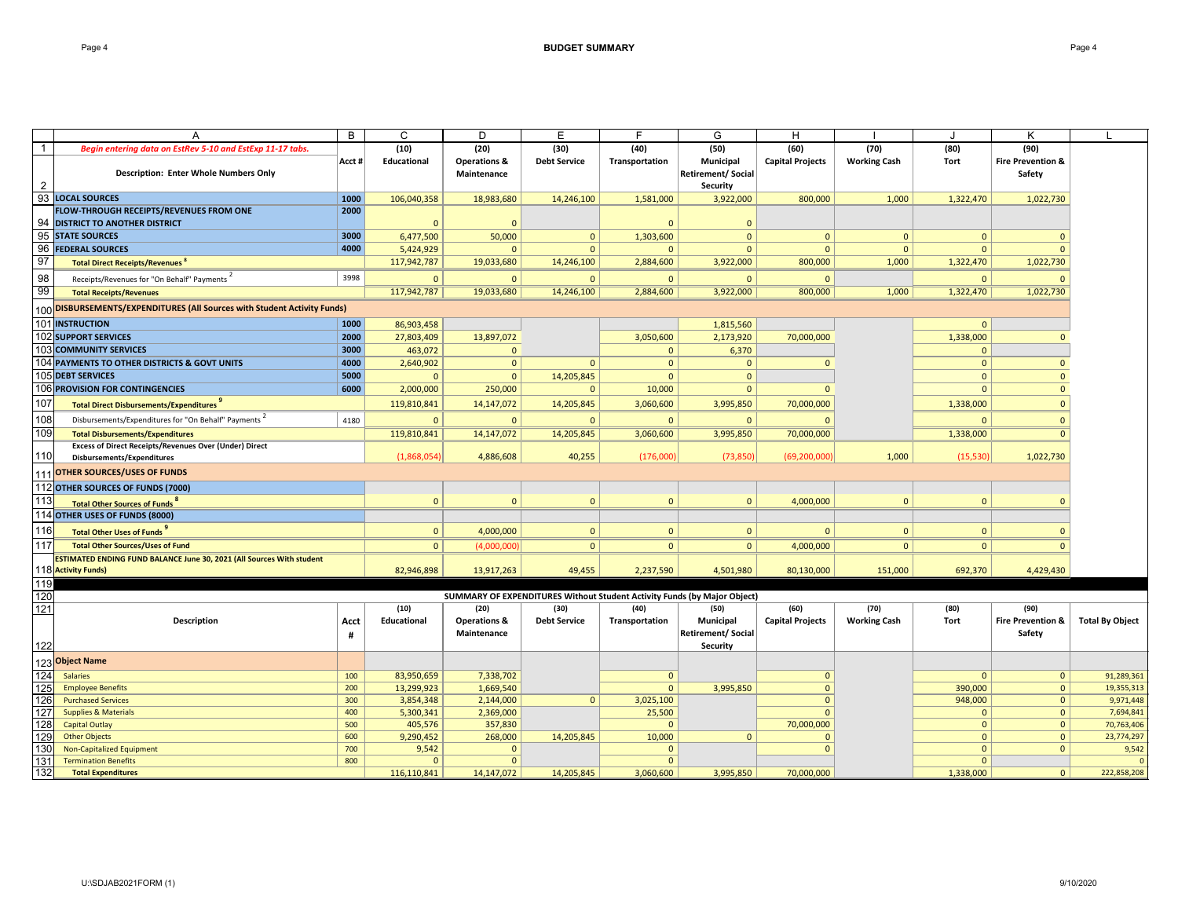## BUDGET SUMMARY

| | A | B | C | D | E | F | G | H | I | J | K | L |
|---|---|---|---|---|---|---|---|---|---|---|---|---|
| 1 | *Begin entering data on EstRev 5-10 and EstExp 11-17 tabs.* | | (10) | (20) | (30) | (40) | (50) | (60) | (70) | (80) | (90) | |
| 2 | **Description: Enter Whole Numbers Only** | Acct # | Educational | Operations & Maintenance | Debt Service | Transportation | Municipal Retirement/ Social Security | Capital Projects | Working Cash | Tort | Fire Prevention & Safety | |
| 93 | **LOCAL SOURCES** | 1000 | 106,040,358 | 18,983,680 | 14,246,100 | 1,581,000 | 3,922,000 | 800,000 | 1,000 | 1,322,470 | 1,022,730 | |
| 94 | **FLOW-THROUGH RECEIPTS/REVENUES FROM ONE DISTRICT TO ANOTHER DISTRICT** | 2000 | 0 | 0 | | 0 | 0 | | | | | |
| 95 | **STATE SOURCES** | 3000 | 6,477,500 | 50,000 | 0 | 1,303,600 | 0 | 0 | 0 | 0 | 0 | |
| 96 | **FEDERAL SOURCES** | 4000 | 5,424,929 | 0 | 0 | 0 | 0 | 0 | 0 | 0 | 0 | |
| 97 | **Total Direct Receipts/Revenues** [8] | | 117,942,787 | 19,033,680 | 14,246,100 | 2,884,600 | 3,922,000 | 800,000 | 1,000 | 1,322,470 | 1,022,730 | |
| 98 | Receipts/Revenues for "On Behalf" Payments [2] | 3998 | 0 | 0 | 0 | 0 | 0 | 0 | | 0 | 0 | |
| 99 | **Total Receipts/Revenues** | | 117,942,787 | 19,033,680 | 14,246,100 | 2,884,600 | 3,922,000 | 800,000 | 1,000 | 1,322,470 | 1,022,730 | |
| 100 | **DISBURSEMENTS/EXPENDITURES (All Sources with Student Activity Funds)** | | | | | | | | | | | |
| 101 | **INSTRUCTION** | 1000 | 86,903,458 | | | | 1,815,560 | | | 0 | | |
| 102 | **SUPPORT SERVICES** | 2000 | 27,803,409 | 13,897,072 | | 3,050,600 | 2,173,920 | 70,000,000 | | 1,338,000 | 0 | |
| 103 | **COMMUNITY SERVICES** | 3000 | 463,072 | 0 | | 0 | 6,370 | | | 0 | | |
| 104 | **PAYMENTS TO OTHER DISTRICTS & GOVT UNITS** | 4000 | 2,640,902 | 0 | 0 | 0 | 0 | 0 | | 0 | 0 | |
| 105 | **DEBT SERVICES** | 5000 | 0 | 0 | 14,205,845 | 0 | 0 | | | 0 | 0 | |
| 106 | **PROVISION FOR CONTINGENCIES** | 6000 | 2,000,000 | 250,000 | 0 | 10,000 | 0 | 0 | | 0 | 0 | |
| 107 | **Total Direct Disbursements/Expenditures** [9] | | 119,810,841 | 14,147,072 | 14,205,845 | 3,060,600 | 3,995,850 | 70,000,000 | | 1,338,000 | 0 | |
| 108 | Disbursements/Expenditures for "On Behalf" Payments [2] | 4180 | 0 | 0 | 0 | 0 | 0 | 0 | | 0 | 0 | |
| 109 | **Total Disbursements/Expenditures** | | 119,810,841 | 14,147,072 | 14,205,845 | 3,060,600 | 3,995,850 | 70,000,000 | | 1,338,000 | 0 | |
| 110 | **Excess of Direct Receipts/Revenues Over (Under) Direct Disbursements/Expenditures** | | (1,868,054) | 4,886,608 | 40,255 | (176,000) | (73,850) | (69,200,000) | 1,000 | (15,530) | 1,022,730 | |
| 111 | **OTHER SOURCES/USES OF FUNDS** | | | | | | | | | | | |
| 112 | **OTHER SOURCES OF FUNDS (7000)** | | | | | | | | | | | |
| 113 | **Total Other Sources of Funds** [8] | | 0 | 0 | 0 | 0 | 0 | 4,000,000 | 0 | 0 | 0 | |
| 114 | **OTHER USES OF FUNDS (8000)** | | | | | | | | | | | |
| 116 | **Total Other Uses of Funds** [9] | | 0 | 4,000,000 | 0 | 0 | 0 | 0 | 0 | 0 | 0 | |
| 117 | **Total Other Sources/Uses of Fund** | | 0 | (4,000,000) | 0 | 0 | 0 | 4,000,000 | 0 | 0 | 0 | |
| 118 | **ESTIMATED ENDING FUND BALANCE June 30, 2021 (All Sources With student Activity Funds)** | | 82,946,898 | 13,917,263 | 49,455 | 2,237,590 | 4,501,980 | 80,130,000 | 151,000 | 692,370 | 4,429,430 | |
| 119 | | | | | | | | | | | | |
| 120 | **SUMMARY OF EXPENDITURES Without Student Activity Funds (by Major Object)** | | | | | | | | | | | |
| 121 | | | (10) | (20) | (30) | (40) | (50) | (60) | (70) | (80) | (90) | |
| 122 | **Description** | **Acct #** | **Educational** | **Operations & Maintenance** | **Debt Service** | **Transportation** | **Municipal Retirement/ Social Security** | **Capital Projects** | **Working Cash** | **Tort** | **Fire Prevention & Safety** | **Total By Object** |
| 123 | **Object Name** | | | | | | | | | | | |
| 124 | Salaries | 100 | 83,950,659 | 7,338,702 | | 0 | | 0 | | 0 | 0 | 91,289,361 |
| 125 | Employee Benefits | 200 | 13,299,923 | 1,669,540 | | 0 | 3,995,850 | 0 | | 390,000 | 0 | 19,355,313 |
| 126 | Purchased Services | 300 | 3,854,348 | 2,144,000 | 0 | 3,025,100 | | 0 | | 948,000 | 0 | 9,971,448 |
| 127 | Supplies & Materials | 400 | 5,300,341 | 2,369,000 | | 25,500 | | 0 | | 0 | 0 | 7,694,841 |
| 128 | Capital Outlay | 500 | 405,576 | 357,830 | | 0 | | 70,000,000 | | 0 | 0 | 70,763,406 |
| 129 | Other Objects | 600 | 9,290,452 | 268,000 | 14,205,845 | 10,000 | 0 | 0 | | 0 | 0 | 23,774,297 |
| 130 | Non-Capitalized Equipment | 700 | 9,542 | 0 | | 0 | | 0 | | 0 | 0 | 9,542 |
| 131 | Termination Benefits | 800 | 0 | 0 | | 0 | | | | 0 | | 0 |
| 132 | **Total Expenditures** | | 116,110,841 | 14,147,072 | 14,205,845 | 3,060,600 | 3,995,850 | 70,000,000 | | 1,338,000 | 0 | 222,858,208 |

U:\SDJAB2021FORM (1)

9/10/2020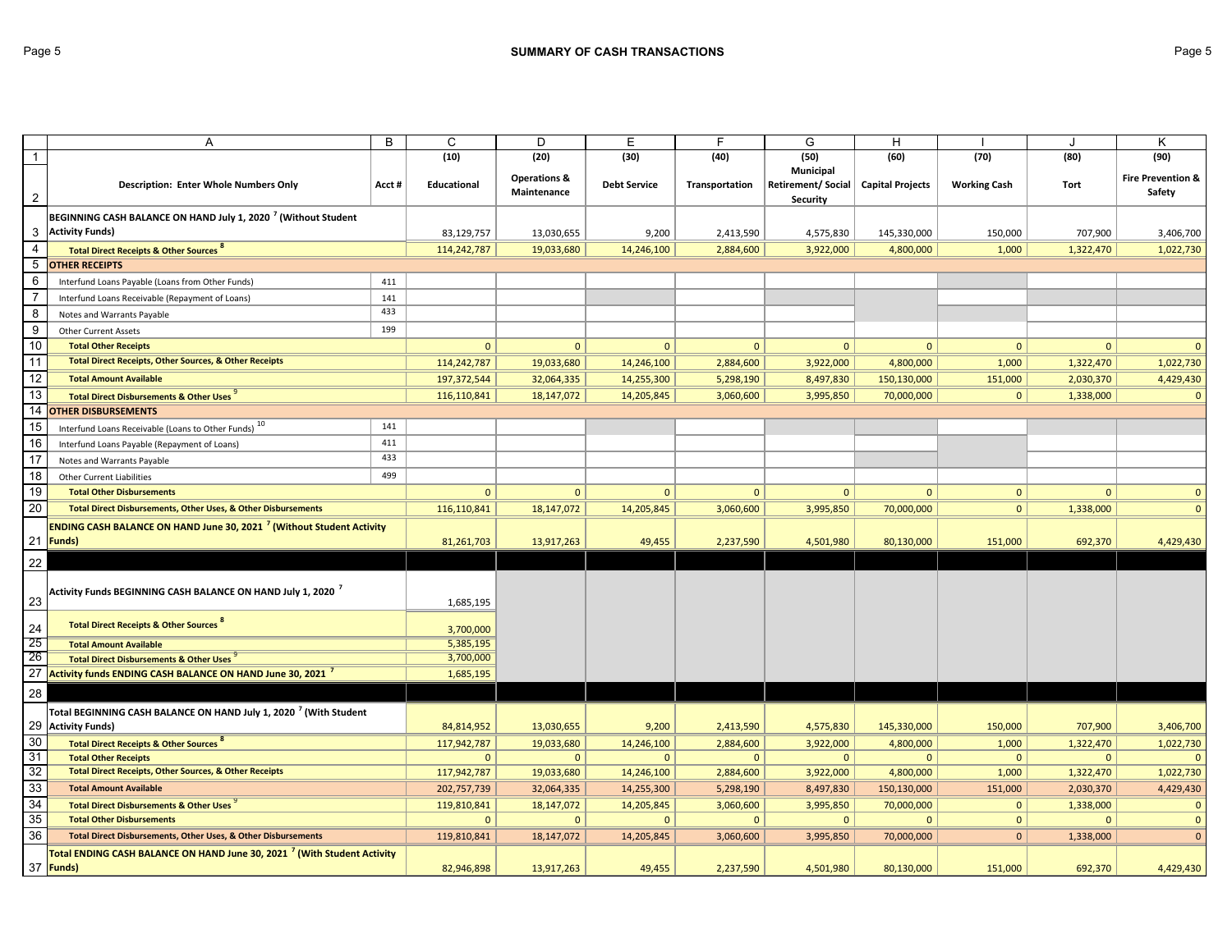# SUMMARY OF CASH TRANSACTIONS

| | A | B | C | D | E | F | G | H | I | J | K |
|---|---|---|---|---|---|---|---|---|---|---|---|
| 1 | | | (10) | (20) | (30) | (40) | (50) | (60) | (70) | (80) | (90) |
| 2 | **Description: Enter Whole Numbers Only** | **Acct #** | **Educational** | **Operations & Maintenance** | **Debt Service** | **Transportation** | **Municipal Retirement/ Social Security** | **Capital Projects** | **Working Cash** | **Tort** | **Fire Prevention & Safety** |
| 3 | **BEGINNING CASH BALANCE ON HAND July 1, 2020 [7] (Without Student Activity Funds)** | | 83,129,757 | 13,030,655 | 9,200 | 2,413,590 | 4,575,830 | 145,330,000 | 150,000 | 707,900 | 3,406,700 |
| 4 | **Total Direct Receipts & Other Sources [8]** | | 114,242,787 | 19,033,680 | 14,246,100 | 2,884,600 | 3,922,000 | 4,800,000 | 1,000 | 1,322,470 | 1,022,730 |
| 5 | **OTHER RECEIPTS** | | | | | | | | | | |
| 6 | Interfund Loans Payable (Loans from Other Funds) | 411 | | | | | | | | | |
| 7 | Interfund Loans Receivable (Repayment of Loans) | 141 | | | | | | | | | |
| 8 | Notes and Warrants Payable | 433 | | | | | | | | | |
| 9 | Other Current Assets | 199 | | | | | | | | | |
| 10 | **Total Other Receipts** | | 0 | 0 | 0 | 0 | 0 | 0 | 0 | 0 | 0 |
| 11 | **Total Direct Receipts, Other Sources, & Other Receipts** | | 114,242,787 | 19,033,680 | 14,246,100 | 2,884,600 | 3,922,000 | 4,800,000 | 1,000 | 1,322,470 | 1,022,730 |
| 12 | **Total Amount Available** | | 197,372,544 | 32,064,335 | 14,255,300 | 5,298,190 | 8,497,830 | 150,130,000 | 151,000 | 2,030,370 | 4,429,430 |
| 13 | **Total Direct Disbursements & Other Uses [9]** | | 116,110,841 | 18,147,072 | 14,205,845 | 3,060,600 | 3,995,850 | 70,000,000 | 0 | 1,338,000 | 0 |
| 14 | **OTHER DISBURSEMENTS** | | | | | | | | | | |
| 15 | Interfund Loans Receivable (Loans to Other Funds) [10] | 141 | | | | | | | | | |
| 16 | Interfund Loans Payable (Repayment of Loans) | 411 | | | | | | | | | |
| 17 | Notes and Warrants Payable | 433 | | | | | | | | | |
| 18 | Other Current Liabilities | 499 | | | | | | | | | |
| 19 | **Total Other Disbursements** | | 0 | 0 | 0 | 0 | 0 | 0 | 0 | 0 | 0 |
| 20 | **Total Direct Disbursements, Other Uses, & Other Disbursements** | | 116,110,841 | 18,147,072 | 14,205,845 | 3,060,600 | 3,995,850 | 70,000,000 | 0 | 1,338,000 | 0 |
| 21 | **ENDING CASH BALANCE ON HAND June 30, 2021 [7] (Without Student Activity Funds)** | | 81,261,703 | 13,917,263 | 49,455 | 2,237,590 | 4,501,980 | 80,130,000 | 151,000 | 692,370 | 4,429,430 |
| 22 | | | | | | | | | | | |
| 23 | **Activity Funds BEGINNING CASH BALANCE ON HAND July 1, 2020 [7]** | | 1,685,195 | | | | | | | | |
| 24 | **Total Direct Receipts & Other Sources [8]** | | 3,700,000 | | | | | | | | |
| 25 | **Total Amount Available** | | 5,385,195 | | | | | | | | |
| 26 | **Total Direct Disbursements & Other Uses [9]** | | 3,700,000 | | | | | | | | |
| 27 | **Activity funds ENDING CASH BALANCE ON HAND June 30, 2021 [7]** | | 1,685,195 | | | | | | | | |
| 28 | | | | | | | | | | | |
| 29 | **Total BEGINNING CASH BALANCE ON HAND July 1, 2020 [7] (With Student Activity Funds)** | | 84,814,952 | 13,030,655 | 9,200 | 2,413,590 | 4,575,830 | 145,330,000 | 150,000 | 707,900 | 3,406,700 |
| 30 | **Total Direct Receipts & Other Sources [8]** | | 117,942,787 | 19,033,680 | 14,246,100 | 2,884,600 | 3,922,000 | 4,800,000 | 1,000 | 1,322,470 | 1,022,730 |
| 31 | **Total Other Receipts** | | 0 | 0 | 0 | 0 | 0 | 0 | 0 | 0 | 0 |
| 32 | **Total Direct Receipts, Other Sources, & Other Receipts** | | 117,942,787 | 19,033,680 | 14,246,100 | 2,884,600 | 3,922,000 | 4,800,000 | 1,000 | 1,322,470 | 1,022,730 |
| 33 | **Total Amount Available** | | 202,757,739 | 32,064,335 | 14,255,300 | 5,298,190 | 8,497,830 | 150,130,000 | 151,000 | 2,030,370 | 4,429,430 |
| 34 | **Total Direct Disbursements & Other Uses [9]** | | 119,810,841 | 18,147,072 | 14,205,845 | 3,060,600 | 3,995,850 | 70,000,000 | 0 | 1,338,000 | 0 |
| 35 | **Total Other Disbursements** | | 0 | 0 | 0 | 0 | 0 | 0 | 0 | 0 | 0 |
| 36 | **Total Direct Disbursements, Other Uses, & Other Disbursements** | | 119,810,841 | 18,147,072 | 14,205,845 | 3,060,600 | 3,995,850 | 70,000,000 | 0 | 1,338,000 | 0 |
| 37 | **Total ENDING CASH BALANCE ON HAND June 30, 2021 [7] (With Student Activity Funds)** | | 82,946,898 | 13,917,263 | 49,455 | 2,237,590 | 4,501,980 | 80,130,000 | 151,000 | 692,370 | 4,429,430 |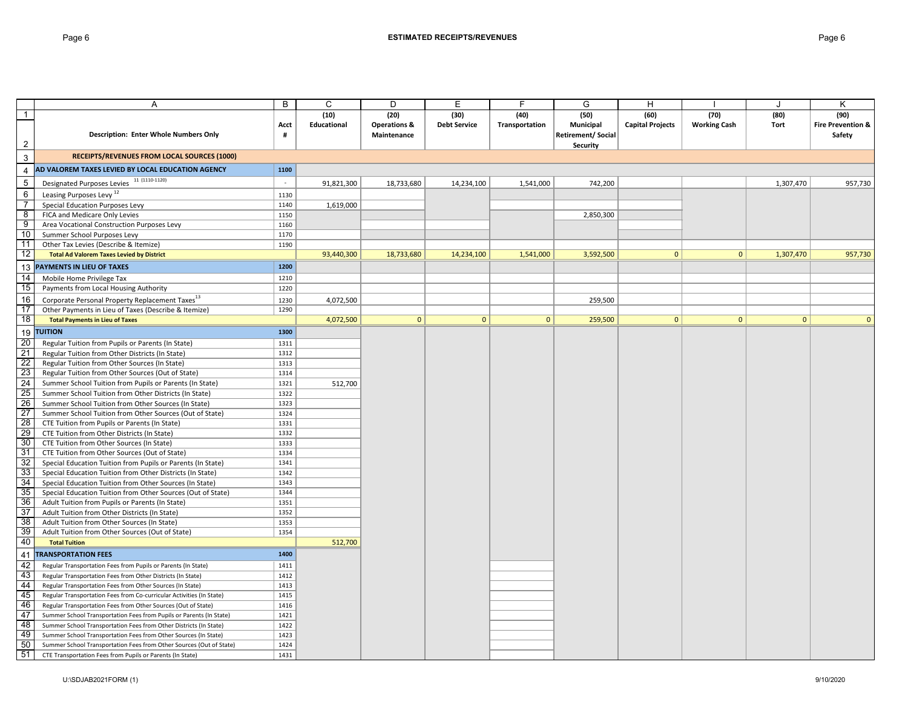## ESTIMATED RECEIPTS/REVENUES

| | A | B | C | D | E | F | G | H | I | J | K |
|---|---|---|---|---|---|---|---|---|---|---|---|
| 1 | | | (10) | (20) | (30) | (40) | (50) | (60) | (70) | (80) | (90) |
| 2 | Description: Enter Whole Numbers Only | Acct # | Educational | Operations & Maintenance | Debt Service | Transportation | Municipal Retirement/ Social Security | Capital Projects | Working Cash | Tort | Fire Prevention & Safety |
| 3 | **RECEIPTS/REVENUES FROM LOCAL SOURCES (1000)** | | | | | | | | | | |
| 4 | **AD VALOREM TAXES LEVIED BY LOCAL EDUCATION AGENCY** | **1100** | | | | | | | | | |
| 5 | Designated Purposes Levies [11] (1110-1120) | - | 91,821,300 | 18,733,680 | 14,234,100 | 1,541,000 | 742,200 | | | 1,307,470 | 957,730 |
| 6 | Leasing Purposes Levy [12] | 1130 | | | | | | | | | |
| 7 | Special Education Purposes Levy | 1140 | 1,619,000 | | | | | | | | |
| 8 | FICA and Medicare Only Levies | 1150 | | | | | 2,850,300 | | | | |
| 9 | Area Vocational Construction Purposes Levy | 1160 | | | | | | | | | |
| 10 | Summer School Purposes Levy | 1170 | | | | | | | | | |
| 11 | Other Tax Levies (Describe & Itemize) | 1190 | | | | | | | | | |
| 12 | **Total Ad Valorem Taxes Levied by District** | | 93,440,300 | 18,733,680 | 14,234,100 | 1,541,000 | 3,592,500 | 0 | 0 | 1,307,470 | 957,730 |
| 13 | **PAYMENTS IN LIEU OF TAXES** | **1200** | | | | | | | | | |
| 14 | Mobile Home Privilege Tax | 1210 | | | | | | | | | |
| 15 | Payments from Local Housing Authority | 1220 | | | | | | | | | |
| 16 | Corporate Personal Property Replacement Taxes [13] | 1230 | 4,072,500 | | | | 259,500 | | | | |
| 17 | Other Payments in Lieu of Taxes (Describe & Itemize) | 1290 | | | | | | | | | |
| 18 | **Total Payments in Lieu of Taxes** | | 4,072,500 | 0 | 0 | 0 | 259,500 | 0 | 0 | 0 | 0 |
| 19 | **TUITION** | **1300** | | | | | | | | | |
| 20 | Regular Tuition from Pupils or Parents (In State) | 1311 | | | | | | | | | |
| 21 | Regular Tuition from Other Districts (In State) | 1312 | | | | | | | | | |
| 22 | Regular Tuition from Other Sources (In State) | 1313 | | | | | | | | | |
| 23 | Regular Tuition from Other Sources (Out of State) | 1314 | | | | | | | | | |
| 24 | Summer School Tuition from Pupils or Parents (In State) | 1321 | 512,700 | | | | | | | | |
| 25 | Summer School Tuition from Other Districts (In State) | 1322 | | | | | | | | | |
| 26 | Summer School Tuition from Other Sources (In State) | 1323 | | | | | | | | | |
| 27 | Summer School Tuition from Other Sources (Out of State) | 1324 | | | | | | | | | |
| 28 | CTE Tuition from Pupils or Parents (In State) | 1331 | | | | | | | | | |
| 29 | CTE Tuition from Other Districts (In State) | 1332 | | | | | | | | | |
| 30 | CTE Tuition from Other Sources (In State) | 1333 | | | | | | | | | |
| 31 | CTE Tuition from Other Sources (Out of State) | 1334 | | | | | | | | | |
| 32 | Special Education Tuition from Pupils or Parents (In State) | 1341 | | | | | | | | | |
| 33 | Special Education Tuition from Other Districts (In State) | 1342 | | | | | | | | | |
| 34 | Special Education Tuition from Other Sources (In State) | 1343 | | | | | | | | | |
| 35 | Special Education Tuition from Other Sources (Out of State) | 1344 | | | | | | | | | |
| 36 | Adult Tuition from Pupils or Parents (In State) | 1351 | | | | | | | | | |
| 37 | Adult Tuition from Other Districts (In State) | 1352 | | | | | | | | | |
| 38 | Adult Tuition from Other Sources (In State) | 1353 | | | | | | | | | |
| 39 | Adult Tuition from Other Sources (Out of State) | 1354 | | | | | | | | | |
| 40 | **Total Tuition** | | 512,700 | | | | | | | | |
| 41 | **TRANSPORTATION FEES** | **1400** | | | | | | | | | |
| 42 | Regular Transportation Fees from Pupils or Parents (In State) | 1411 | | | | | | | | | |
| 43 | Regular Transportation Fees from Other Districts (In State) | 1412 | | | | | | | | | |
| 44 | Regular Transportation Fees from Other Sources (In State) | 1413 | | | | | | | | | |
| 45 | Regular Transportation Fees from Co-curricular Activities (In State) | 1415 | | | | | | | | | |
| 46 | Regular Transportation Fees from Other Sources (Out of State) | 1416 | | | | | | | | | |
| 47 | Summer School Transportation Fees from Pupils or Parents (In State) | 1421 | | | | | | | | | |
| 48 | Summer School Transportation Fees from Other Districts (In State) | 1422 | | | | | | | | | |
| 49 | Summer School Transportation Fees from Other Sources (In State) | 1423 | | | | | | | | | |
| 50 | Summer School Transportation Fees from Other Sources (Out of State) | 1424 | | | | | | | | | |
| 51 | CTE Transportation Fees from Pupils or Parents (In State) | 1431 | | | | | | | | | |

U:\SDJAB2021FORM (1)

9/10/2020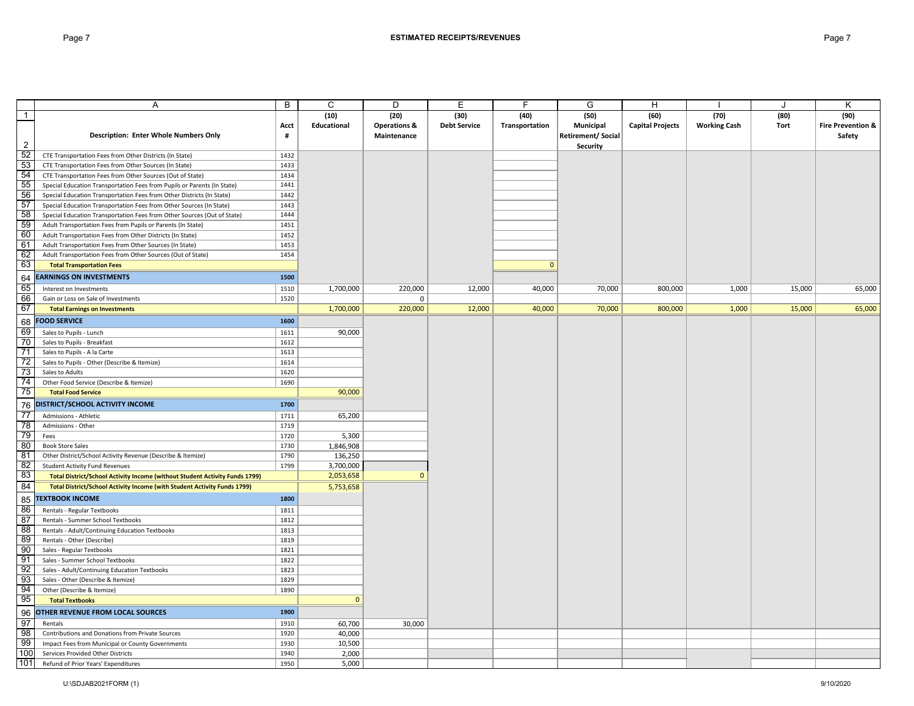# ESTIMATED RECEIPTS/REVENUES

| | A | B | C | D | E | F | G | H | I | J | K |
|---|---|---|---|---|---|---|---|---|---|---|---|
| 1 | | | (10) | (20) | (30) | (40) | (50) | (60) | (70) | (80) | (90) |
| 2 | **Description: Enter Whole Numbers Only** | **Acct #** | **Educational** | **Operations & Maintenance** | **Debt Service** | **Transportation** | **Municipal Retirement/ Social Security** | **Capital Projects** | **Working Cash** | **Tort** | **Fire Prevention & Safety** |
| 52 | CTE Transportation Fees from Other Districts (In State) | 1432 | | | | | | | | | |
| 53 | CTE Transportation Fees from Other Sources (In State) | 1433 | | | | | | | | | |
| 54 | CTE Transportation Fees from Other Sources (Out of State) | 1434 | | | | | | | | | |
| 55 | Special Education Transportation Fees from Pupils or Parents (In State) | 1441 | | | | | | | | | |
| 56 | Special Education Transportation Fees from Other Districts (In State) | 1442 | | | | | | | | | |
| 57 | Special Education Transportation Fees from Other Sources (In State) | 1443 | | | | | | | | | |
| 58 | Special Education Transportation Fees from Other Sources (Out of State) | 1444 | | | | | | | | | |
| 59 | Adult Transportation Fees from Pupils or Parents (In State) | 1451 | | | | | | | | | |
| 60 | Adult Transportation Fees from Other Districts (In State) | 1452 | | | | | | | | | |
| 61 | Adult Transportation Fees from Other Sources (In State) | 1453 | | | | | | | | | |
| 62 | Adult Transportation Fees from Other Sources (Out of State) | 1454 | | | | | | | | | |
| 63 | **Total Transportation Fees** | | | | | 0 | | | | | |
| 64 | **EARNINGS ON INVESTMENTS** | **1500** | | | | | | | | | |
| 65 | Interest on Investments | 1510 | 1,700,000 | 220,000 | 12,000 | 40,000 | 70,000 | 800,000 | 1,000 | 15,000 | 65,000 |
| 66 | Gain or Loss on Sale of Investments | 1520 | | 0 | | | | | | | |
| 67 | **Total Earnings on Investments** | | 1,700,000 | 220,000 | 12,000 | 40,000 | 70,000 | 800,000 | 1,000 | 15,000 | 65,000 |
| 68 | **FOOD SERVICE** | **1600** | | | | | | | | | |
| 69 | Sales to Pupils - Lunch | 1611 | 90,000 | | | | | | | | |
| 70 | Sales to Pupils - Breakfast | 1612 | | | | | | | | | |
| 71 | Sales to Pupils - A la Carte | 1613 | | | | | | | | | |
| 72 | Sales to Pupils - Other (Describe & Itemize) | 1614 | | | | | | | | | |
| 73 | Sales to Adults | 1620 | | | | | | | | | |
| 74 | Other Food Service (Describe & Itemize) | 1690 | | | | | | | | | |
| 75 | **Total Food Service** | | 90,000 | | | | | | | | |
| 76 | **DISTRICT/SCHOOL ACTIVITY INCOME** | **1700** | | | | | | | | | |
| 77 | Admissions - Athletic | 1711 | 65,200 | | | | | | | | |
| 78 | Admissions - Other | 1719 | | | | | | | | | |
| 79 | Fees | 1720 | 5,300 | | | | | | | | |
| 80 | Book Store Sales | 1730 | 1,846,908 | | | | | | | | |
| 81 | Other District/School Activity Revenue (Describe & Itemize) | 1790 | 136,250 | | | | | | | | |
| 82 | Student Activity Fund Revenues | 1799 | 3,700,000 | | | | | | | | |
| 83 | **Total District/School Activity Income (without Student Activity Funds 1799)** | | 2,053,658 | 0 | | | | | | | |
| 84 | **Total District/School Activity Income (with Student Activity Funds 1799)** | | 5,753,658 | | | | | | | | |
| 85 | **TEXTBOOK INCOME** | **1800** | | | | | | | | | |
| 86 | Rentals - Regular Textbooks | 1811 | | | | | | | | | |
| 87 | Rentals - Summer School Textbooks | 1812 | | | | | | | | | |
| 88 | Rentals - Adult/Continuing Education Textbooks | 1813 | | | | | | | | | |
| 89 | Rentals - Other (Describe) | 1819 | | | | | | | | | |
| 90 | Sales - Regular Textbooks | 1821 | | | | | | | | | |
| 91 | Sales - Summer School Textbooks | 1822 | | | | | | | | | |
| 92 | Sales - Adult/Continuing Education Textbooks | 1823 | | | | | | | | | |
| 93 | Sales - Other (Describe & Itemize) | 1829 | | | | | | | | | |
| 94 | Other (Describe & Itemize) | 1890 | | | | | | | | | |
| 95 | **Total Textbooks** | | 0 | | | | | | | | |
| 96 | **OTHER REVENUE FROM LOCAL SOURCES** | **1900** | | | | | | | | | |
| 97 | Rentals | 1910 | 60,700 | 30,000 | | | | | | | |
| 98 | Contributions and Donations from Private Sources | 1920 | 40,000 | | | | | | | | |
| 99 | Impact Fees from Municipal or County Governments | 1930 | 10,500 | | | | | | | | |
| 100 | Services Provided Other Districts | 1940 | 2,000 | | | | | | | | |
| 101 | Refund of Prior Years' Expenditures | 1950 | 5,000 | | | | | | | | |

U:\SDJAB2021FORM (1)

9/10/2020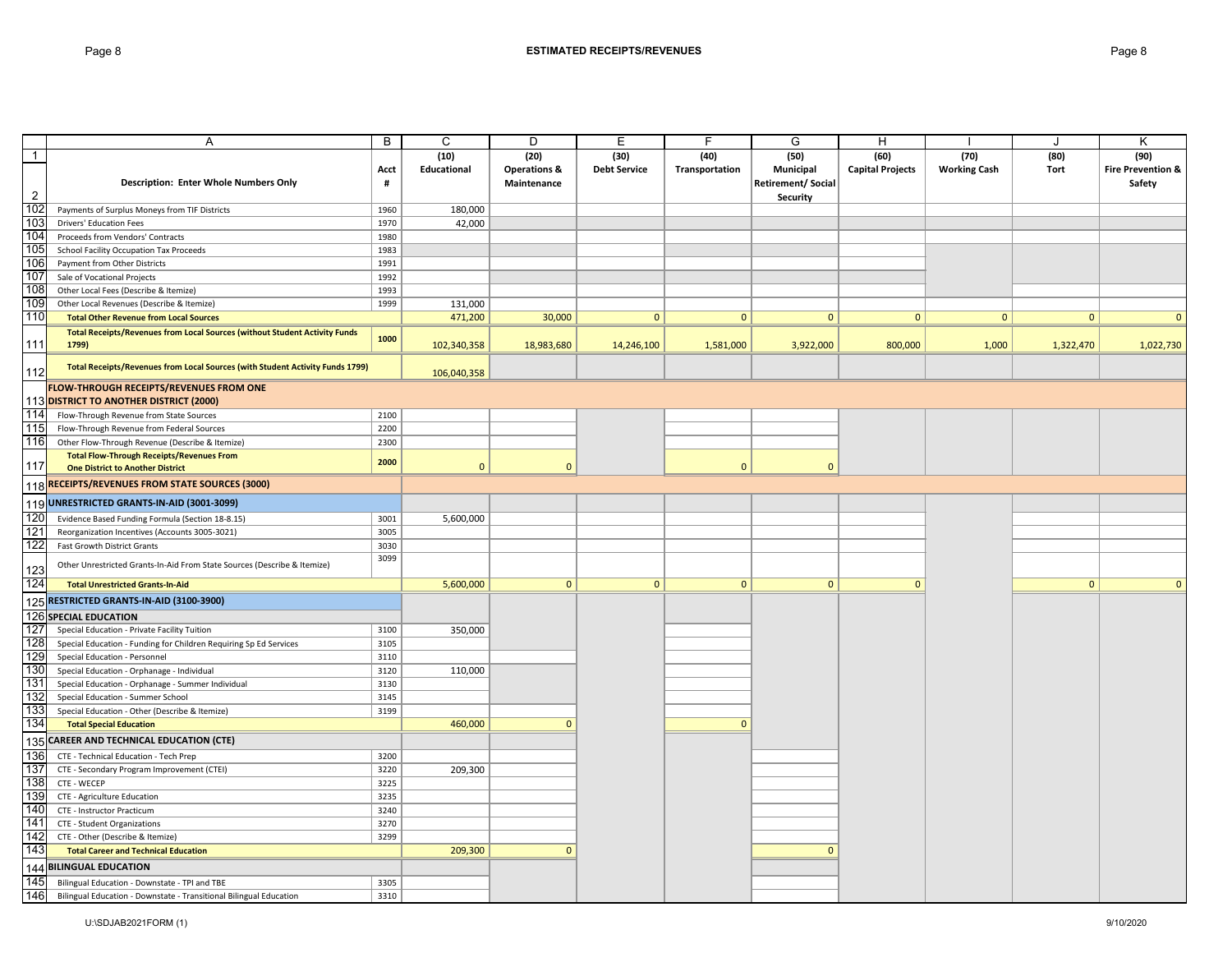## ESTIMATED RECEIPTS/REVENUES

| | A | B | C | D | E | F | G | H | I | J | K |
|---|---|---|---|---|---|---|---|---|---|---|---|
| 1 | | | (10) | (20) | (30) | (40) | (50) | (60) | (70) | (80) | (90) |
| 2 | Description: Enter Whole Numbers Only | Acct # | Educational | Operations & Maintenance | Debt Service | Transportation | Municipal Retirement/ Social Security | Capital Projects | Working Cash | Tort | Fire Prevention & Safety |
| 102 | Payments of Surplus Moneys from TIF Districts | 1960 | 180,000 | | | | | | | | |
| 103 | Drivers' Education Fees | 1970 | 42,000 | | | | | | | | |
| 104 | Proceeds from Vendors' Contracts | 1980 | | | | | | | | | |
| 105 | School Facility Occupation Tax Proceeds | 1983 | | | | | | | | | |
| 106 | Payment from Other Districts | 1991 | | | | | | | | | |
| 107 | Sale of Vocational Projects | 1992 | | | | | | | | | |
| 108 | Other Local Fees (Describe & Itemize) | 1993 | | | | | | | | | |
| 109 | Other Local Revenues (Describe & Itemize) | 1999 | 131,000 | | | | | | | | |
| 110 | **Total Other Revenue from Local Sources** | | 471,200 | 30,000 | 0 | 0 | 0 | 0 | 0 | 0 | 0 |
| 111 | **Total Receipts/Revenues from Local Sources (without Student Activity Funds 1799)** | 1000 | 102,340,358 | 18,983,680 | 14,246,100 | 1,581,000 | 3,922,000 | 800,000 | 1,000 | 1,322,470 | 1,022,730 |
| 112 | **Total Receipts/Revenues from Local Sources (with Student Activity Funds 1799)** | | 106,040,358 | | | | | | | | |
| 113 | **FLOW-THROUGH RECEIPTS/REVENUES FROM ONE DISTRICT TO ANOTHER DISTRICT (2000)** | | | | | | | | | | |
| 114 | Flow-Through Revenue from State Sources | 2100 | | | | | | | | | |
| 115 | Flow-Through Revenue from Federal Sources | 2200 | | | | | | | | | |
| 116 | Other Flow-Through Revenue (Describe & Itemize) | 2300 | | | | | | | | | |
| 117 | **Total Flow-Through Receipts/Revenues From One District to Another District** | 2000 | 0 | 0 | | 0 | 0 | | | | |
| 118 | **RECEIPTS/REVENUES FROM STATE SOURCES (3000)** | | | | | | | | | | |
| 119 | **UNRESTRICTED GRANTS-IN-AID (3001-3099)** | | | | | | | | | | |
| 120 | Evidence Based Funding Formula (Section 18-8.15) | 3001 | 5,600,000 | | | | | | | | |
| 121 | Reorganization Incentives (Accounts 3005-3021) | 3005 | | | | | | | | | |
| 122 | Fast Growth District Grants | 3030 | | | | | | | | | |
| 123 | Other Unrestricted Grants-In-Aid From State Sources (Describe & Itemize) | 3099 | | | | | | | | | |
| 124 | **Total Unrestricted Grants-In-Aid** | | 5,600,000 | 0 | 0 | 0 | 0 | 0 | | 0 | 0 |
| 125 | **RESTRICTED GRANTS-IN-AID (3100-3900)** | | | | | | | | | | |
| 126 | **SPECIAL EDUCATION** | | | | | | | | | | |
| 127 | Special Education - Private Facility Tuition | 3100 | 350,000 | | | | | | | | |
| 128 | Special Education - Funding for Children Requiring Sp Ed Services | 3105 | | | | | | | | | |
| 129 | Special Education - Personnel | 3110 | | | | | | | | | |
| 130 | Special Education - Orphanage - Individual | 3120 | 110,000 | | | | | | | | |
| 131 | Special Education - Orphanage - Summer Individual | 3130 | | | | | | | | | |
| 132 | Special Education - Summer School | 3145 | | | | | | | | | |
| 133 | Special Education - Other (Describe & Itemize) | 3199 | | | | | | | | | |
| 134 | **Total Special Education** | | 460,000 | 0 | | 0 | | | | | |
| 135 | **CAREER AND TECHNICAL EDUCATION (CTE)** | | | | | | | | | | |
| 136 | CTE - Technical Education - Tech Prep | 3200 | | | | | | | | | |
| 137 | CTE - Secondary Program Improvement (CTEI) | 3220 | 209,300 | | | | | | | | |
| 138 | CTE - WECEP | 3225 | | | | | | | | | |
| 139 | CTE - Agriculture Education | 3235 | | | | | | | | | |
| 140 | CTE - Instructor Practicum | 3240 | | | | | | | | | |
| 141 | CTE - Student Organizations | 3270 | | | | | | | | | |
| 142 | CTE - Other (Describe & Itemize) | 3299 | | | | | | | | | |
| 143 | **Total Career and Technical Education** | | 209,300 | 0 | | | 0 | | | | |
| 144 | **BILINGUAL EDUCATION** | | | | | | | | | | |
| 145 | Bilingual Education - Downstate - TPI and TBE | 3305 | | | | | | | | | |
| 146 | Bilingual Education - Downstate - Transitional Bilingual Education | 3310 | | | | | | | | | |

U:\SDJAB2021FORM (1) 9/10/2020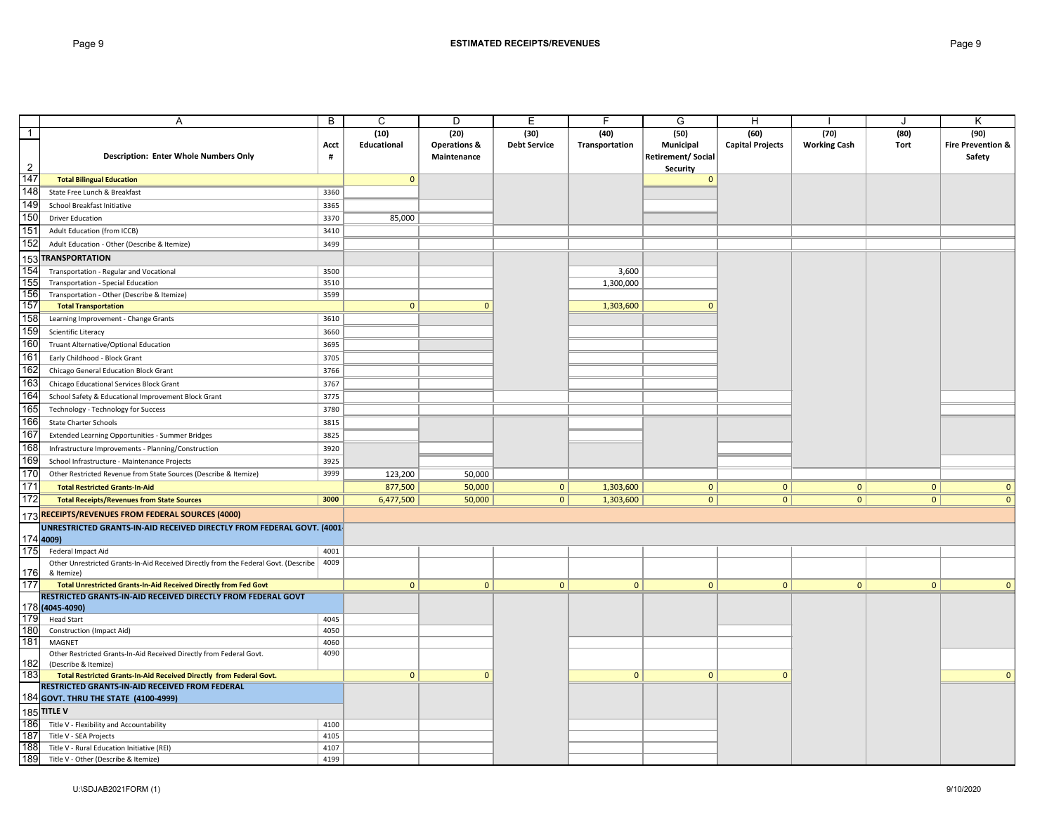## ESTIMATED RECEIPTS/REVENUES

| | A | B | C | D | E | F | G | H | I | J | K |
|---|---|---|---|---|---|---|---|---|---|---|---|
| 1 | Description: Enter Whole Numbers Only | Acct # | (10) Educational | (20) Operations & Maintenance | (30) Debt Service | (40) Transportation | (50) Municipal Retirement/ Social Security | (60) Capital Projects | (70) Working Cash | (80) Tort | (90) Fire Prevention & Safety |
| 147 | **Total Bilingual Education** | | 0 | | | | 0 | | | | |
| 148 | State Free Lunch & Breakfast | 3360 | | | | | | | | | |
| 149 | School Breakfast Initiative | 3365 | | | | | | | | | |
| 150 | Driver Education | 3370 | 85,000 | | | | | | | | |
| 151 | Adult Education (from ICCB) | 3410 | | | | | | | | | |
| 152 | Adult Education - Other (Describe & Itemize) | 3499 | | | | | | | | | |
| 153 | **TRANSPORTATION** | | | | | | | | | | |
| 154 | Transportation - Regular and Vocational | 3500 | | | | 3,600 | | | | | |
| 155 | Transportation - Special Education | 3510 | | | | 1,300,000 | | | | | |
| 156 | Transportation - Other (Describe & Itemize) | 3599 | | | | | | | | | |
| 157 | **Total Transportation** | | 0 | 0 | | 1,303,600 | 0 | | | | |
| 158 | Learning Improvement - Change Grants | 3610 | | | | | | | | | |
| 159 | Scientific Literacy | 3660 | | | | | | | | | |
| 160 | Truant Alternative/Optional Education | 3695 | | | | | | | | | |
| 161 | Early Childhood - Block Grant | 3705 | | | | | | | | | |
| 162 | Chicago General Education Block Grant | 3766 | | | | | | | | | |
| 163 | Chicago Educational Services Block Grant | 3767 | | | | | | | | | |
| 164 | School Safety & Educational Improvement Block Grant | 3775 | | | | | | | | | |
| 165 | Technology - Technology for Success | 3780 | | | | | | | | | |
| 166 | State Charter Schools | 3815 | | | | | | | | | |
| 167 | Extended Learning Opportunities - Summer Bridges | 3825 | | | | | | | | | |
| 168 | Infrastructure Improvements - Planning/Construction | 3920 | | | | | | | | | |
| 169 | School Infrastructure - Maintenance Projects | 3925 | | | | | | | | | |
| 170 | Other Restricted Revenue from State Sources (Describe & Itemize) | 3999 | 123,200 | 50,000 | | | | | | | |
| 171 | **Total Restricted Grants-In-Aid** | | 877,500 | 50,000 | 0 | 1,303,600 | 0 | 0 | 0 | 0 | 0 |
| 172 | **Total Receipts/Revenues from State Sources** | 3000 | 6,477,500 | 50,000 | 0 | 1,303,600 | 0 | 0 | 0 | 0 | 0 |
| 173 | **RECEIPTS/REVENUES FROM FEDERAL SOURCES (4000)** | | | | | | | | | | |
| 174 | **UNRESTRICTED GRANTS-IN-AID RECEIVED DIRECTLY FROM FEDERAL GOVT. (4001-4009)** | | | | | | | | | | |
| 175 | Federal Impact Aid | 4001 | | | | | | | | | |
| 176 | Other Unrestricted Grants-In-Aid Received Directly from the Federal Govt. (Describe & Itemize) | 4009 | | | | | | | | | |
| 177 | **Total Unrestricted Grants-In-Aid Received Directly from Fed Govt** | | 0 | 0 | 0 | 0 | 0 | 0 | 0 | 0 | 0 |
| 178 | **RESTRICTED GRANTS-IN-AID RECEIVED DIRECTLY FROM FEDERAL GOVT (4045-4090)** | | | | | | | | | | |
| 179 | Head Start | 4045 | | | | | | | | | |
| 180 | Construction (Impact Aid) | 4050 | | | | | | | | | |
| 181 | MAGNET | 4060 | | | | | | | | | |
| 182 | Other Restricted Grants-In-Aid Received Directly from Federal Govt. (Describe & Itemize) | 4090 | | | | | | | | | |
| 183 | **Total Restricted Grants-In-Aid Received Directly from Federal Govt.** | | 0 | 0 | | 0 | 0 | 0 | | | 0 |
| 184 | **RESTRICTED GRANTS-IN-AID RECEIVED FROM FEDERAL GOVT. THRU THE STATE (4100-4999)** | | | | | | | | | | |
| 185 | **TITLE V** | | | | | | | | | | |
| 186 | Title V - Flexibility and Accountability | 4100 | | | | | | | | | |
| 187 | Title V - SEA Projects | 4105 | | | | | | | | | |
| 188 | Title V - Rural Education Initiative (REI) | 4107 | | | | | | | | | |
| 189 | Title V - Other (Describe & Itemize) | 4199 | | | | | | | | | |

U:\SDJAB2021FORM (1) 9/10/2020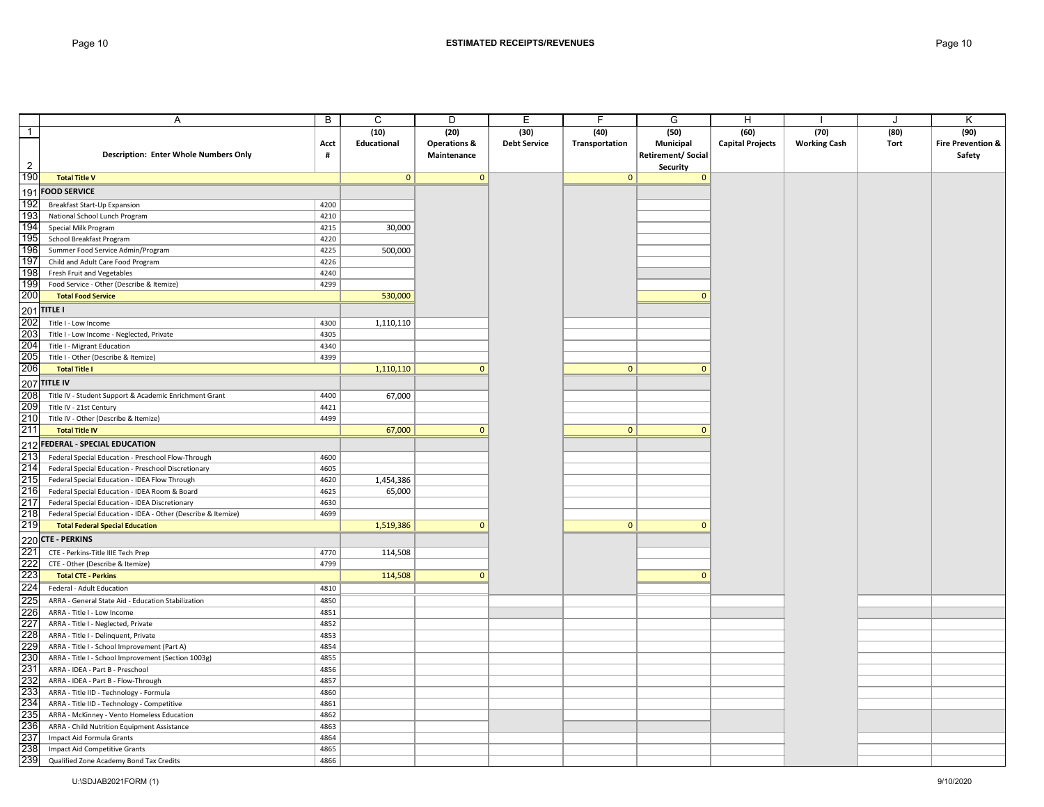## ESTIMATED RECEIPTS/REVENUES

| | A | B | C | D | E | F | G | H | I | J | K |
|---|---|---|---|---|---|---|---|---|---|---|---|
| 1 | Description: Enter Whole Numbers Only | Acct # | (10) Educational | (20) Operations & Maintenance | (30) Debt Service | (40) Transportation | (50) Municipal Retirement/ Social Security | (60) Capital Projects | (70) Working Cash | (80) Tort | (90) Fire Prevention & Safety |
| 190 | **Total Title V** | | 0 | 0 | | 0 | 0 | | | | |
| 191 | **FOOD SERVICE** | | | | | | | | | | |
| 192 | Breakfast Start-Up Expansion | 4200 | | | | | | | | | |
| 193 | National School Lunch Program | 4210 | | | | | | | | | |
| 194 | Special Milk Program | 4215 | 30,000 | | | | | | | | |
| 195 | School Breakfast Program | 4220 | | | | | | | | | |
| 196 | Summer Food Service Admin/Program | 4225 | 500,000 | | | | | | | | |
| 197 | Child and Adult Care Food Program | 4226 | | | | | | | | | |
| 198 | Fresh Fruit and Vegetables | 4240 | | | | | | | | | |
| 199 | Food Service - Other (Describe & Itemize) | 4299 | | | | | | | | | |
| 200 | **Total Food Service** | | 530,000 | | | | 0 | | | | |
| 201 | **TITLE I** | | | | | | | | | | |
| 202 | Title I - Low Income | 4300 | 1,110,110 | | | | | | | | |
| 203 | Title I - Low Income - Neglected, Private | 4305 | | | | | | | | | |
| 204 | Title I - Migrant Education | 4340 | | | | | | | | | |
| 205 | Title I - Other (Describe & Itemize) | 4399 | | | | | | | | | |
| 206 | **Total Title I** | | 1,110,110 | 0 | | 0 | 0 | | | | |
| 207 | **TITLE IV** | | | | | | | | | | |
| 208 | Title IV - Student Support & Academic Enrichment Grant | 4400 | 67,000 | | | | | | | | |
| 209 | Title IV - 21st Century | 4421 | | | | | | | | | |
| 210 | Title IV - Other (Describe & Itemize) | 4499 | | | | | | | | | |
| 211 | **Total Title IV** | | 67,000 | 0 | | 0 | 0 | | | | |
| 212 | **FEDERAL - SPECIAL EDUCATION** | | | | | | | | | | |
| 213 | Federal Special Education - Preschool Flow-Through | 4600 | | | | | | | | | |
| 214 | Federal Special Education - Preschool Discretionary | 4605 | | | | | | | | | |
| 215 | Federal Special Education - IDEA Flow Through | 4620 | 1,454,386 | | | | | | | | |
| 216 | Federal Special Education - IDEA Room & Board | 4625 | 65,000 | | | | | | | | |
| 217 | Federal Special Education - IDEA Discretionary | 4630 | | | | | | | | | |
| 218 | Federal Special Education - IDEA - Other (Describe & Itemize) | 4699 | | | | | | | | | |
| 219 | **Total Federal Special Education** | | 1,519,386 | 0 | | 0 | 0 | | | | |
| 220 | **CTE - PERKINS** | | | | | | | | | | |
| 221 | CTE - Perkins-Title IIIE Tech Prep | 4770 | 114,508 | | | | | | | | |
| 222 | CTE - Other (Describe & Itemize) | 4799 | | | | | | | | | |
| 223 | **Total CTE - Perkins** | | 114,508 | 0 | | | 0 | | | | |
| 224 | Federal - Adult Education | 4810 | | | | | | | | | |
| 225 | ARRA - General State Aid - Education Stabilization | 4850 | | | | | | | | | |
| 226 | ARRA - Title I - Low Income | 4851 | | | | | | | | | |
| 227 | ARRA - Title I - Neglected, Private | 4852 | | | | | | | | | |
| 228 | ARRA - Title I - Delinquent, Private | 4853 | | | | | | | | | |
| 229 | ARRA - Title I - School Improvement (Part A) | 4854 | | | | | | | | | |
| 230 | ARRA - Title I - School Improvement (Section 1003g) | 4855 | | | | | | | | | |
| 231 | ARRA - IDEA - Part B - Preschool | 4856 | | | | | | | | | |
| 232 | ARRA - IDEA - Part B - Flow-Through | 4857 | | | | | | | | | |
| 233 | ARRA - Title IID - Technology - Formula | 4860 | | | | | | | | | |
| 234 | ARRA - Title IID - Technology - Competitive | 4861 | | | | | | | | | |
| 235 | ARRA - McKinney - Vento Homeless Education | 4862 | | | | | | | | | |
| 236 | ARRA - Child Nutrition Equipment Assistance | 4863 | | | | | | | | | |
| 237 | Impact Aid Formula Grants | 4864 | | | | | | | | | |
| 238 | Impact Aid Competitive Grants | 4865 | | | | | | | | | |
| 239 | Qualified Zone Academy Bond Tax Credits | 4866 | | | | | | | | | |

U:\SDJAB2021FORM (1) 9/10/2020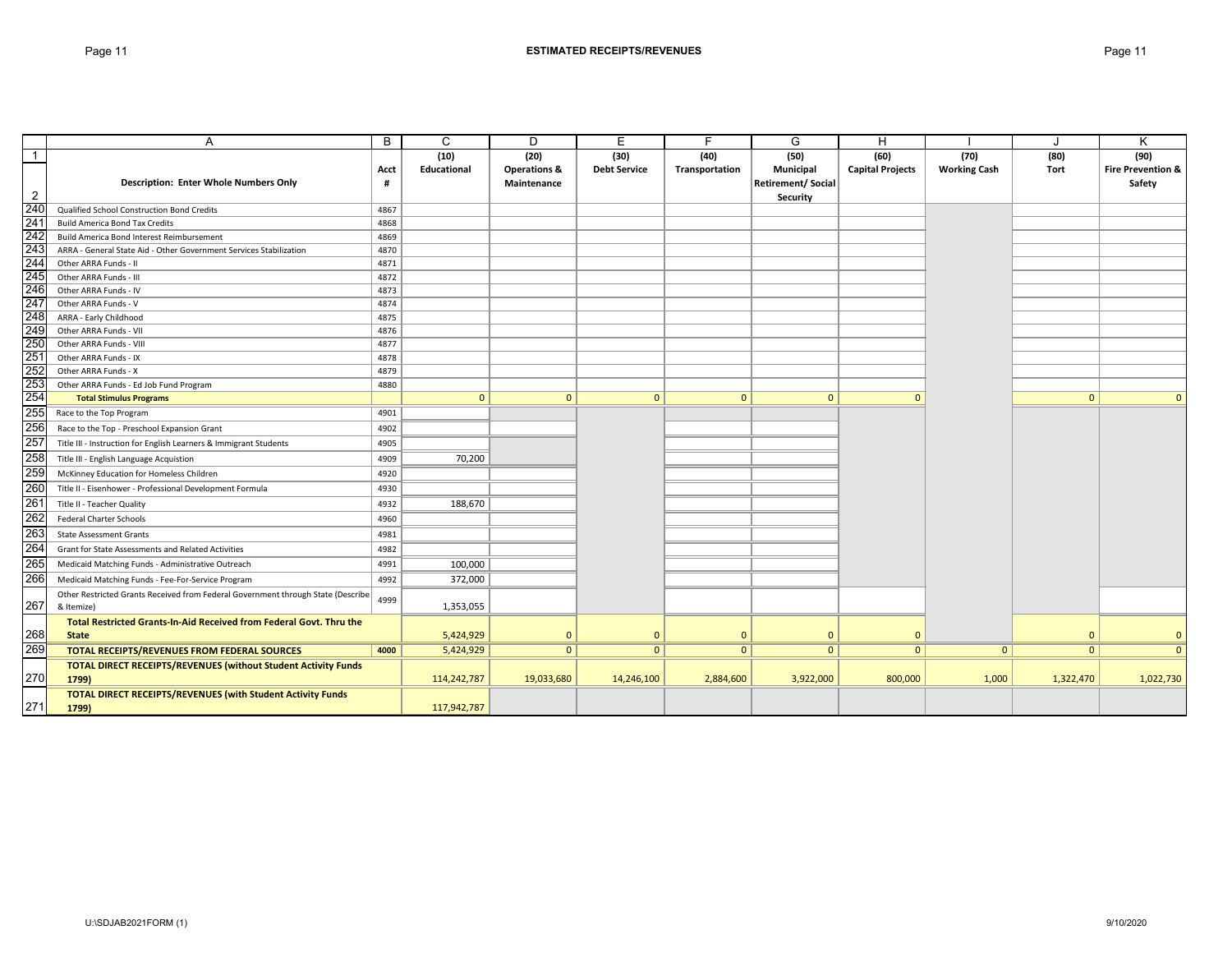## ESTIMATED RECEIPTS/REVENUES

| | A | B | C | D | E | F | G | H | I | J | K |
|---|---|---|---|---|---|---|---|---|---|---|---|
| 1 | | | (10) | (20) | (30) | (40) | (50) | (60) | (70) | (80) | (90) |
| 2 | Description: Enter Whole Numbers Only | Acct # | Educational | Operations & Maintenance | Debt Service | Transportation | Municipal Retirement/ Social Security | Capital Projects | Working Cash | Tort | Fire Prevention & Safety |
| 240 | Qualified School Construction Bond Credits | 4867 | | | | | | | | | |
| 241 | Build America Bond Tax Credits | 4868 | | | | | | | | | |
| 242 | Build America Bond Interest Reimbursement | 4869 | | | | | | | | | |
| 243 | ARRA - General State Aid - Other Government Services Stabilization | 4870 | | | | | | | | | |
| 244 | Other ARRA Funds - II | 4871 | | | | | | | | | |
| 245 | Other ARRA Funds - III | 4872 | | | | | | | | | |
| 246 | Other ARRA Funds - IV | 4873 | | | | | | | | | |
| 247 | Other ARRA Funds - V | 4874 | | | | | | | | | |
| 248 | ARRA - Early Childhood | 4875 | | | | | | | | | |
| 249 | Other ARRA Funds - VII | 4876 | | | | | | | | | |
| 250 | Other ARRA Funds - VIII | 4877 | | | | | | | | | |
| 251 | Other ARRA Funds - IX | 4878 | | | | | | | | | |
| 252 | Other ARRA Funds - X | 4879 | | | | | | | | | |
| 253 | Other ARRA Funds - Ed Job Fund Program | 4880 | | | | | | | | | |
| 254 | **Total Stimulus Programs** | | 0 | 0 | 0 | 0 | 0 | 0 | | 0 | 0 |
| 255 | Race to the Top Program | 4901 | | | | | | | | | |
| 256 | Race to the Top - Preschool Expansion Grant | 4902 | | | | | | | | | |
| 257 | Title III - Instruction for English Learners & Immigrant Students | 4905 | | | | | | | | | |
| 258 | Title III - English Language Acquistion | 4909 | 70,200 | | | | | | | | |
| 259 | McKinney Education for Homeless Children | 4920 | | | | | | | | | |
| 260 | Title II - Eisenhower - Professional Development Formula | 4930 | | | | | | | | | |
| 261 | Title II - Teacher Quality | 4932 | 188,670 | | | | | | | | |
| 262 | Federal Charter Schools | 4960 | | | | | | | | | |
| 263 | State Assessment Grants | 4981 | | | | | | | | | |
| 264 | Grant for State Assessments and Related Activities | 4982 | | | | | | | | | |
| 265 | Medicaid Matching Funds - Administrative Outreach | 4991 | 100,000 | | | | | | | | |
| 266 | Medicaid Matching Funds - Fee-For-Service Program | 4992 | 372,000 | | | | | | | | |
| 267 | Other Restricted Grants Received from Federal Government through State (Describe & Itemize) | 4999 | 1,353,055 | | | | | | | | |
| 268 | **Total Restricted Grants-In-Aid Received from Federal Govt. Thru the State** | | 5,424,929 | 0 | 0 | 0 | 0 | 0 | | 0 | 0 |
| 269 | **TOTAL RECEIPTS/REVENUES FROM FEDERAL SOURCES** | **4000** | 5,424,929 | 0 | 0 | 0 | 0 | 0 | 0 | 0 | 0 |
| 270 | **TOTAL DIRECT RECEIPTS/REVENUES (without Student Activity Funds 1799)** | | 114,242,787 | 19,033,680 | 14,246,100 | 2,884,600 | 3,922,000 | 800,000 | 1,000 | 1,322,470 | 1,022,730 |
| 271 | **TOTAL DIRECT RECEIPTS/REVENUES (with Student Activity Funds 1799)** | | 117,942,787 | | | | | | | | |

U:\SDJAB2021FORM (1) 9/10/2020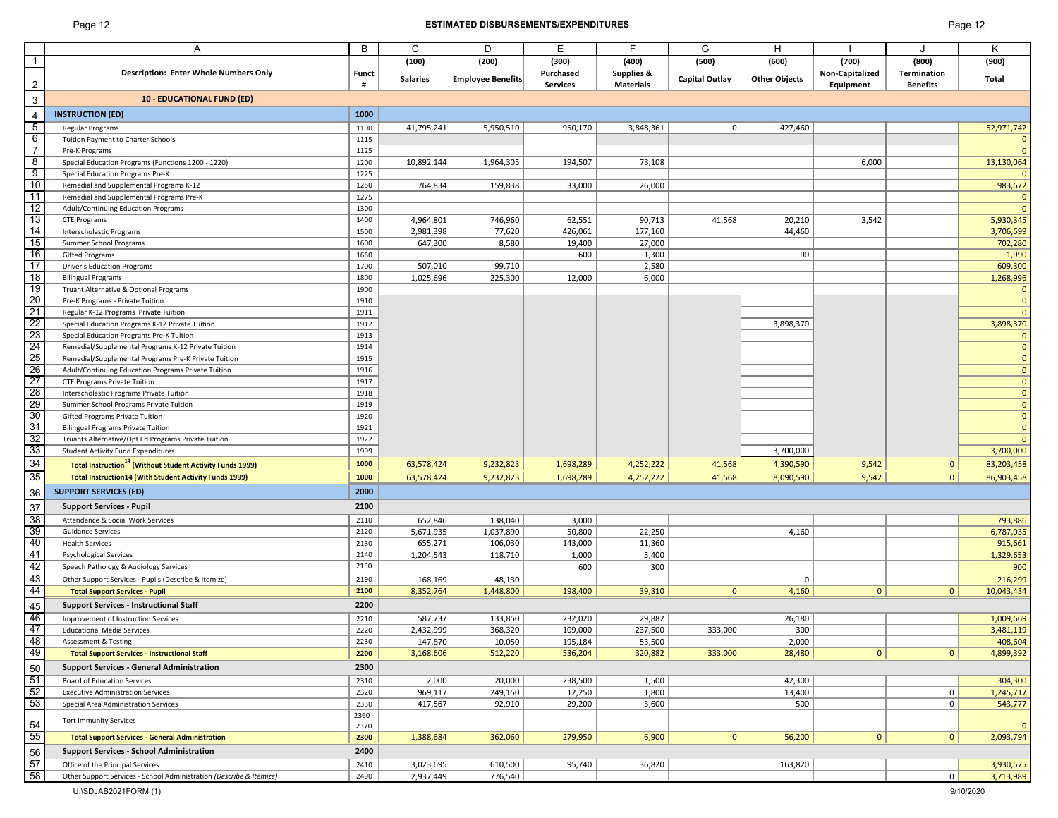## ESTIMATED DISBURSEMENTS/EXPENDITURES

| | A | B | C | D | E | F | G | H | I | J | K |
|---|---|---|---|---|---|---|---|---|---|---|---|
| 1 | | | (100) | (200) | (300) | (400) | (500) | (600) | (700) | (800) | (900) |
| 2 | **Description: Enter Whole Numbers Only** | **Funct #** | **Salaries** | **Employee Benefits** | **Purchased Services** | **Supplies & Materials** | **Capital Outlay** | **Other Objects** | **Non-Capitalized Equipment** | **Termination Benefits** | **Total** |
| 3 | **10 - EDUCATIONAL FUND (ED)** | | | | | | | | | | |
| 4 | **INSTRUCTION (ED)** | **1000** | | | | | | | | | |
| 5 | Regular Programs | 1100 | 41,795,241 | 5,950,510 | 950,170 | 3,848,361 | 0 | 427,460 | | | 52,971,742 |
| 6 | Tuition Payment to Charter Schools | 1115 | | | | | | | | | 0 |
| 7 | Pre-K Programs | 1125 | | | | | | | | | 0 |
| 8 | Special Education Programs (Functions 1200 - 1220) | 1200 | 10,892,144 | 1,964,305 | 194,507 | 73,108 | | | 6,000 | | 13,130,064 |
| 9 | Special Education Programs Pre-K | 1225 | | | | | | | | | 0 |
| 10 | Remedial and Supplemental Programs K-12 | 1250 | 764,834 | 159,838 | 33,000 | 26,000 | | | | | 983,672 |
| 11 | Remedial and Supplemental Programs Pre-K | 1275 | | | | | | | | | 0 |
| 12 | Adult/Continuing Education Programs | 1300 | | | | | | | | | 0 |
| 13 | CTE Programs | 1400 | 4,964,801 | 746,960 | 62,551 | 90,713 | 41,568 | 20,210 | 3,542 | | 5,930,345 |
| 14 | Interscholastic Programs | 1500 | 2,981,398 | 77,620 | 426,061 | 177,160 | | 44,460 | | | 3,706,699 |
| 15 | Summer School Programs | 1600 | 647,300 | 8,580 | 19,400 | 27,000 | | | | | 702,280 |
| 16 | Gifted Programs | 1650 | | | 600 | 1,300 | | 90 | | | 1,990 |
| 17 | Driver's Education Programs | 1700 | 507,010 | 99,710 | | 2,580 | | | | | 609,300 |
| 18 | Bilingual Programs | 1800 | 1,025,696 | 225,300 | 12,000 | 6,000 | | | | | 1,268,996 |
| 19 | Truant Alternative & Optional Programs | 1900 | | | | | | | | | 0 |
| 20 | Pre-K Programs - Private Tuition | 1910 | | | | | | | | | 0 |
| 21 | Regular K-12 Programs Private Tuition | 1911 | | | | | | | | | 0 |
| 22 | Special Education Programs K-12 Private Tuition | 1912 | | | | | | 3,898,370 | | | 3,898,370 |
| 23 | Special Education Programs Pre-K Tuition | 1913 | | | | | | | | | 0 |
| 24 | Remedial/Supplemental Programs K-12 Private Tuition | 1914 | | | | | | | | | 0 |
| 25 | Remedial/Supplemental Programs Pre-K Private Tuition | 1915 | | | | | | | | | 0 |
| 26 | Adult/Continuing Education Programs Private Tuition | 1916 | | | | | | | | | 0 |
| 27 | CTE Programs Private Tuition | 1917 | | | | | | | | | 0 |
| 28 | Interscholastic Programs Private Tuition | 1918 | | | | | | | | | 0 |
| 29 | Summer School Programs Private Tuition | 1919 | | | | | | | | | 0 |
| 30 | Gifted Programs Private Tuition | 1920 | | | | | | | | | 0 |
| 31 | Bilingual Programs Private Tuition | 1921 | | | | | | | | | 0 |
| 32 | Truants Alternative/Opt Ed Programs Private Tuition | 1922 | | | | | | | | | 0 |
| 33 | Student Activity Fund Expenditures | 1999 | | | | | | 3,700,000 | | | 3,700,000 |
| 34 | **Total Instruction[14] (Without Student Activity Funds 1999)** | **1000** | 63,578,424 | 9,232,823 | 1,698,289 | 4,252,222 | 41,568 | 4,390,590 | 9,542 | 0 | 83,203,458 |
| 35 | **Total Instruction14 (With Student Activity Funds 1999)** | **1000** | 63,578,424 | 9,232,823 | 1,698,289 | 4,252,222 | 41,568 | 8,090,590 | 9,542 | 0 | 86,903,458 |
| 36 | **SUPPORT SERVICES (ED)** | **2000** | | | | | | | | | |
| 37 | **Support Services - Pupil** | **2100** | | | | | | | | | |
| 38 | Attendance & Social Work Services | 2110 | 652,846 | 138,040 | 3,000 | | | | | | 793,886 |
| 39 | Guidance Services | 2120 | 5,671,935 | 1,037,890 | 50,800 | 22,250 | | 4,160 | | | 6,787,035 |
| 40 | Health Services | 2130 | 655,271 | 106,030 | 143,000 | 11,360 | | | | | 915,661 |
| 41 | Psychological Services | 2140 | 1,204,543 | 118,710 | 1,000 | 5,400 | | | | | 1,329,653 |
| 42 | Speech Pathology & Audiology Services | 2150 | | | 600 | 300 | | | | | 900 |
| 43 | Other Support Services - Pupils (Describe & Itemize) | 2190 | 168,169 | 48,130 | | | | 0 | | | 216,299 |
| 44 | **Total Support Services - Pupil** | **2100** | 8,352,764 | 1,448,800 | 198,400 | 39,310 | 0 | 4,160 | 0 | 0 | 10,043,434 |
| 45 | **Support Services - Instructional Staff** | **2200** | | | | | | | | | |
| 46 | Improvement of Instruction Services | 2210 | 587,737 | 133,850 | 232,020 | 29,882 | | 26,180 | | | 1,009,669 |
| 47 | Educational Media Services | 2220 | 2,432,999 | 368,320 | 109,000 | 237,500 | 333,000 | 300 | | | 3,481,119 |
| 48 | Assessment & Testing | 2230 | 147,870 | 10,050 | 195,184 | 53,500 | | 2,000 | | | 408,604 |
| 49 | **Total Support Services - Instructional Staff** | **2200** | 3,168,606 | 512,220 | 536,204 | 320,882 | 333,000 | 28,480 | 0 | 0 | 4,899,392 |
| 50 | **Support Services - General Administration** | **2300** | | | | | | | | | |
| 51 | Board of Education Services | 2310 | 2,000 | 20,000 | 238,500 | 1,500 | | 42,300 | | | 304,300 |
| 52 | Executive Administration Services | 2320 | 969,117 | 249,150 | 12,250 | 1,800 | | 13,400 | | 0 | 1,245,717 |
| 53 | Special Area Administration Services | 2330 | 417,567 | 92,910 | 29,200 | 3,600 | | 500 | | 0 | 543,777 |
| 54 | Tort Immunity Services | 2360 - 2370 | | | | | | | | | 0 |
| 55 | **Total Support Services - General Administration** | **2300** | 1,388,684 | 362,060 | 279,950 | 6,900 | 0 | 56,200 | 0 | 0 | 2,093,794 |
| 56 | **Support Services - School Administration** | **2400** | | | | | | | | | |
| 57 | Office of the Principal Services | 2410 | 3,023,695 | 610,500 | 95,740 | 36,820 | | 163,820 | | | 3,930,575 |
| 58 | Other Support Services - School Administration *(Describe & Itemize)* | 2490 | 2,937,449 | 776,540 | | | | | | 0 | 3,713,989 |

U:\SDJAB2021FORM (1) 9/10/2020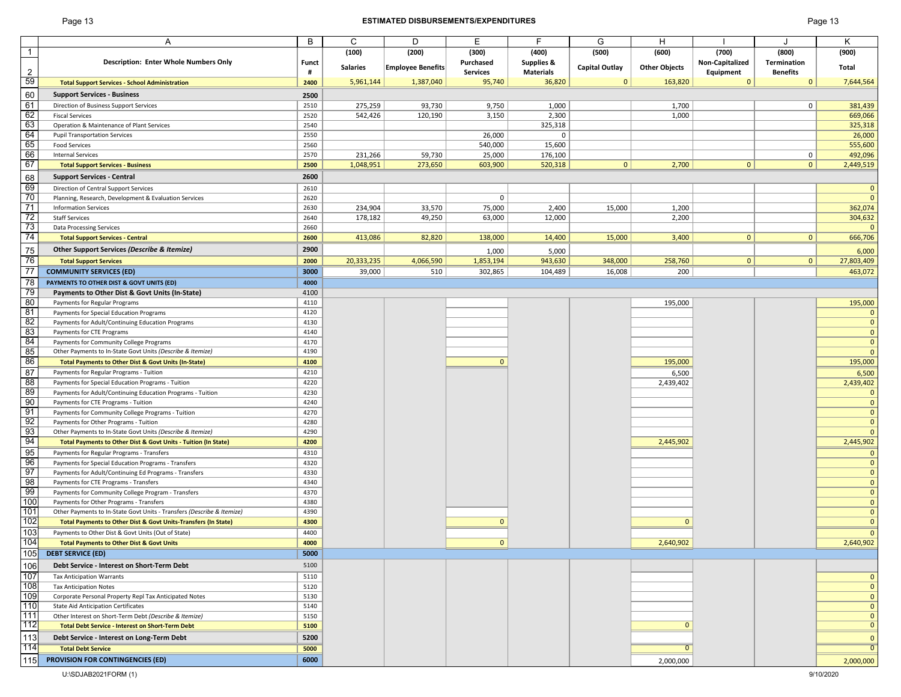# ESTIMATED DISBURSEMENTS/EXPENDITURES

| | A | B | C | D | E | F | G | H | I | J | K |
|---|---|---|---|---|---|---|---|---|---|---|---|
| 1 | | | (100) | (200) | (300) | (400) | (500) | (600) | (700) | (800) | (900) |
| 2 | Description: Enter Whole Numbers Only | Funct # | Salaries | Employee Benefits | Purchased Services | Supplies & Materials | Capital Outlay | Other Objects | Non-Capitalized Equipment | Termination Benefits | Total |
| 59 | **Total Support Services - School Administration** | 2400 | 5,961,144 | 1,387,040 | 95,740 | 36,820 | 0 | 163,820 | 0 | 0 | 7,644,564 |
| 60 | **Support Services - Business** | 2500 | | | | | | | | | |
| 61 | Direction of Business Support Services | 2510 | 275,259 | 93,730 | 9,750 | 1,000 | | 1,700 | | 0 | 381,439 |
| 62 | Fiscal Services | 2520 | 542,426 | 120,190 | 3,150 | 2,300 | | 1,000 | | | 669,066 |
| 63 | Operation & Maintenance of Plant Services | 2540 | | | | 325,318 | | | | | 325,318 |
| 64 | Pupil Transportation Services | 2550 | | | 26,000 | 0 | | | | | 26,000 |
| 65 | Food Services | 2560 | | | 540,000 | 15,600 | | | | | 555,600 |
| 66 | Internal Services | 2570 | 231,266 | 59,730 | 25,000 | 176,100 | | | | 0 | 492,096 |
| 67 | **Total Support Services - Business** | 2500 | 1,048,951 | 273,650 | 603,900 | 520,318 | 0 | 2,700 | 0 | 0 | 2,449,519 |
| 68 | **Support Services - Central** | 2600 | | | | | | | | | |
| 69 | Direction of Central Support Services | 2610 | | | | | | | | | 0 |
| 70 | Planning, Research, Development & Evaluation Services | 2620 | | | 0 | | | | | | 0 |
| 71 | Information Services | 2630 | 234,904 | 33,570 | 75,000 | 2,400 | 15,000 | 1,200 | | | 362,074 |
| 72 | Staff Services | 2640 | 178,182 | 49,250 | 63,000 | 12,000 | | 2,200 | | | 304,632 |
| 73 | Data Processing Services | 2660 | | | | | | | | | 0 |
| 74 | **Total Support Services - Central** | 2600 | 413,086 | 82,820 | 138,000 | 14,400 | 15,000 | 3,400 | 0 | 0 | 666,706 |
| 75 | **Other Support Services *(Describe & Itemize)*** | 2900 | | | 1,000 | 5,000 | | | | | 6,000 |
| 76 | **Total Support Services** | 2000 | 20,333,235 | 4,066,590 | 1,853,194 | 943,630 | 348,000 | 258,760 | 0 | 0 | 27,803,409 |
| 77 | **COMMUNITY SERVICES (ED)** | 3000 | 39,000 | 510 | 302,865 | 104,489 | 16,008 | 200 | | | 463,072 |
| 78 | **PAYMENTS TO OTHER DIST & GOVT UNITS (ED)** | 4000 | | | | | | | | | |
| 79 | **Payments to Other Dist & Govt Units (In-State)** | 4100 | | | | | | | | | |
| 80 | Payments for Regular Programs | 4110 | | | | | | 195,000 | | | 195,000 |
| 81 | Payments for Special Education Programs | 4120 | | | | | | | | | 0 |
| 82 | Payments for Adult/Continuing Education Programs | 4130 | | | | | | | | | 0 |
| 83 | Payments for CTE Programs | 4140 | | | | | | | | | 0 |
| 84 | Payments for Community College Programs | 4170 | | | | | | | | | 0 |
| 85 | Other Payments to In-State Govt Units *(Describe & Itemize)* | 4190 | | | | | | | | | 0 |
| 86 | **Total Payments to Other Dist & Govt Units (In-State)** | 4100 | | | 0 | | | 195,000 | | | 195,000 |
| 87 | Payments for Regular Programs - Tuition | 4210 | | | | | | 6,500 | | | 6,500 |
| 88 | Payments for Special Education Programs - Tuition | 4220 | | | | | | 2,439,402 | | | 2,439,402 |
| 89 | Payments for Adult/Continuing Education Programs - Tuition | 4230 | | | | | | | | | 0 |
| 90 | Payments for CTE Programs - Tuition | 4240 | | | | | | | | | 0 |
| 91 | Payments for Community College Programs - Tuition | 4270 | | | | | | | | | 0 |
| 92 | Payments for Other Programs - Tuition | 4280 | | | | | | | | | 0 |
| 93 | Other Payments to In-State Govt Units *(Describe & Itemize)* | 4290 | | | | | | | | | 0 |
| 94 | **Total Payments to Other Dist & Govt Units - Tuition (In State)** | 4200 | | | | | | 2,445,902 | | | 2,445,902 |
| 95 | Payments for Regular Programs - Transfers | 4310 | | | | | | | | | 0 |
| 96 | Payments for Special Education Programs - Transfers | 4320 | | | | | | | | | 0 |
| 97 | Payments for Adult/Continuing Ed Programs - Transfers | 4330 | | | | | | | | | 0 |
| 98 | Payments for CTE Programs - Transfers | 4340 | | | | | | | | | 0 |
| 99 | Payments for Community College Program - Transfers | 4370 | | | | | | | | | 0 |
| 100 | Payments for Other Programs - Transfers | 4380 | | | | | | | | | 0 |
| 101 | Other Payments to In-State Govt Units - Transfers *(Describe & Itemize)* | 4390 | | | | | | | | | 0 |
| 102 | **Total Payments to Other Dist & Govt Units-Transfers (In State)** | 4300 | | | 0 | | | 0 | | | 0 |
| 103 | Payments to Other Dist & Govt Units (Out of State) | 4400 | | | | | | | | | 0 |
| 104 | **Total Payments to Other Dist & Govt Units** | 4000 | | | 0 | | | 2,640,902 | | | 2,640,902 |
| 105 | **DEBT SERVICE (ED)** | 5000 | | | | | | | | | |
| 106 | **Debt Service - Interest on Short-Term Debt** | 5100 | | | | | | | | | |
| 107 | Tax Anticipation Warrants | 5110 | | | | | | | | | 0 |
| 108 | Tax Anticipation Notes | 5120 | | | | | | | | | 0 |
| 109 | Corporate Personal Property Repl Tax Anticipated Notes | 5130 | | | | | | | | | 0 |
| 110 | State Aid Anticipation Certificates | 5140 | | | | | | | | | 0 |
| 111 | Other Interest on Short-Term Debt *(Describe & Itemize)* | 5150 | | | | | | | | | 0 |
| 112 | **Total Debt Service - Interest on Short-Term Debt** | 5100 | | | | | | 0 | | | 0 |
| 113 | **Debt Service - Interest on Long-Term Debt** | 5200 | | | | | | | | | 0 |
| 114 | **Total Debt Service** | 5000 | | | | | | 0 | | | 0 |
| 115 | **PROVISION FOR CONTINGENCIES (ED)** | 6000 | | | | | | 2,000,000 | | | 2,000,000 |

U:\SDJAB2021FORM (1)

9/10/2020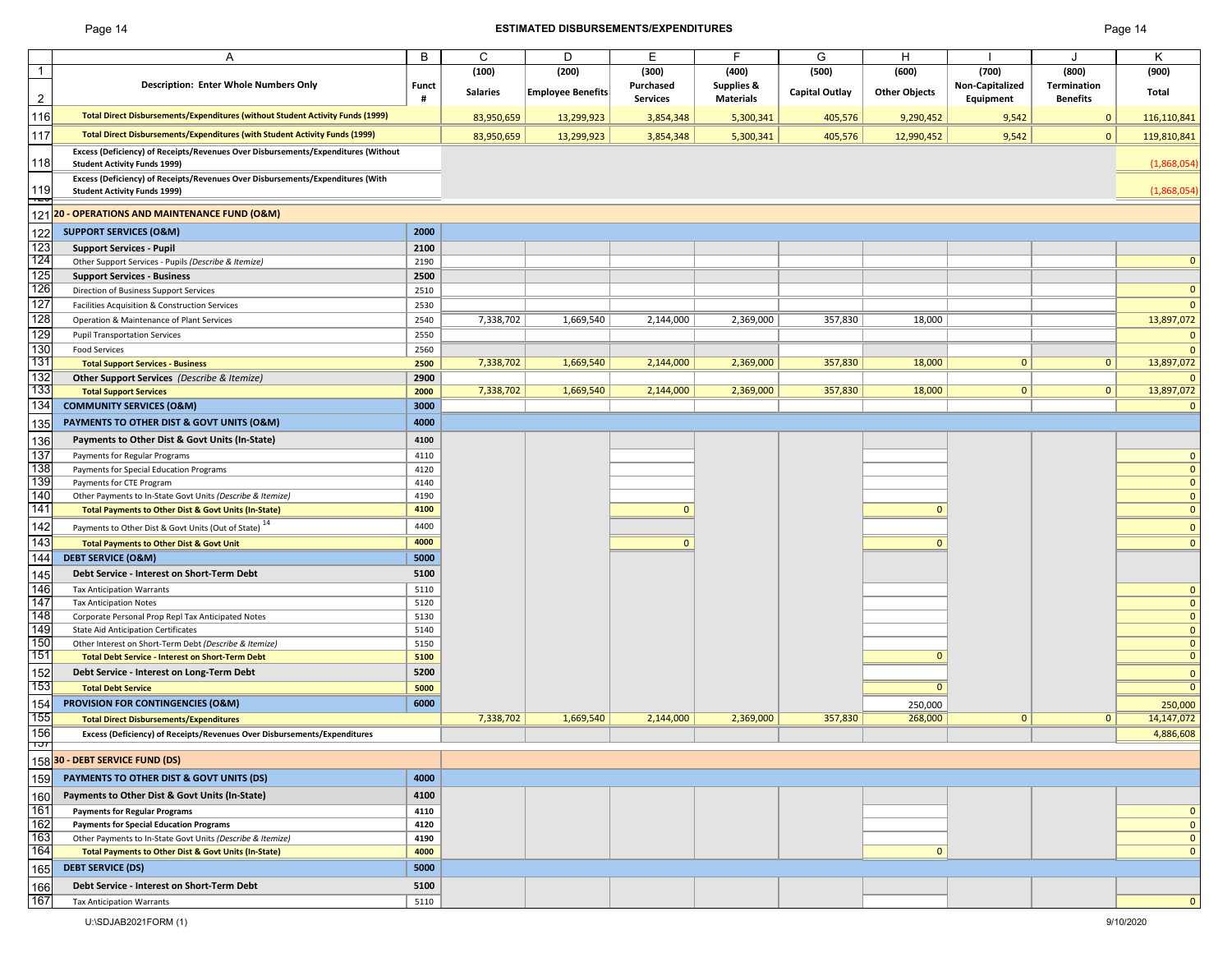# ESTIMATED DISBURSEMENTS/EXPENDITURES

| | A | B | C | D | E | F | G | H | I | J | K |
|---|---|---|---|---|---|---|---|---|---|---|---|
| 1 | Description: Enter Whole Numbers Only | Funct # | (100) Salaries | (200) Employee Benefits | (300) Purchased Services | (400) Supplies & Materials | (500) Capital Outlay | (600) Other Objects | (700) Non-Capitalized Equipment | (800) Termination Benefits | (900) Total |
| 116 | **Total Direct Disbursements/Expenditures (without Student Activity Funds (1999)** | | 83,950,659 | 13,299,923 | 3,854,348 | 5,300,341 | 405,576 | 9,290,452 | 9,542 | 0 | 116,110,841 |
| 117 | **Total Direct Disbursements/Expenditures (with Student Activity Funds (1999)** | | 83,950,659 | 13,299,923 | 3,854,348 | 5,300,341 | 405,576 | 12,990,452 | 9,542 | 0 | 119,810,841 |
| 118 | **Excess (Deficiency) of Receipts/Revenues Over Disbursements/Expenditures (Without Student Activity Funds 1999)** | | | | | | | | | | (1,868,054) |
| 119 | **Excess (Deficiency) of Receipts/Revenues Over Disbursements/Expenditures (With Student Activity Funds 1999)** | | | | | | | | | | (1,868,054) |
| 121 | **20 - OPERATIONS AND MAINTENANCE FUND (O&M)** | | | | | | | | | | |
| 122 | **SUPPORT SERVICES (O&M)** | **2000** | | | | | | | | | |
| 123 | **Support Services - Pupil** | **2100** | | | | | | | | | |
| 124 | Other Support Services - Pupils *(Describe & Itemize)* | 2190 | | | | | | | | | 0 |
| 125 | **Support Services - Business** | **2500** | | | | | | | | | |
| 126 | Direction of Business Support Services | 2510 | | | | | | | | | 0 |
| 127 | Facilities Acquisition & Construction Services | 2530 | | | | | | | | | 0 |
| 128 | Operation & Maintenance of Plant Services | 2540 | 7,338,702 | 1,669,540 | 2,144,000 | 2,369,000 | 357,830 | 18,000 | | | 13,897,072 |
| 129 | Pupil Transportation Services | 2550 | | | | | | | | | 0 |
| 130 | Food Services | 2560 | | | | | | | | | 0 |
| 131 | **Total Support Services - Business** | **2500** | 7,338,702 | 1,669,540 | 2,144,000 | 2,369,000 | 357,830 | 18,000 | 0 | 0 | 13,897,072 |
| 132 | **Other Support Services** *(Describe & Itemize)* | **2900** | | | | | | | | | 0 |
| 133 | **Total Support Services** | **2000** | 7,338,702 | 1,669,540 | 2,144,000 | 2,369,000 | 357,830 | 18,000 | 0 | 0 | 13,897,072 |
| 134 | **COMMUNITY SERVICES (O&M)** | **3000** | | | | | | | | | 0 |
| 135 | **PAYMENTS TO OTHER DIST & GOVT UNITS (O&M)** | **4000** | | | | | | | | | |
| 136 | **Payments to Other Dist & Govt Units (In-State)** | **4100** | | | | | | | | | |
| 137 | Payments for Regular Programs | 4110 | | | | | | | | | 0 |
| 138 | Payments for Special Education Programs | 4120 | | | | | | | | | 0 |
| 139 | Payments for CTE Program | 4140 | | | | | | | | | 0 |
| 140 | Other Payments to In-State Govt Units *(Describe & Itemize)* | 4190 | | | | | | | | | 0 |
| 141 | **Total Payments to Other Dist & Govt Units (In-State)** | **4100** | | | 0 | | | 0 | | | 0 |
| 142 | Payments to Other Dist & Govt Units (Out of State) [14] | 4400 | | | | | | | | | 0 |
| 143 | **Total Payments to Other Dist & Govt Unit** | **4000** | | | 0 | | | 0 | | | 0 |
| 144 | **DEBT SERVICE (O&M)** | **5000** | | | | | | | | | |
| 145 | **Debt Service - Interest on Short-Term Debt** | **5100** | | | | | | | | | |
| 146 | Tax Anticipation Warrants | 5110 | | | | | | | | | 0 |
| 147 | Tax Anticipation Notes | 5120 | | | | | | | | | 0 |
| 148 | Corporate Personal Prop Repl Tax Anticipated Notes | 5130 | | | | | | | | | 0 |
| 149 | State Aid Anticipation Certificates | 5140 | | | | | | | | | 0 |
| 150 | Other Interest on Short-Term Debt *(Describe & Itemize)* | 5150 | | | | | | | | | 0 |
| 151 | **Total Debt Service - Interest on Short-Term Debt** | **5100** | | | | | | 0 | | | 0 |
| 152 | **Debt Service - Interest on Long-Term Debt** | **5200** | | | | | | | | | 0 |
| 153 | **Total Debt Service** | **5000** | | | | | | 0 | | | 0 |
| 154 | **PROVISION FOR CONTINGENCIES (O&M)** | **6000** | | | | | | 250,000 | | | 250,000 |
| 155 | **Total Direct Disbursements/Expenditures** | | 7,338,702 | 1,669,540 | 2,144,000 | 2,369,000 | 357,830 | 268,000 | 0 | 0 | 14,147,072 |
| 156 | **Excess (Deficiency) of Receipts/Revenues Over Disbursements/Expenditures** | | | | | | | | | | 4,886,608 |
| 158 | **30 - DEBT SERVICE FUND (DS)** | | | | | | | | | | |
| 159 | **PAYMENTS TO OTHER DIST & GOVT UNITS (DS)** | **4000** | | | | | | | | | |
| 160 | **Payments to Other Dist & Govt Units (In-State)** | **4100** | | | | | | | | | |
| 161 | **Payments for Regular Programs** | **4110** | | | | | | | | | 0 |
| 162 | **Payments for Special Education Programs** | **4120** | | | | | | | | | 0 |
| 163 | Other Payments to In-State Govt Units *(Describe & Itemize)* | 4190 | | | | | | | | | 0 |
| 164 | **Total Payments to Other Dist & Govt Units (In-State)** | **4000** | | | | | | 0 | | | 0 |
| 165 | **DEBT SERVICE (DS)** | **5000** | | | | | | | | | |
| 166 | **Debt Service - Interest on Short-Term Debt** | **5100** | | | | | | | | | |
| 167 | Tax Anticipation Warrants | 5110 | | | | | | | | | 0 |

U:\SDJAB2021FORM (1) 9/10/2020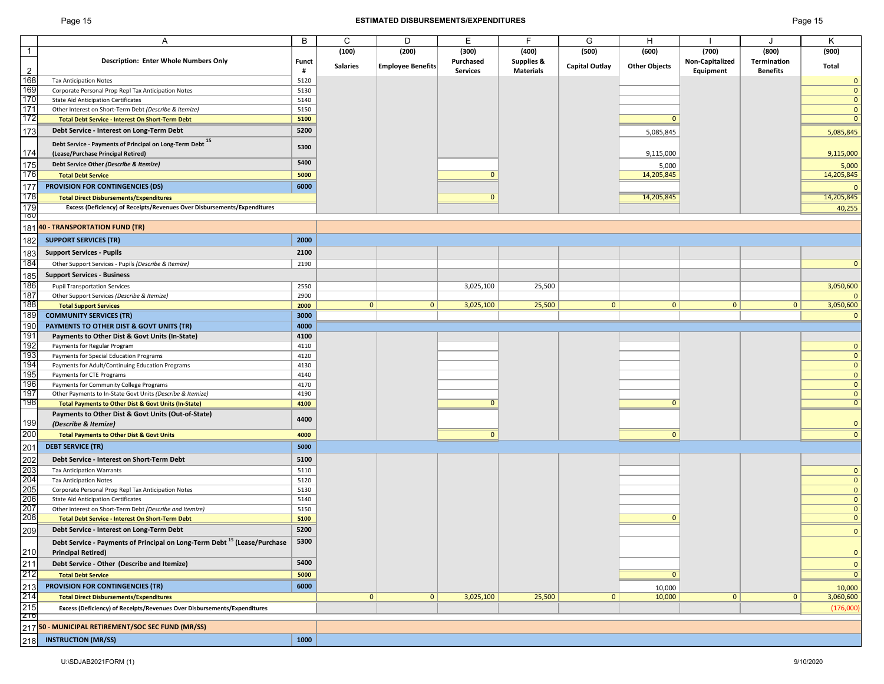# ESTIMATED DISBURSEMENTS/EXPENDITURES

| | A | B | C | D | E | F | G | H | I | J | K |
|---|---|---|---|---|---|---|---|---|---|---|---|
| 1 | | | (100) | (200) | (300) | (400) | (500) | (600) | (700) | (800) | (900) |
| 2 | **Description: Enter Whole Numbers Only** | **Funct #** | **Salaries** | **Employee Benefits** | **Purchased Services** | **Supplies & Materials** | **Capital Outlay** | **Other Objects** | **Non-Capitalized Equipment** | **Termination Benefits** | **Total** |
| 168 | Tax Anticipation Notes | 5120 | | | | | | | | | 0 |
| 169 | Corporate Personal Prop Repl Tax Anticipation Notes | 5130 | | | | | | | | | 0 |
| 170 | State Aid Anticipation Certificates | 5140 | | | | | | | | | 0 |
| 171 | Other Interest on Short-Term Debt *(Describe & Itemize)* | 5150 | | | | | | | | | 0 |
| 172 | **Total Debt Service - Interest On Short-Term Debt** | **5100** | | | | | | 0 | | | 0 |
| 173 | **Debt Service - Interest on Long-Term Debt** | **5200** | | | | | | 5,085,845 | | | 5,085,845 |
| 174 | **Debt Service - Payments of Principal on Long-Term Debt [15] (Lease/Purchase Principal Retired)** | **5300** | | | | | | 9,115,000 | | | 9,115,000 |
| 175 | **Debt Service Other *(Describe & Itemize)*** | **5400** | | | | | | 5,000 | | | 5,000 |
| 176 | **Total Debt Service** | **5000** | | | 0 | | | 14,205,845 | | | 14,205,845 |
| 177 | **PROVISION FOR CONTINGENCIES (DS)** | **6000** | | | | | | | | | 0 |
| 178 | **Total Direct Disbursements/Expenditures** | | | | 0 | | | 14,205,845 | | | 14,205,845 |
| 179 | **Excess (Deficiency) of Receipts/Revenues Over Disbursements/Expenditures** | | | | | | | | | | 40,255 |
| 181 | **40 - TRANSPORTATION FUND (TR)** | | | | | | | | | | |
| 182 | **SUPPORT SERVICES (TR)** | **2000** | | | | | | | | | |
| 183 | **Support Services - Pupils** | **2100** | | | | | | | | | |
| 184 | Other Support Services - Pupils *(Describe & Itemize)* | 2190 | | | | | | | | | 0 |
| 185 | **Support Services - Business** | | | | | | | | | | |
| 186 | Pupil Transportation Services | 2550 | | | 3,025,100 | 25,500 | | | | | 3,050,600 |
| 187 | Other Support Services *(Describe & Itemize)* | 2900 | | | | | | | | | 0 |
| 188 | **Total Support Services** | **2000** | 0 | 0 | 3,025,100 | 25,500 | 0 | 0 | 0 | 0 | 3,050,600 |
| 189 | **COMMUNITY SERVICES (TR)** | **3000** | | | | | | | | | 0 |
| 190 | **PAYMENTS TO OTHER DIST & GOVT UNITS (TR)** | **4000** | | | | | | | | | |
| 191 | **Payments to Other Dist & Govt Units (In-State)** | **4100** | | | | | | | | | |
| 192 | Payments for Regular Program | 4110 | | | | | | | | | 0 |
| 193 | Payments for Special Education Programs | 4120 | | | | | | | | | 0 |
| 194 | Payments for Adult/Continuing Education Programs | 4130 | | | | | | | | | 0 |
| 195 | Payments for CTE Programs | 4140 | | | | | | | | | 0 |
| 196 | Payments for Community College Programs | 4170 | | | | | | | | | 0 |
| 197 | Other Payments to In-State Govt Units *(Describe & Itemize)* | 4190 | | | | | | | | | 0 |
| 198 | **Total Payments to Other Dist & Govt Units (In-State)** | **4100** | | | 0 | | | 0 | | | 0 |
| 199 | **Payments to Other Dist & Govt Units (Out-of-State) *(Describe & Itemize)*** | **4400** | | | | | | | | | 0 |
| 200 | **Total Payments to Other Dist & Govt Units** | **4000** | | | 0 | | | 0 | | | 0 |
| 201 | **DEBT SERVICE (TR)** | **5000** | | | | | | | | | |
| 202 | **Debt Service - Interest on Short-Term Debt** | **5100** | | | | | | | | | |
| 203 | Tax Anticipation Warrants | 5110 | | | | | | | | | 0 |
| 204 | Tax Anticipation Notes | 5120 | | | | | | | | | 0 |
| 205 | Corporate Personal Prop Repl Tax Anticipation Notes | 5130 | | | | | | | | | 0 |
| 206 | State Aid Anticipation Certificates | 5140 | | | | | | | | | 0 |
| 207 | Other Interest on Short-Term Debt *(Describe and Itemize)* | 5150 | | | | | | | | | 0 |
| 208 | **Total Debt Service - Interest On Short-Term Debt** | **5100** | | | | | | 0 | | | 0 |
| 209 | **Debt Service - Interest on Long-Term Debt** | **5200** | | | | | | | | | 0 |
| 210 | **Debt Service - Payments of Principal on Long-Term Debt [15] (Lease/Purchase Principal Retired)** | **5300** | | | | | | | | | 0 |
| 211 | **Debt Service - Other (Describe and Itemize)** | **5400** | | | | | | | | | 0 |
| 212 | **Total Debt Service** | **5000** | | | | | | 0 | | | 0 |
| 213 | **PROVISION FOR CONTINGENCIES (TR)** | **6000** | | | | | | 10,000 | | | 10,000 |
| 214 | **Total Direct Disbursements/Expenditures** | | 0 | 0 | 3,025,100 | 25,500 | 0 | 10,000 | 0 | 0 | 3,060,600 |
| 215 | **Excess (Deficiency) of Receipts/Revenues Over Disbursements/Expenditures** | | | | | | | | | | (176,000) |
| 217 | **50 - MUNICIPAL RETIREMENT/SOC SEC FUND (MR/SS)** | | | | | | | | | | |
| 218 | **INSTRUCTION (MR/SS)** | **1000** | | | | | | | | | |

U:\SDJAB2021FORM (1) 9/10/2020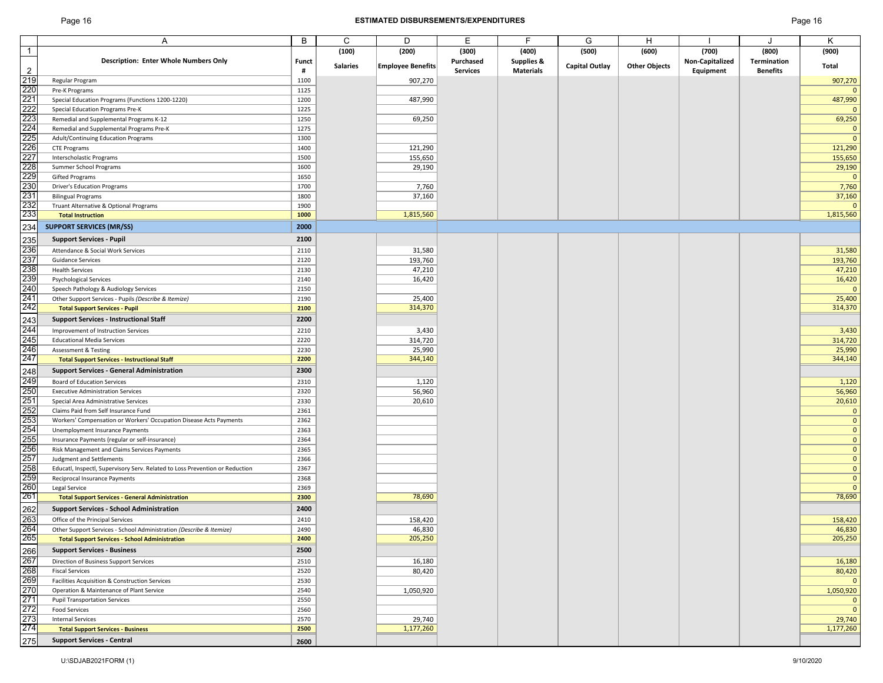## ESTIMATED DISBURSEMENTS/EXPENDITURES

| | A | B | C | D | E | F | G | H | I | J | K |
|---|---|---|---|---|---|---|---|---|---|---|---|
| 1 | | | (100) | (200) | (300) | (400) | (500) | (600) | (700) | (800) | (900) |
| 2 | **Description: Enter Whole Numbers Only** | **Funct #** | **Salaries** | **Employee Benefits** | **Purchased Services** | **Supplies & Materials** | **Capital Outlay** | **Other Objects** | **Non-Capitalized Equipment** | **Termination Benefits** | **Total** |
| 219 | Regular Program | 1100 | | 907,270 | | | | | | | 907,270 |
| 220 | Pre-K Programs | 1125 | | | | | | | | | 0 |
| 221 | Special Education Programs (Functions 1200-1220) | 1200 | | 487,990 | | | | | | | 487,990 |
| 222 | Special Education Programs Pre-K | 1225 | | | | | | | | | 0 |
| 223 | Remedial and Supplemental Programs K-12 | 1250 | | 69,250 | | | | | | | 69,250 |
| 224 | Remedial and Supplemental Programs Pre-K | 1275 | | | | | | | | | 0 |
| 225 | Adult/Continuing Education Programs | 1300 | | | | | | | | | 0 |
| 226 | CTE Programs | 1400 | | 121,290 | | | | | | | 121,290 |
| 227 | Interscholastic Programs | 1500 | | 155,650 | | | | | | | 155,650 |
| 228 | Summer School Programs | 1600 | | 29,190 | | | | | | | 29,190 |
| 229 | Gifted Programs | 1650 | | | | | | | | | 0 |
| 230 | Driver's Education Programs | 1700 | | 7,760 | | | | | | | 7,760 |
| 231 | Bilingual Programs | 1800 | | 37,160 | | | | | | | 37,160 |
| 232 | Truant Alternative & Optional Programs | 1900 | | | | | | | | | 0 |
| 233 | **Total Instruction** | **1000** | | 1,815,560 | | | | | | | 1,815,560 |
| 234 | **SUPPORT SERVICES (MR/SS)** | **2000** | | | | | | | | | |
| 235 | **Support Services - Pupil** | **2100** | | | | | | | | | |
| 236 | Attendance & Social Work Services | 2110 | | 31,580 | | | | | | | 31,580 |
| 237 | Guidance Services | 2120 | | 193,760 | | | | | | | 193,760 |
| 238 | Health Services | 2130 | | 47,210 | | | | | | | 47,210 |
| 239 | Psychological Services | 2140 | | 16,420 | | | | | | | 16,420 |
| 240 | Speech Pathology & Audiology Services | 2150 | | | | | | | | | 0 |
| 241 | Other Support Services - Pupils *(Describe & Itemize)* | 2190 | | 25,400 | | | | | | | 25,400 |
| 242 | **Total Support Services - Pupil** | **2100** | | 314,370 | | | | | | | 314,370 |
| 243 | **Support Services - Instructional Staff** | **2200** | | | | | | | | | |
| 244 | Improvement of Instruction Services | 2210 | | 3,430 | | | | | | | 3,430 |
| 245 | Educational Media Services | 2220 | | 314,720 | | | | | | | 314,720 |
| 246 | Assessment & Testing | 2230 | | 25,990 | | | | | | | 25,990 |
| 247 | **Total Support Services - Instructional Staff** | **2200** | | 344,140 | | | | | | | 344,140 |
| 248 | **Support Services - General Administration** | **2300** | | | | | | | | | |
| 249 | Board of Education Services | 2310 | | 1,120 | | | | | | | 1,120 |
| 250 | Executive Administration Services | 2320 | | 56,960 | | | | | | | 56,960 |
| 251 | Special Area Administrative Services | 2330 | | 20,610 | | | | | | | 20,610 |
| 252 | Claims Paid from Self Insurance Fund | 2361 | | | | | | | | | 0 |
| 253 | Workers' Compensation or Workers' Occupation Disease Acts Payments | 2362 | | | | | | | | | 0 |
| 254 | Unemployment Insurance Payments | 2363 | | | | | | | | | 0 |
| 255 | Insurance Payments (regular or self-insurance) | 2364 | | | | | | | | | 0 |
| 256 | Risk Management and Claims Services Payments | 2365 | | | | | | | | | 0 |
| 257 | Judgment and Settlements | 2366 | | | | | | | | | 0 |
| 258 | Educatl, Inspectl, Supervisory Serv. Related to Loss Prevention or Reduction | 2367 | | | | | | | | | 0 |
| 259 | Reciprocal Insurance Payments | 2368 | | | | | | | | | 0 |
| 260 | Legal Service | 2369 | | | | | | | | | 0 |
| 261 | **Total Support Services - General Administration** | **2300** | | 78,690 | | | | | | | 78,690 |
| 262 | **Support Services - School Administration** | **2400** | | | | | | | | | |
| 263 | Office of the Principal Services | 2410 | | 158,420 | | | | | | | 158,420 |
| 264 | Other Support Services - School Administration *(Describe & Itemize)* | 2490 | | 46,830 | | | | | | | 46,830 |
| 265 | **Total Support Services - School Administration** | **2400** | | 205,250 | | | | | | | 205,250 |
| 266 | **Support Services - Business** | **2500** | | | | | | | | | |
| 267 | Direction of Business Support Services | 2510 | | 16,180 | | | | | | | 16,180 |
| 268 | Fiscal Services | 2520 | | 80,420 | | | | | | | 80,420 |
| 269 | Facilities Acquisition & Construction Services | 2530 | | | | | | | | | 0 |
| 270 | Operation & Maintenance of Plant Service | 2540 | | 1,050,920 | | | | | | | 1,050,920 |
| 271 | Pupil Transportation Services | 2550 | | | | | | | | | 0 |
| 272 | Food Services | 2560 | | | | | | | | | 0 |
| 273 | Internal Services | 2570 | | 29,740 | | | | | | | 29,740 |
| 274 | **Total Support Services - Business** | **2500** | | 1,177,260 | | | | | | | 1,177,260 |
| 275 | **Support Services - Central** | **2600** | | | | | | | | | |

U:\SDJAB2021FORM (1) 9/10/2020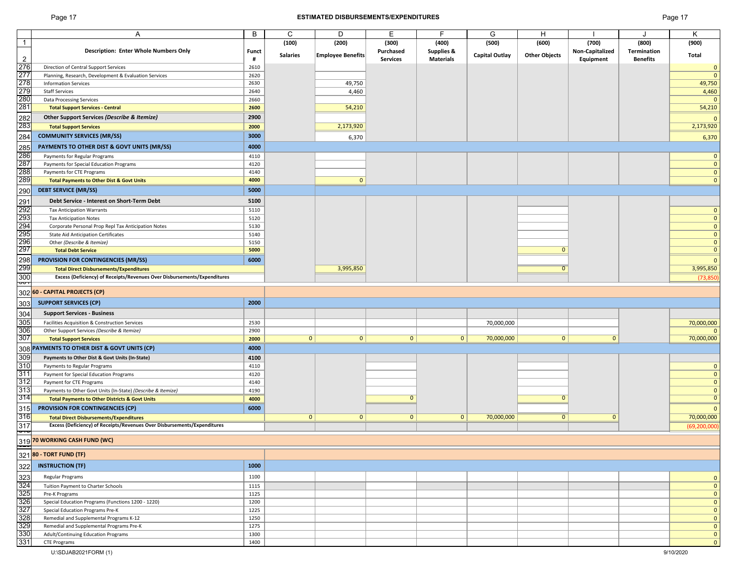# ESTIMATED DISBURSEMENTS/EXPENDITURES

| | A | B | C | D | E | F | G | H | I | J | K |
|---|---|---|---|---|---|---|---|---|---|---|---|
| 1 | | | (100) | (200) | (300) | (400) | (500) | (600) | (700) | (800) | (900) |
| 2 | **Description: Enter Whole Numbers Only** | **Funct #** | **Salaries** | **Employee Benefits** | **Purchased Services** | **Supplies & Materials** | **Capital Outlay** | **Other Objects** | **Non-Capitalized Equipment** | **Termination Benefits** | **Total** |
| 276 | Direction of Central Support Services | 2610 | | | | | | | | | 0 |
| 277 | Planning, Research, Development & Evaluation Services | 2620 | | | | | | | | | 0 |
| 278 | Information Services | 2630 | | 49,750 | | | | | | | 49,750 |
| 279 | Staff Services | 2640 | | 4,460 | | | | | | | 4,460 |
| 280 | Data Processing Services | 2660 | | | | | | | | | 0 |
| 281 | **Total Support Services - Central** | **2600** | | 54,210 | | | | | | | 54,210 |
| 282 | **Other Support Services *(Describe & Itemize)*** | **2900** | | | | | | | | | 0 |
| 283 | **Total Support Services** | **2000** | | 2,173,920 | | | | | | | 2,173,920 |
| 284 | **COMMUNITY SERVICES (MR/SS)** | **3000** | | 6,370 | | | | | | | 6,370 |
| 285 | **PAYMENTS TO OTHER DIST & GOVT UNITS (MR/SS)** | **4000** | | | | | | | | | |
| 286 | Payments for Regular Programs | 4110 | | | | | | | | | 0 |
| 287 | Payments for Special Education Programs | 4120 | | | | | | | | | 0 |
| 288 | Payments for CTE Programs | 4140 | | | | | | | | | 0 |
| 289 | **Total Payments to Other Dist & Govt Units** | **4000** | | 0 | | | | | | | 0 |
| 290 | **DEBT SERVICE (MR/SS)** | **5000** | | | | | | | | | |
| 291 | **Debt Service - Interest on Short-Term Debt** | **5100** | | | | | | | | | |
| 292 | Tax Anticipation Warrants | 5110 | | | | | | | | | 0 |
| 293 | Tax Anticipation Notes | 5120 | | | | | | | | | 0 |
| 294 | Corporate Personal Prop Repl Tax Anticipation Notes | 5130 | | | | | | | | | 0 |
| 295 | State Aid Anticipation Certificates | 5140 | | | | | | | | | 0 |
| 296 | Other *(Describe & Itemize)* | 5150 | | | | | | | | | 0 |
| 297 | **Total Debt Service** | **5000** | | | | | | 0 | | | 0 |
| 298 | **PROVISION FOR CONTINGENCIES (MR/SS)** | **6000** | | | | | | | | | 0 |
| 299 | **Total Direct Disbursements/Expenditures** | | | 3,995,850 | | | | 0 | | | 3,995,850 |
| 300 | **Excess (Deficiency) of Receipts/Revenues Over Disbursements/Expenditures** | | | | | | | | | | (73,850) |
| 302 | **60 - CAPITAL PROJECTS (CP)** | | | | | | | | | | |
| 303 | **SUPPORT SERVICES (CP)** | **2000** | | | | | | | | | |
| 304 | **Support Services - Business** | | | | | | | | | | |
| 305 | Facilities Acquisition & Construction Services | 2530 | | | | | 70,000,000 | | | | 70,000,000 |
| 306 | Other Support Services *(Describe & Itemize)* | 2900 | | | | | | | | | 0 |
| 307 | **Total Support Services** | **2000** | 0 | 0 | 0 | 0 | 70,000,000 | 0 | 0 | | 70,000,000 |
| 308 | **PAYMENTS TO OTHER DIST & GOVT UNITS (CP)** | **4000** | | | | | | | | | |
| 309 | **Payments to Other Dist & Govt Units (In-State)** | **4100** | | | | | | | | | |
| 310 | Payments to Regular Programs | 4110 | | | | | | | | | 0 |
| 311 | Payment for Special Education Programs | 4120 | | | | | | | | | 0 |
| 312 | Payment for CTE Programs | 4140 | | | | | | | | | 0 |
| 313 | Payments to Other Govt Units (In-State) *(Describe & Itemize)* | 4190 | | | | | | | | | 0 |
| 314 | **Total Payments to Other Districts & Govt Units** | **4000** | | | 0 | | | 0 | | | 0 |
| 315 | **PROVISION FOR CONTINGENCIES (CP)** | **6000** | | | | | | | | | 0 |
| 316 | **Total Direct Disbursements/Expenditures** | | 0 | 0 | 0 | 0 | 70,000,000 | 0 | 0 | | 70,000,000 |
| 317 | **Excess (Deficiency) of Receipts/Revenues Over Disbursements/Expenditures** | | | | | | | | | | (69,200,000) |
| 319 | **70 WORKING CASH FUND (WC)** | | | | | | | | | | |
| 321 | **80 - TORT FUND (TF)** | | | | | | | | | | |
| 322 | **INSTRUCTION (TF)** | **1000** | | | | | | | | | |
| 323 | Regular Programs | 1100 | | | | | | | | | 0 |
| 324 | Tuition Payment to Charter Schools | 1115 | | | | | | | | | 0 |
| 325 | Pre-K Programs | 1125 | | | | | | | | | 0 |
| 326 | Special Education Programs (Functions 1200 - 1220) | 1200 | | | | | | | | | 0 |
| 327 | Special Education Programs Pre-K | 1225 | | | | | | | | | 0 |
| 328 | Remedial and Supplemental Programs K-12 | 1250 | | | | | | | | | 0 |
| 329 | Remedial and Supplemental Programs Pre-K | 1275 | | | | | | | | | 0 |
| 330 | Adult/Continuing Education Programs | 1300 | | | | | | | | | 0 |
| 331 | CTE Programs | 1400 | | | | | | | | | 0 |

U:\SDJAB2021FORM (1) 9/10/2020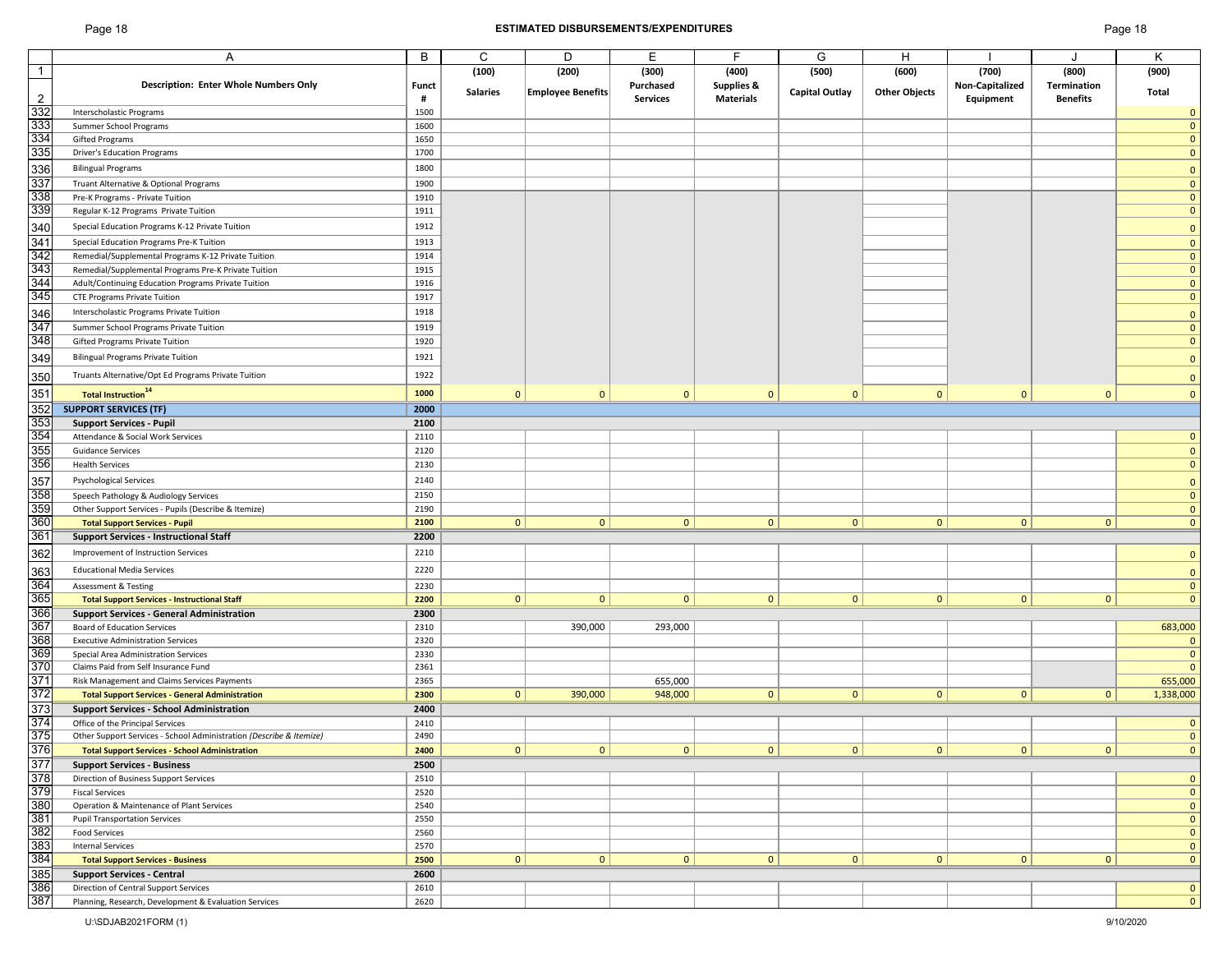## ESTIMATED DISBURSEMENTS/EXPENDITURES

| | A | B | C | D | E | F | G | H | I | J | K |
|---|---|---|---|---|---|---|---|---|---|---|---|
| 1 | | | (100) | (200) | (300) | (400) | (500) | (600) | (700) | (800) | (900) |
| 2 | **Description: Enter Whole Numbers Only** | **Funct #** | **Salaries** | **Employee Benefits** | **Purchased Services** | **Supplies & Materials** | **Capital Outlay** | **Other Objects** | **Non-Capitalized Equipment** | **Termination Benefits** | **Total** |
| 332 | Interscholastic Programs | 1500 | | | | | | | | | 0 |
| 333 | Summer School Programs | 1600 | | | | | | | | | 0 |
| 334 | Gifted Programs | 1650 | | | | | | | | | 0 |
| 335 | Driver's Education Programs | 1700 | | | | | | | | | 0 |
| 336 | Bilingual Programs | 1800 | | | | | | | | | 0 |
| 337 | Truant Alternative & Optional Programs | 1900 | | | | | | | | | 0 |
| 338 | Pre-K Programs - Private Tuition | 1910 | | | | | | | | | 0 |
| 339 | Regular K-12 Programs Private Tuition | 1911 | | | | | | | | | 0 |
| 340 | Special Education Programs K-12 Private Tuition | 1912 | | | | | | | | | 0 |
| 341 | Special Education Programs Pre-K Tuition | 1913 | | | | | | | | | 0 |
| 342 | Remedial/Supplemental Programs K-12 Private Tuition | 1914 | | | | | | | | | 0 |
| 343 | Remedial/Supplemental Programs Pre-K Private Tuition | 1915 | | | | | | | | | 0 |
| 344 | Adult/Continuing Education Programs Private Tuition | 1916 | | | | | | | | | 0 |
| 345 | CTE Programs Private Tuition | 1917 | | | | | | | | | 0 |
| 346 | Interscholastic Programs Private Tuition | 1918 | | | | | | | | | 0 |
| 347 | Summer School Programs Private Tuition | 1919 | | | | | | | | | 0 |
| 348 | Gifted Programs Private Tuition | 1920 | | | | | | | | | 0 |
| 349 | Bilingual Programs Private Tuition | 1921 | | | | | | | | | 0 |
| 350 | Truants Alternative/Opt Ed Programs Private Tuition | 1922 | | | | | | | | | 0 |
| 351 | **Total Instruction[14]** | **1000** | 0 | 0 | 0 | 0 | 0 | 0 | 0 | 0 | 0 |
| 352 | **SUPPORT SERVICES (TF)** | **2000** | | | | | | | | | |
| 353 | **Support Services - Pupil** | **2100** | | | | | | | | | |
| 354 | Attendance & Social Work Services | 2110 | | | | | | | | | 0 |
| 355 | Guidance Services | 2120 | | | | | | | | | 0 |
| 356 | Health Services | 2130 | | | | | | | | | 0 |
| 357 | Psychological Services | 2140 | | | | | | | | | 0 |
| 358 | Speech Pathology & Audiology Services | 2150 | | | | | | | | | 0 |
| 359 | Other Support Services - Pupils (Describe & Itemize) | 2190 | | | | | | | | | 0 |
| 360 | **Total Support Services - Pupil** | **2100** | 0 | 0 | 0 | 0 | 0 | 0 | 0 | 0 | 0 |
| 361 | **Support Services - Instructional Staff** | **2200** | | | | | | | | | |
| 362 | Improvement of Instruction Services | 2210 | | | | | | | | | 0 |
| 363 | Educational Media Services | 2220 | | | | | | | | | 0 |
| 364 | Assessment & Testing | 2230 | | | | | | | | | 0 |
| 365 | **Total Support Services - Instructional Staff** | **2200** | 0 | 0 | 0 | 0 | 0 | 0 | 0 | 0 | 0 |
| 366 | **Support Services - General Administration** | **2300** | | | | | | | | | |
| 367 | Board of Education Services | 2310 | | 390,000 | 293,000 | | | | | | 683,000 |
| 368 | Executive Administration Services | 2320 | | | | | | | | | 0 |
| 369 | Special Area Administration Services | 2330 | | | | | | | | | 0 |
| 370 | Claims Paid from Self Insurance Fund | 2361 | | | | | | | | | 0 |
| 371 | Risk Management and Claims Services Payments | 2365 | | | 655,000 | | | | | | 655,000 |
| 372 | **Total Support Services - General Administration** | **2300** | 0 | 390,000 | 948,000 | 0 | 0 | 0 | 0 | 0 | 1,338,000 |
| 373 | **Support Services - School Administration** | **2400** | | | | | | | | | |
| 374 | Office of the Principal Services | 2410 | | | | | | | | | 0 |
| 375 | Other Support Services - School Administration *(Describe & Itemize)* | 2490 | | | | | | | | | 0 |
| 376 | **Total Support Services - School Administration** | **2400** | 0 | 0 | 0 | 0 | 0 | 0 | 0 | 0 | 0 |
| 377 | **Support Services - Business** | **2500** | | | | | | | | | |
| 378 | Direction of Business Support Services | 2510 | | | | | | | | | 0 |
| 379 | Fiscal Services | 2520 | | | | | | | | | 0 |
| 380 | Operation & Maintenance of Plant Services | 2540 | | | | | | | | | 0 |
| 381 | Pupil Transportation Services | 2550 | | | | | | | | | 0 |
| 382 | Food Services | 2560 | | | | | | | | | 0 |
| 383 | Internal Services | 2570 | | | | | | | | | 0 |
| 384 | **Total Support Services - Business** | **2500** | 0 | 0 | 0 | 0 | 0 | 0 | 0 | 0 | 0 |
| 385 | **Support Services - Central** | **2600** | | | | | | | | | |
| 386 | Direction of Central Support Services | 2610 | | | | | | | | | 0 |
| 387 | Planning, Research, Development & Evaluation Services | 2620 | | | | | | | | | 0 |

U:\SDJAB2021FORM (1) 9/10/2020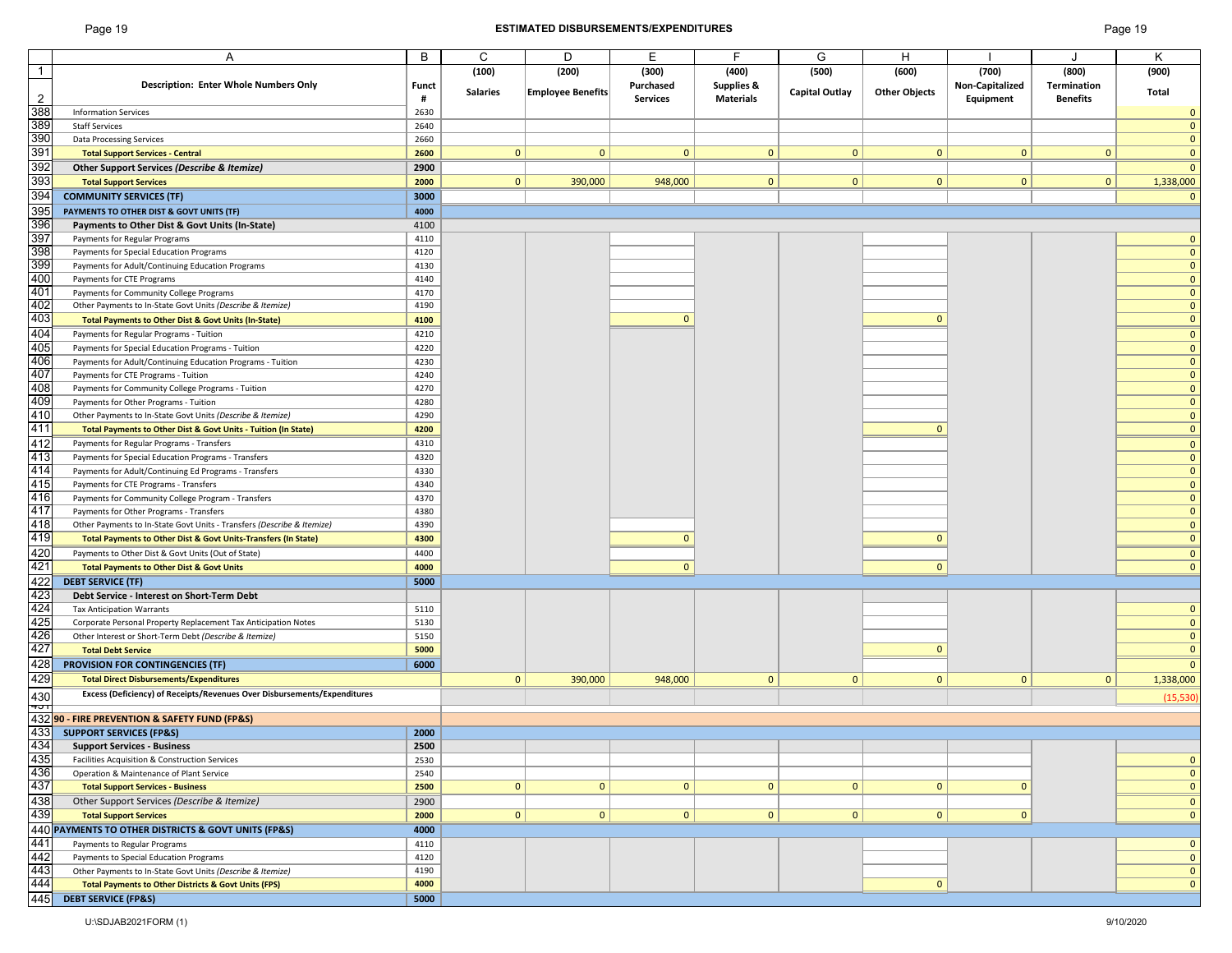## ESTIMATED DISBURSEMENTS/EXPENDITURES

| | A | B | C | D | E | F | G | H | I | J | K |
|---|---|---|---|---|---|---|---|---|---|---|---|
| 1 | | | (100) | (200) | (300) | (400) | (500) | (600) | (700) | (800) | (900) |
| 2 | Description: Enter Whole Numbers Only | Funct # | Salaries | Employee Benefits | Purchased Services | Supplies & Materials | Capital Outlay | Other Objects | Non-Capitalized Equipment | Termination Benefits | Total |
| 388 | Information Services | 2630 | | | | | | | | | 0 |
| 389 | Staff Services | 2640 | | | | | | | | | 0 |
| 390 | Data Processing Services | 2660 | | | | | | | | | 0 |
| 391 | **Total Support Services - Central** | **2600** | 0 | 0 | 0 | 0 | 0 | 0 | 0 | 0 | 0 |
| 392 | **Other Support Services *(Describe & Itemize)*** | **2900** | | | | | | | | | 0 |
| 393 | **Total Support Services** | **2000** | 0 | 390,000 | 948,000 | 0 | 0 | 0 | 0 | 0 | 1,338,000 |
| 394 | **COMMUNITY SERVICES (TF)** | **3000** | | | | | | | | | 0 |
| 395 | **PAYMENTS TO OTHER DIST & GOVT UNITS (TF)** | **4000** | | | | | | | | | |
| 396 | **Payments to Other Dist & Govt Units (In-State)** | 4100 | | | | | | | | | |
| 397 | Payments for Regular Programs | 4110 | | | | | | | | | 0 |
| 398 | Payments for Special Education Programs | 4120 | | | | | | | | | 0 |
| 399 | Payments for Adult/Continuing Education Programs | 4130 | | | | | | | | | 0 |
| 400 | Payments for CTE Programs | 4140 | | | | | | | | | 0 |
| 401 | Payments for Community College Programs | 4170 | | | | | | | | | 0 |
| 402 | Other Payments to In-State Govt Units *(Describe & Itemize)* | 4190 | | | | | | | | | 0 |
| 403 | **Total Payments to Other Dist & Govt Units (In-State)** | **4100** | | | 0 | | | 0 | | | 0 |
| 404 | Payments for Regular Programs - Tuition | 4210 | | | | | | | | | 0 |
| 405 | Payments for Special Education Programs - Tuition | 4220 | | | | | | | | | 0 |
| 406 | Payments for Adult/Continuing Education Programs - Tuition | 4230 | | | | | | | | | 0 |
| 407 | Payments for CTE Programs - Tuition | 4240 | | | | | | | | | 0 |
| 408 | Payments for Community College Programs - Tuition | 4270 | | | | | | | | | 0 |
| 409 | Payments for Other Programs - Tuition | 4280 | | | | | | | | | 0 |
| 410 | Other Payments to In-State Govt Units *(Describe & Itemize)* | 4290 | | | | | | | | | 0 |
| 411 | **Total Payments to Other Dist & Govt Units - Tuition (In State)** | **4200** | | | | | | 0 | | | 0 |
| 412 | Payments for Regular Programs - Transfers | 4310 | | | | | | | | | 0 |
| 413 | Payments for Special Education Programs - Transfers | 4320 | | | | | | | | | 0 |
| 414 | Payments for Adult/Continuing Ed Programs - Transfers | 4330 | | | | | | | | | 0 |
| 415 | Payments for CTE Programs - Transfers | 4340 | | | | | | | | | 0 |
| 416 | Payments for Community College Program - Transfers | 4370 | | | | | | | | | 0 |
| 417 | Payments for Other Programs - Transfers | 4380 | | | | | | | | | 0 |
| 418 | Other Payments to In-State Govt Units - Transfers *(Describe & Itemize)* | 4390 | | | | | | | | | 0 |
| 419 | **Total Payments to Other Dist & Govt Units-Transfers (In State)** | **4300** | | | 0 | | | 0 | | | 0 |
| 420 | Payments to Other Dist & Govt Units (Out of State) | 4400 | | | | | | | | | 0 |
| 421 | **Total Payments to Other Dist & Govt Units** | **4000** | | | 0 | | | 0 | | | 0 |
| 422 | **DEBT SERVICE (TF)** | **5000** | | | | | | | | | |
| 423 | **Debt Service - Interest on Short-Term Debt** | | | | | | | | | | |
| 424 | Tax Anticipation Warrants | 5110 | | | | | | | | | 0 |
| 425 | Corporate Personal Property Replacement Tax Anticipation Notes | 5130 | | | | | | | | | 0 |
| 426 | Other Interest or Short-Term Debt *(Describe & Itemize)* | 5150 | | | | | | | | | 0 |
| 427 | **Total Debt Service** | **5000** | | | | | | 0 | | | 0 |
| 428 | **PROVISION FOR CONTINGENCIES (TF)** | **6000** | | | | | | | | | 0 |
| 429 | **Total Direct Disbursements/Expenditures** | | 0 | 390,000 | 948,000 | 0 | 0 | 0 | 0 | 0 | 1,338,000 |
| 430 | **Excess (Deficiency) of Receipts/Revenues Over Disbursements/Expenditures** | | | | | | | | | | (15,530) |
| 432 | **90 - FIRE PREVENTION & SAFETY FUND (FP&S)** | | | | | | | | | | |
| 433 | **SUPPORT SERVICES (FP&S)** | **2000** | | | | | | | | | |
| 434 | **Support Services - Business** | **2500** | | | | | | | | | |
| 435 | Facilities Acquisition & Construction Services | 2530 | | | | | | | | | 0 |
| 436 | Operation & Maintenance of Plant Service | 2540 | | | | | | | | | 0 |
| 437 | **Total Support Services - Business** | **2500** | 0 | 0 | 0 | 0 | 0 | 0 | 0 | | 0 |
| 438 | Other Support Services *(Describe & Itemize)* | 2900 | | | | | | | | | 0 |
| 439 | **Total Support Services** | **2000** | 0 | 0 | 0 | 0 | 0 | 0 | 0 | | 0 |
| 440 | **PAYMENTS TO OTHER DISTRICTS & GOVT UNITS (FP&S)** | **4000** | | | | | | | | | |
| 441 | Payments to Regular Programs | 4110 | | | | | | | | | 0 |
| 442 | Payments to Special Education Programs | 4120 | | | | | | | | | 0 |
| 443 | Other Payments to In-State Govt Units *(Describe & Itemize)* | 4190 | | | | | | | | | 0 |
| 444 | **Total Payments to Other Districts & Govt Units (FPS)** | **4000** | | | | | | 0 | | | 0 |
| 445 | **DEBT SERVICE (FP&S)** | **5000** | | | | | | | | | |

U:\SDJAB2021FORM (1)

9/10/2020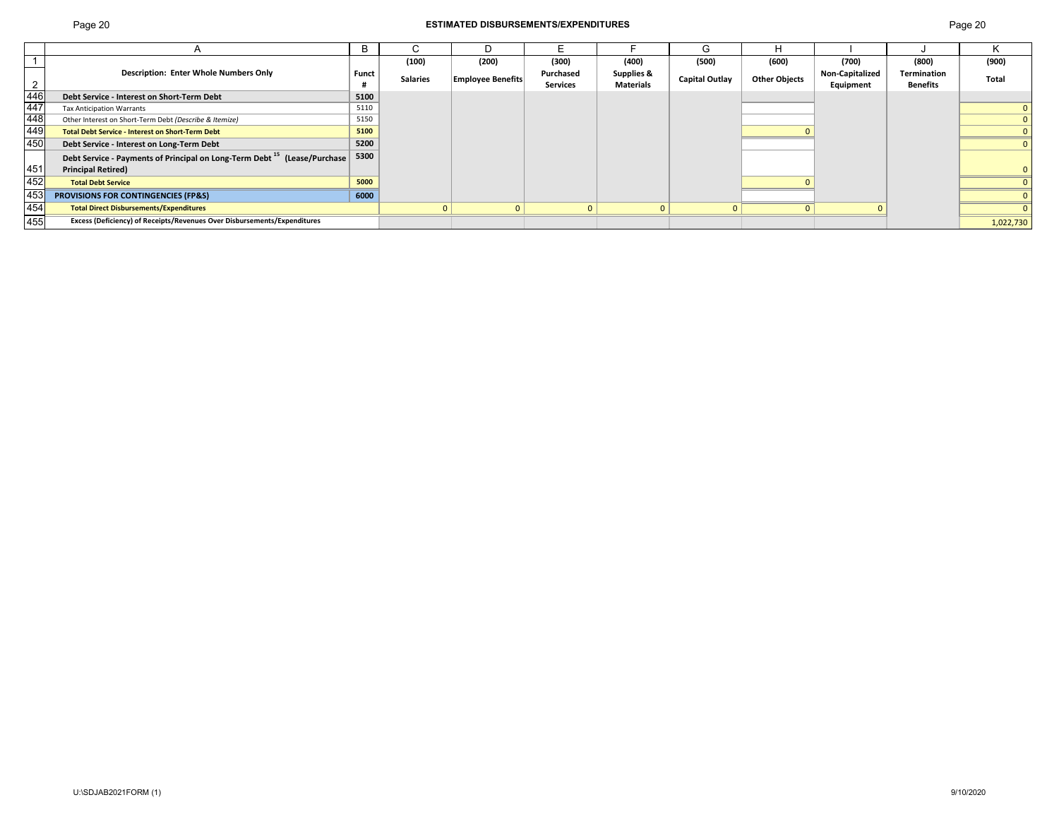# ESTIMATED DISBURSEMENTS/EXPENDITURES

| | A | B | C | D | E | F | G | H | I | J | K |
|---|---|---|---|---|---|---|---|---|---|---|---|
| 1 | Description: Enter Whole Numbers Only | Funct # | (100) | (200) | (300) | (400) | (500) | (600) | (700) | (800) | (900) |
| 2 | | | Salaries | Employee Benefits | Purchased Services | Supplies & Materials | Capital Outlay | Other Objects | Non-Capitalized Equipment | Termination Benefits | Total |
| 446 | **Debt Service - Interest on Short-Term Debt** | **5100** | | | | | | | | | |
| 447 | Tax Anticipation Warrants | 5110 | | | | | | | | | 0 |
| 448 | Other Interest on Short-Term Debt *(Describe & Itemize)* | 5150 | | | | | | | | | 0 |
| 449 | **Total Debt Service - Interest on Short-Term Debt** | **5100** | | | | | | 0 | | | 0 |
| 450 | **Debt Service - Interest on Long-Term Debt** | **5200** | | | | | | | | | 0 |
| 451 | **Debt Service - Payments of Principal on Long-Term Debt [15] (Lease/Purchase Principal Retired)** | **5300** | | | | | | | | | 0 |
| 452 | **Total Debt Service** | **5000** | | | | | | 0 | | | 0 |
| 453 | **PROVISIONS FOR CONTINGENCIES (FP&S)** | **6000** | | | | | | | | | 0 |
| 454 | **Total Direct Disbursements/Expenditures** | | 0 | 0 | 0 | 0 | 0 | 0 | 0 | | 0 |
| 455 | **Excess (Deficiency) of Receipts/Revenues Over Disbursements/Expenditures** | | | | | | | | | | 1,022,730 |

U:\SDJAB2021FORM (1) 9/10/2020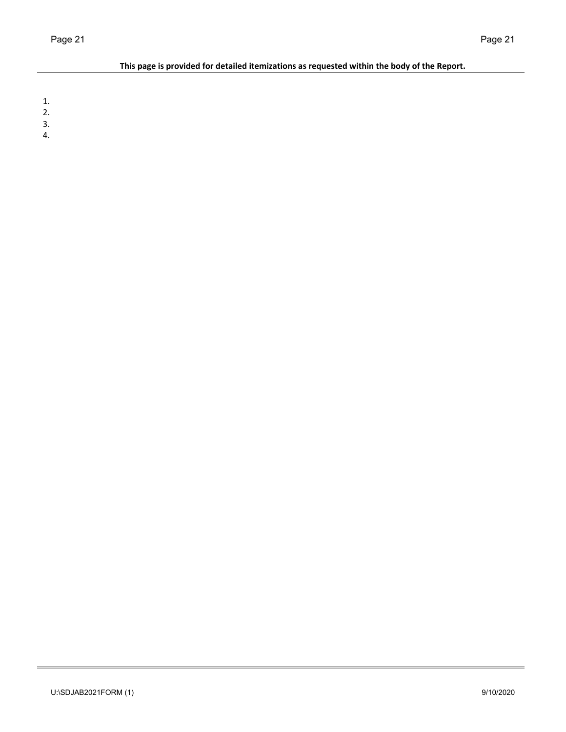**This page is provided for detailed itemizations as requested within the body of the Report.**

1.
2.
3.
4.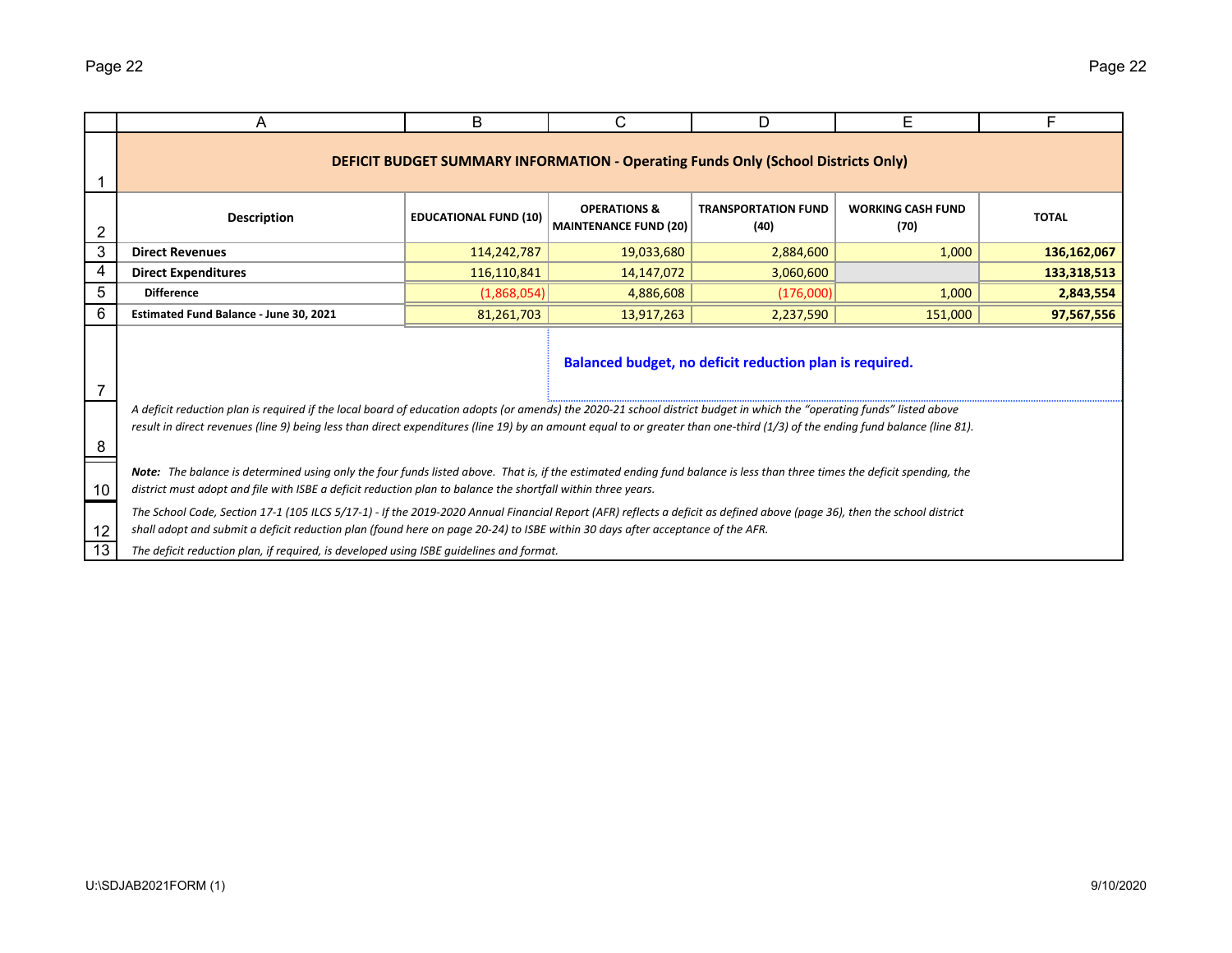## DEFICIT BUDGET SUMMARY INFORMATION - Operating Funds Only (School Districts Only)

| Description | EDUCATIONAL FUND (10) | OPERATIONS & MAINTENANCE FUND (20) | TRANSPORTATION FUND (40) | WORKING CASH FUND (70) | TOTAL |
|---|---|---|---|---|---|
| **Direct Revenues** | 114,242,787 | 19,033,680 | 2,884,600 | 1,000 | **136,162,067** |
| **Direct Expenditures** | 116,110,841 | 14,147,072 | 3,060,600 | | **133,318,513** |
| **Difference** | (1,868,054) | 4,886,608 | (176,000) | 1,000 | **2,843,554** |
| **Estimated Fund Balance - June 30, 2021** | 81,261,703 | 13,917,263 | 2,237,590 | 151,000 | **97,567,556** |

**Balanced budget, no deficit reduction plan is required.**

*A deficit reduction plan is required if the local board of education adopts (or amends) the 2020-21 school district budget in which the "operating funds" listed above result in direct revenues (line 9) being less than direct expenditures (line 19) by an amount equal to or greater than one-third (1/3) of the ending fund balance (line 81).*

***Note:*** *The balance is determined using only the four funds listed above. That is, if the estimated ending fund balance is less than three times the deficit spending, the district must adopt and file with ISBE a deficit reduction plan to balance the shortfall within three years.*

*The School Code, Section 17-1 (105 ILCS 5/17-1) - If the 2019-2020 Annual Financial Report (AFR) reflects a deficit as defined above (page 36), then the school district shall adopt and submit a deficit reduction plan (found here on page 20-24) to ISBE within 30 days after acceptance of the AFR.*

*The deficit reduction plan, if required, is developed using ISBE guidelines and format.*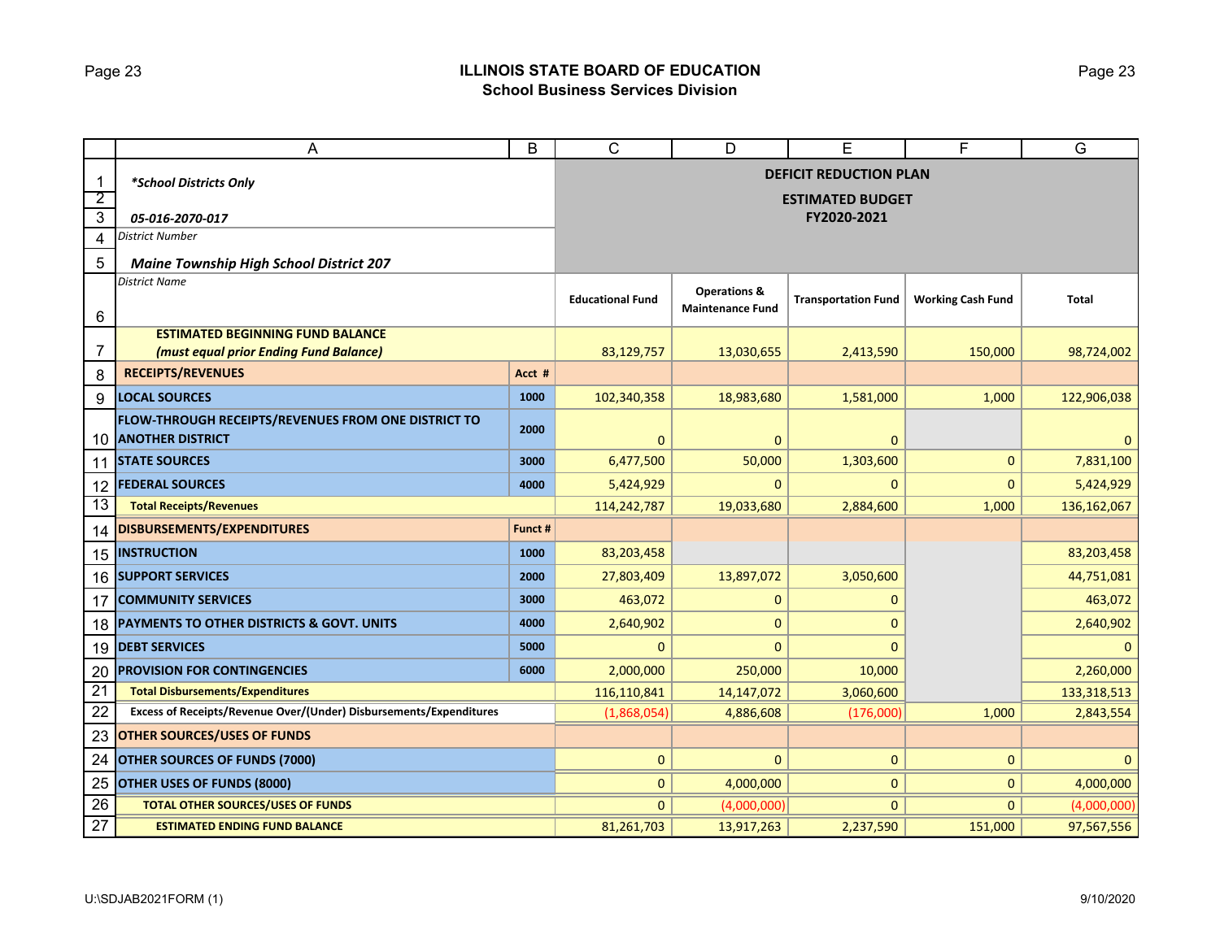## ILLINOIS STATE BOARD OF EDUCATION
### School Business Services Division

*School Districts Only*

*05-016-2070-017*
District Number

***Maine Township High School District 207***
District Name

**DEFICIT REDUCTION PLAN**
**ESTIMATED BUDGET**
**FY2020-2021**

| | | Educational Fund | Operations & Maintenance Fund | Transportation Fund | Working Cash Fund | Total |
|---|---|---|---|---|---|---|
| **ESTIMATED BEGINNING FUND BALANCE** ***(must equal prior Ending Fund Balance)*** | | 83,129,757 | 13,030,655 | 2,413,590 | 150,000 | 98,724,002 |
| **RECEIPTS/REVENUES** | **Acct #** | | | | | |
| **LOCAL SOURCES** | 1000 | 102,340,358 | 18,983,680 | 1,581,000 | 1,000 | 122,906,038 |
| **FLOW-THROUGH RECEIPTS/REVENUES FROM ONE DISTRICT TO ANOTHER DISTRICT** | 2000 | 0 | 0 | 0 | | 0 |
| **STATE SOURCES** | 3000 | 6,477,500 | 50,000 | 1,303,600 | 0 | 7,831,100 |
| **FEDERAL SOURCES** | 4000 | 5,424,929 | 0 | 0 | 0 | 5,424,929 |
| **Total Receipts/Revenues** | | 114,242,787 | 19,033,680 | 2,884,600 | 1,000 | 136,162,067 |
| **DISBURSEMENTS/EXPENDITURES** | **Funct #** | | | | | |
| **INSTRUCTION** | 1000 | 83,203,458 | | | | 83,203,458 |
| **SUPPORT SERVICES** | 2000 | 27,803,409 | 13,897,072 | 3,050,600 | | 44,751,081 |
| **COMMUNITY SERVICES** | 3000 | 463,072 | 0 | 0 | | 463,072 |
| **PAYMENTS TO OTHER DISTRICTS & GOVT. UNITS** | 4000 | 2,640,902 | 0 | 0 | | 2,640,902 |
| **DEBT SERVICES** | 5000 | 0 | 0 | 0 | | 0 |
| **PROVISION FOR CONTINGENCIES** | 6000 | 2,000,000 | 250,000 | 10,000 | | 2,260,000 |
| **Total Disbursements/Expenditures** | | 116,110,841 | 14,147,072 | 3,060,600 | | 133,318,513 |
| **Excess of Receipts/Revenue Over/(Under) Disbursements/Expenditures** | | (1,868,054) | 4,886,608 | (176,000) | 1,000 | 2,843,554 |
| **OTHER SOURCES/USES OF FUNDS** | | | | | | |
| **OTHER SOURCES OF FUNDS (7000)** | | 0 | 0 | 0 | 0 | 0 |
| **OTHER USES OF FUNDS (8000)** | | 0 | 4,000,000 | 0 | 0 | 4,000,000 |
| **TOTAL OTHER SOURCES/USES OF FUNDS** | | 0 | (4,000,000) | 0 | 0 | (4,000,000) |
| **ESTIMATED ENDING FUND BALANCE** | | 81,261,703 | 13,917,263 | 2,237,590 | 151,000 | 97,567,556 |

U:\SDJAB2021FORM (1) 9/10/2020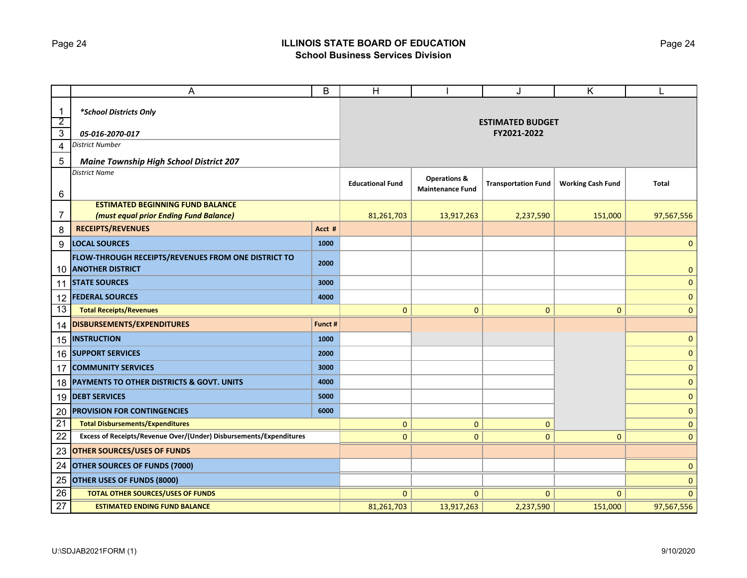## ILLINOIS STATE BOARD OF EDUCATION
### School Business Services Division

| | A | B | H | I | J | K | L |
|---|---|---|---|---|---|---|---|
| 1 | *\*School Districts Only* | | **ESTIMATED BUDGET FY2021-2022** | | | | |
| 2 | | | | | | | |
| 3 | *05-016-2070-017* | | | | | | |
| 4 | *District Number* | | | | | | |
| 5 | *Maine Township High School District 207* | | | | | | |
| 6 | *District Name* | | **Educational Fund** | **Operations & Maintenance Fund** | **Transportation Fund** | **Working Cash Fund** | **Total** |
| 7 | **ESTIMATED BEGINNING FUND BALANCE** ***(must equal prior Ending Fund Balance)*** | | 81,261,703 | 13,917,263 | 2,237,590 | 151,000 | 97,567,556 |
| 8 | **RECEIPTS/REVENUES** | **Acct #** | | | | | |
| 9 | **LOCAL SOURCES** | **1000** | | | | | 0 |
| 10 | **FLOW-THROUGH RECEIPTS/REVENUES FROM ONE DISTRICT TO ANOTHER DISTRICT** | **2000** | | | | | 0 |
| 11 | **STATE SOURCES** | **3000** | | | | | 0 |
| 12 | **FEDERAL SOURCES** | **4000** | | | | | 0 |
| 13 | **Total Receipts/Revenues** | | 0 | 0 | 0 | 0 | 0 |
| 14 | **DISBURSEMENTS/EXPENDITURES** | **Funct #** | | | | | |
| 15 | **INSTRUCTION** | **1000** | | | | | 0 |
| 16 | **SUPPORT SERVICES** | **2000** | | | | | 0 |
| 17 | **COMMUNITY SERVICES** | **3000** | | | | | 0 |
| 18 | **PAYMENTS TO OTHER DISTRICTS & GOVT. UNITS** | **4000** | | | | | 0 |
| 19 | **DEBT SERVICES** | **5000** | | | | | 0 |
| 20 | **PROVISION FOR CONTINGENCIES** | **6000** | | | | | 0 |
| 21 | **Total Disbursements/Expenditures** | | 0 | 0 | 0 | | 0 |
| 22 | **Excess of Receipts/Revenue Over/(Under) Disbursements/Expenditures** | | 0 | 0 | 0 | 0 | 0 |
| 23 | **OTHER SOURCES/USES OF FUNDS** | | | | | | |
| 24 | **OTHER SOURCES OF FUNDS (7000)** | | | | | | 0 |
| 25 | **OTHER USES OF FUNDS (8000)** | | | | | | 0 |
| 26 | **TOTAL OTHER SOURCES/USES OF FUNDS** | | 0 | 0 | 0 | 0 | 0 |
| 27 | **ESTIMATED ENDING FUND BALANCE** | | 81,261,703 | 13,917,263 | 2,237,590 | 151,000 | 97,567,556 |

U:\SDJAB2021FORM (1) 9/10/2020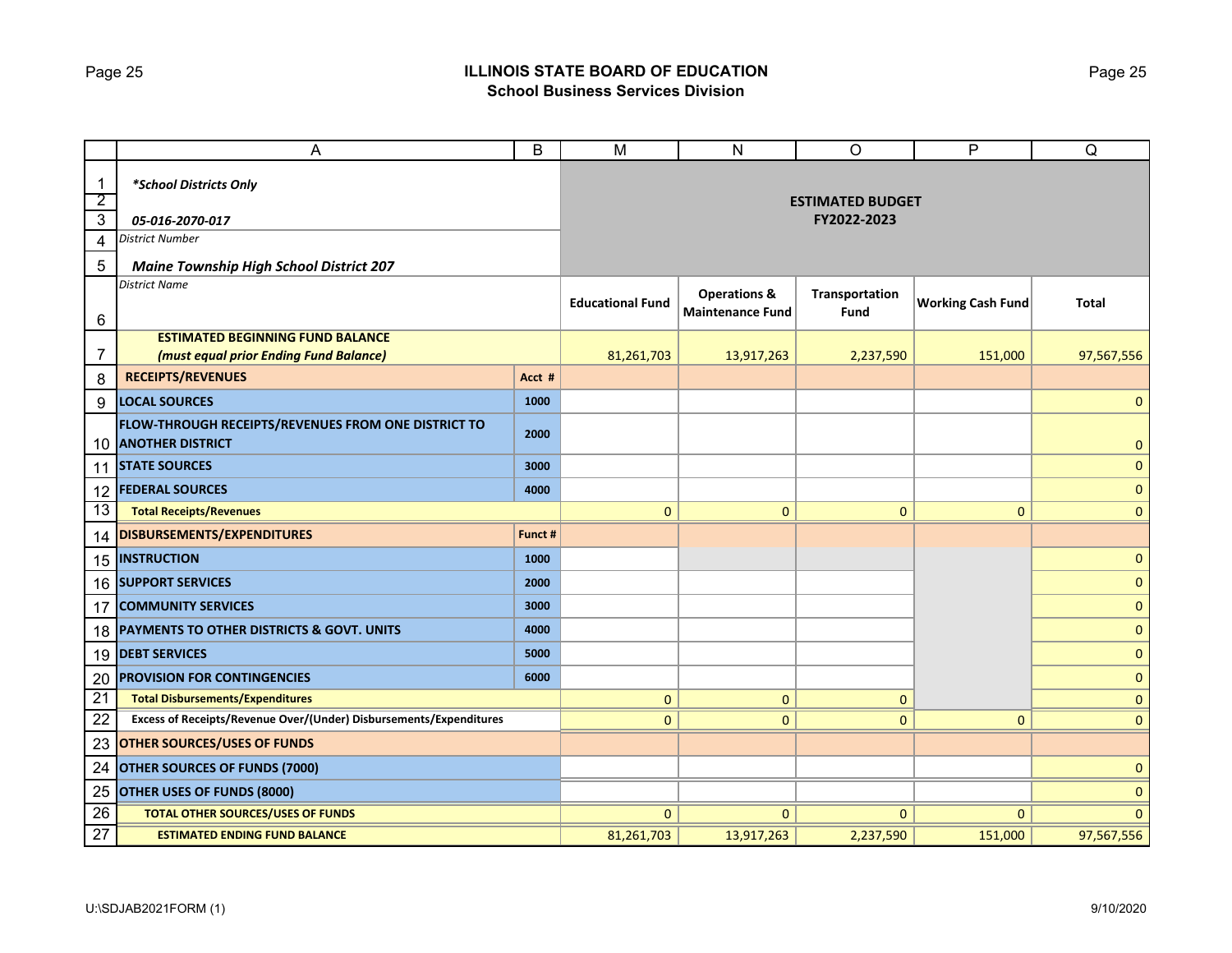**ILLINOIS STATE BOARD OF EDUCATION**
**School Business Services Division**

| | A | B | M | N | O | P | Q |
|---|---|---|---|---|---|---|---|
| 1 | ***School Districts Only** | | **ESTIMATED BUDGET FY2022-2023** | | | | |
| 2 | | | | | | | |
| 3 | ***05-016-2070-017*** | | | | | | |
| 4 | *District Number* | | | | | | |
| 5 | ***Maine Township High School District 207*** | | | | | | |
| 6 | *District Name* | | **Educational Fund** | **Operations & Maintenance Fund** | **Transportation Fund** | **Working Cash Fund** | **Total** |
| 7 | **ESTIMATED BEGINNING FUND BALANCE** ***(must equal prior Ending Fund Balance)*** | | 81,261,703 | 13,917,263 | 2,237,590 | 151,000 | 97,567,556 |
| 8 | **RECEIPTS/REVENUES** | **Acct #** | | | | | |
| 9 | **LOCAL SOURCES** | **1000** | | | | | 0 |
| 10 | **FLOW-THROUGH RECEIPTS/REVENUES FROM ONE DISTRICT TO ANOTHER DISTRICT** | **2000** | | | | | 0 |
| 11 | **STATE SOURCES** | **3000** | | | | | 0 |
| 12 | **FEDERAL SOURCES** | **4000** | | | | | 0 |
| 13 | **Total Receipts/Revenues** | | 0 | 0 | 0 | 0 | 0 |
| 14 | **DISBURSEMENTS/EXPENDITURES** | **Funct #** | | | | | |
| 15 | **INSTRUCTION** | **1000** | | | | | 0 |
| 16 | **SUPPORT SERVICES** | **2000** | | | | | 0 |
| 17 | **COMMUNITY SERVICES** | **3000** | | | | | 0 |
| 18 | **PAYMENTS TO OTHER DISTRICTS & GOVT. UNITS** | **4000** | | | | | 0 |
| 19 | **DEBT SERVICES** | **5000** | | | | | 0 |
| 20 | **PROVISION FOR CONTINGENCIES** | **6000** | | | | | 0 |
| 21 | **Total Disbursements/Expenditures** | | 0 | 0 | 0 | | 0 |
| 22 | **Excess of Receipts/Revenue Over/(Under) Disbursements/Expenditures** | | 0 | 0 | 0 | 0 | 0 |
| 23 | **OTHER SOURCES/USES OF FUNDS** | | | | | | |
| 24 | **OTHER SOURCES OF FUNDS (7000)** | | | | | | 0 |
| 25 | **OTHER USES OF FUNDS (8000)** | | | | | | 0 |
| 26 | **TOTAL OTHER SOURCES/USES OF FUNDS** | | 0 | 0 | 0 | 0 | 0 |
| 27 | **ESTIMATED ENDING FUND BALANCE** | | 81,261,703 | 13,917,263 | 2,237,590 | 151,000 | 97,567,556 |

U:\SDJAB2021FORM (1) 9/10/2020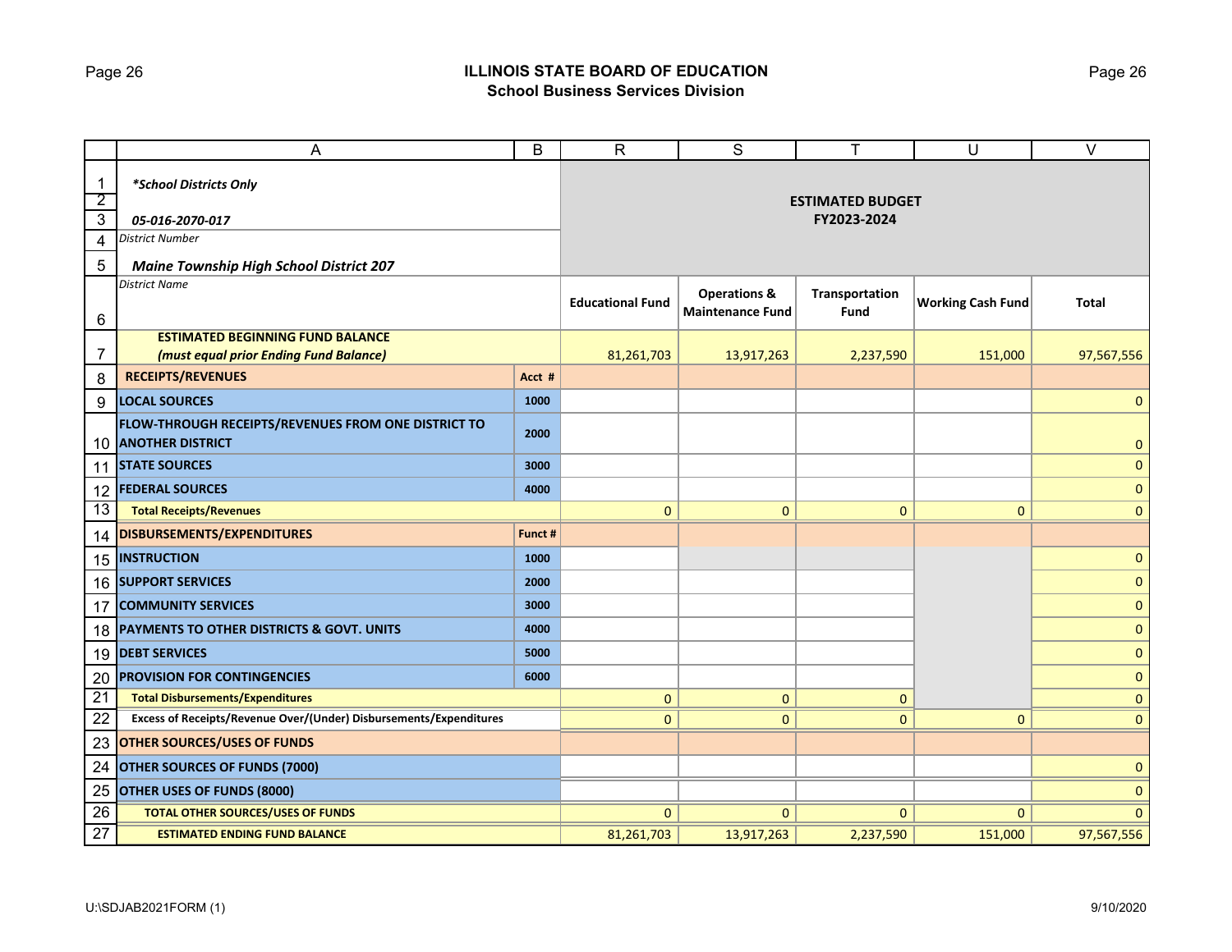# ILLINOIS STATE BOARD OF EDUCATION
## School Business Services Division

| | A | B | R | S | T | U | V |
|---|---|---|---|---|---|---|---|
| 1 | *School Districts Only* | | ESTIMATED BUDGET FY2023-2024 | | | | |
| 2 | | | | | | | |
| 3 | *05-016-2070-017* | | | | | | |
| 4 | *District Number* | | | | | | |
| 5 | *Maine Township High School District 207* | | | | | | |
| 6 | *District Name* | | Educational Fund | Operations & Maintenance Fund | Transportation Fund | Working Cash Fund | Total |
| 7 | ESTIMATED BEGINNING FUND BALANCE *(must equal prior Ending Fund Balance)* | | 81,261,703 | 13,917,263 | 2,237,590 | 151,000 | 97,567,556 |
| 8 | RECEIPTS/REVENUES | Acct # | | | | | |
| 9 | LOCAL SOURCES | 1000 | | | | | 0 |
| 10 | FLOW-THROUGH RECEIPTS/REVENUES FROM ONE DISTRICT TO ANOTHER DISTRICT | 2000 | | | | | 0 |
| 11 | STATE SOURCES | 3000 | | | | | 0 |
| 12 | FEDERAL SOURCES | 4000 | | | | | 0 |
| 13 | Total Receipts/Revenues | | 0 | 0 | 0 | 0 | 0 |
| 14 | DISBURSEMENTS/EXPENDITURES | Funct # | | | | | |
| 15 | INSTRUCTION | 1000 | | | | | 0 |
| 16 | SUPPORT SERVICES | 2000 | | | | | 0 |
| 17 | COMMUNITY SERVICES | 3000 | | | | | 0 |
| 18 | PAYMENTS TO OTHER DISTRICTS & GOVT. UNITS | 4000 | | | | | 0 |
| 19 | DEBT SERVICES | 5000 | | | | | 0 |
| 20 | PROVISION FOR CONTINGENCIES | 6000 | | | | | 0 |
| 21 | Total Disbursements/Expenditures | | 0 | 0 | 0 | | 0 |
| 22 | Excess of Receipts/Revenue Over/(Under) Disbursements/Expenditures | | 0 | 0 | 0 | 0 | 0 |
| 23 | OTHER SOURCES/USES OF FUNDS | | | | | | |
| 24 | OTHER SOURCES OF FUNDS (7000) | | | | | | 0 |
| 25 | OTHER USES OF FUNDS (8000) | | | | | | 0 |
| 26 | TOTAL OTHER SOURCES/USES OF FUNDS | | 0 | 0 | 0 | 0 | 0 |
| 27 | ESTIMATED ENDING FUND BALANCE | | 81,261,703 | 13,917,263 | 2,237,590 | 151,000 | 97,567,556 |

U:\SDJAB2021FORM (1) 9/10/2020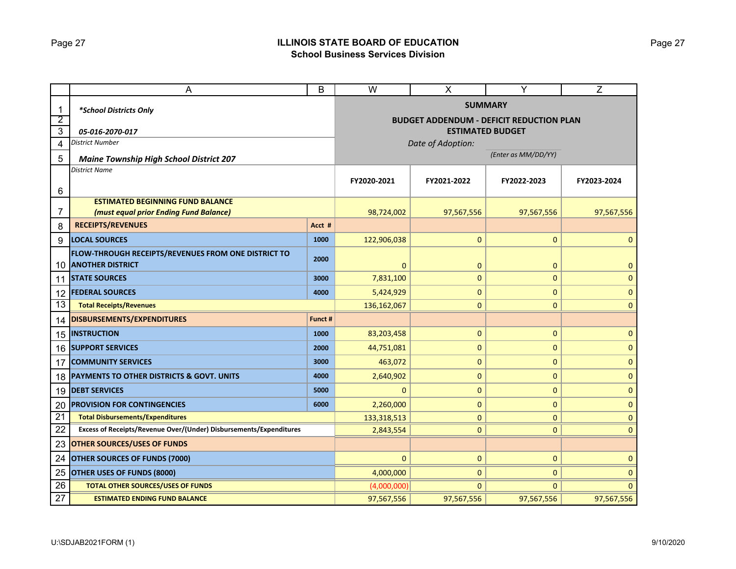## ILLINOIS STATE BOARD OF EDUCATION
### School Business Services Division

*School Districts Only*

**05-016-2070-017**
District Number

**Maine Township High School District 207**
District Name

**SUMMARY**
**BUDGET ADDENDUM - DEFICIT REDUCTION PLAN**
**ESTIMATED BUDGET**
*Date of Adoption:* (Enter as MM/DD/YY)

| | Acct # / Funct # | FY2020-2021 | FY2021-2022 | FY2022-2023 | FY2023-2024 |
|---|---|---|---|---|---|
| **ESTIMATED BEGINNING FUND BALANCE** *(must equal prior Ending Fund Balance)* | | 98,724,002 | 97,567,556 | 97,567,556 | 97,567,556 |
| **RECEIPTS/REVENUES** | **Acct #** | | | | |
| **LOCAL SOURCES** | 1000 | 122,906,038 | 0 | 0 | 0 |
| **FLOW-THROUGH RECEIPTS/REVENUES FROM ONE DISTRICT TO ANOTHER DISTRICT** | 2000 | 0 | 0 | 0 | 0 |
| **STATE SOURCES** | 3000 | 7,831,100 | 0 | 0 | 0 |
| **FEDERAL SOURCES** | 4000 | 5,424,929 | 0 | 0 | 0 |
| **Total Receipts/Revenues** | | 136,162,067 | 0 | 0 | 0 |
| **DISBURSEMENTS/EXPENDITURES** | **Funct #** | | | | |
| **INSTRUCTION** | 1000 | 83,203,458 | 0 | 0 | 0 |
| **SUPPORT SERVICES** | 2000 | 44,751,081 | 0 | 0 | 0 |
| **COMMUNITY SERVICES** | 3000 | 463,072 | 0 | 0 | 0 |
| **PAYMENTS TO OTHER DISTRICTS & GOVT. UNITS** | 4000 | 2,640,902 | 0 | 0 | 0 |
| **DEBT SERVICES** | 5000 | 0 | 0 | 0 | 0 |
| **PROVISION FOR CONTINGENCIES** | 6000 | 2,260,000 | 0 | 0 | 0 |
| **Total Disbursements/Expenditures** | | 133,318,513 | 0 | 0 | 0 |
| **Excess of Receipts/Revenue Over/(Under) Disbursements/Expenditures** | | 2,843,554 | 0 | 0 | 0 |
| **OTHER SOURCES/USES OF FUNDS** | | | | | |
| **OTHER SOURCES OF FUNDS (7000)** | | 0 | 0 | 0 | 0 |
| **OTHER USES OF FUNDS (8000)** | | 4,000,000 | 0 | 0 | 0 |
| **TOTAL OTHER SOURCES/USES OF FUNDS** | | (4,000,000) | 0 | 0 | 0 |
| **ESTIMATED ENDING FUND BALANCE** | | 97,567,556 | 97,567,556 | 97,567,556 | 97,567,556 |

U:\SDJAB2021FORM (1) 9/10/2020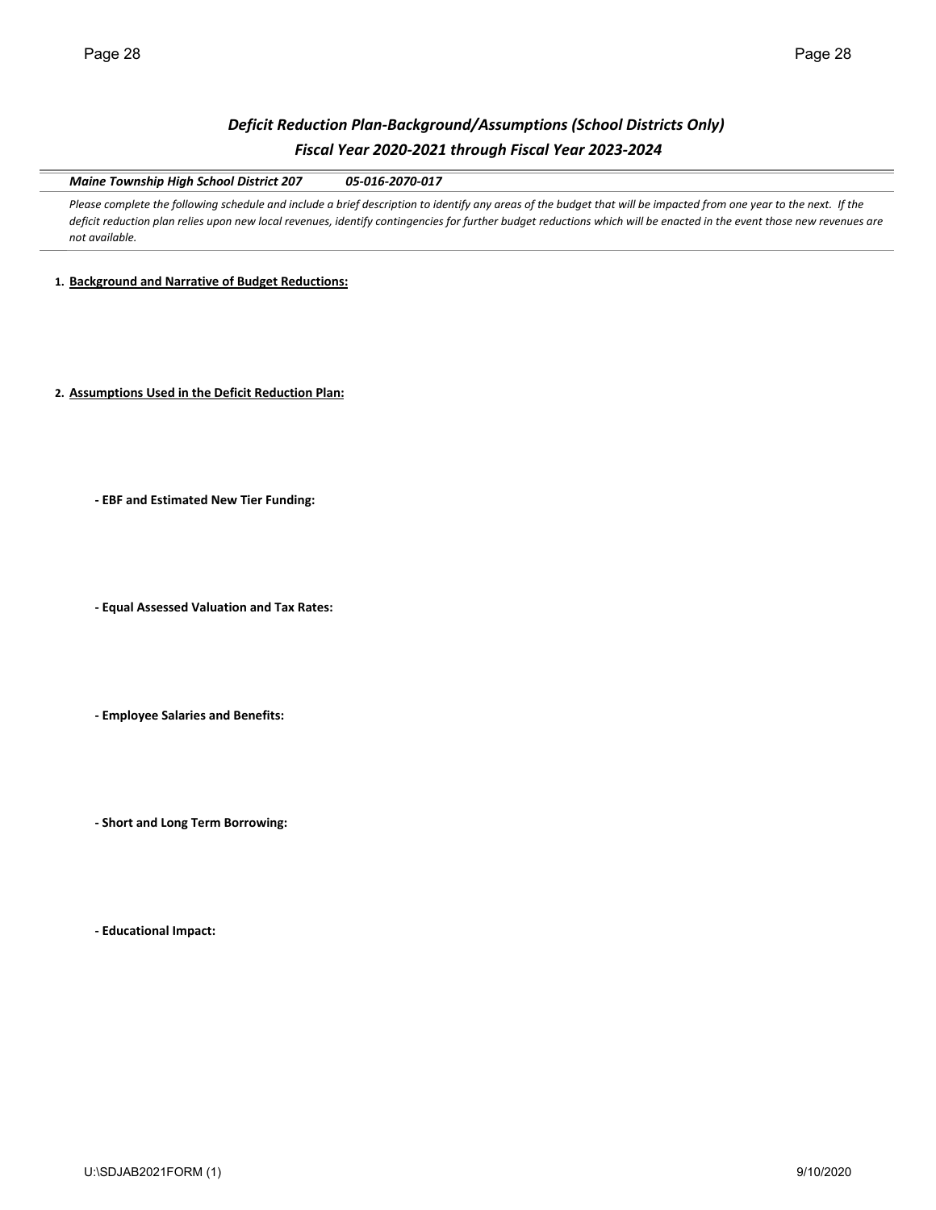# *Deficit Reduction Plan-Background/Assumptions (School Districts Only)*
## *Fiscal Year 2020-2021 through Fiscal Year 2023-2024*

***Maine Township High School District 207*** ***05-016-2070-017***

*Please complete the following schedule and include a brief description to identify any areas of the budget that will be impacted from one year to the next. If the deficit reduction plan relies upon new local revenues, identify contingencies for further budget reductions which will be enacted in the event those new revenues are not available.*

1. **Background and Narrative of Budget Reductions:**

2. **Assumptions Used in the Deficit Reduction Plan:**

   **- EBF and Estimated New Tier Funding:**

   **- Equal Assessed Valuation and Tax Rates:**

   **- Employee Salaries and Benefits:**

   **- Short and Long Term Borrowing:**

   **- Educational Impact:**

U:\SDJAB2021FORM (1) 9/10/2020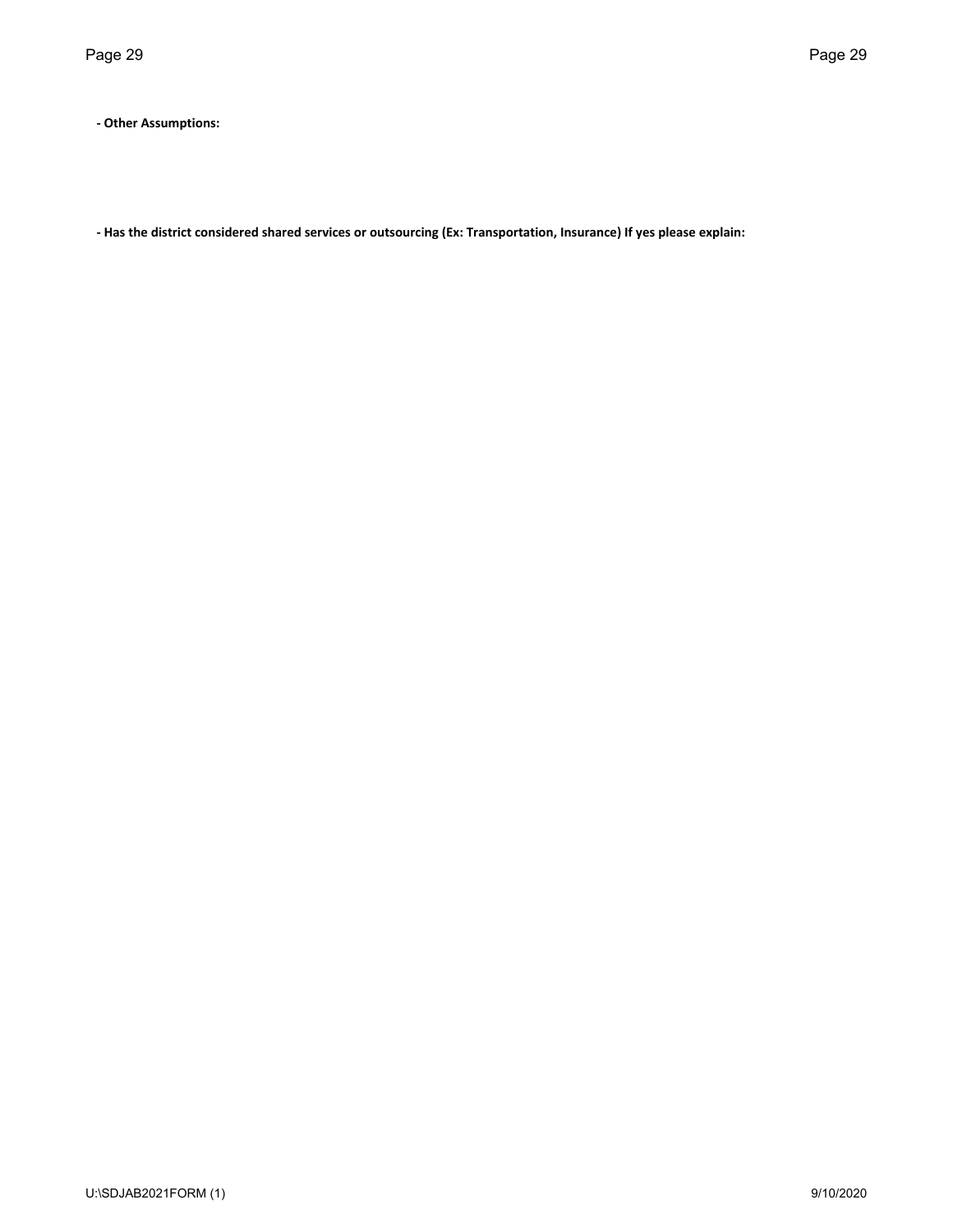**- Other Assumptions:**

**- Has the district considered shared services or outsourcing (Ex: Transportation, Insurance) If yes please explain:**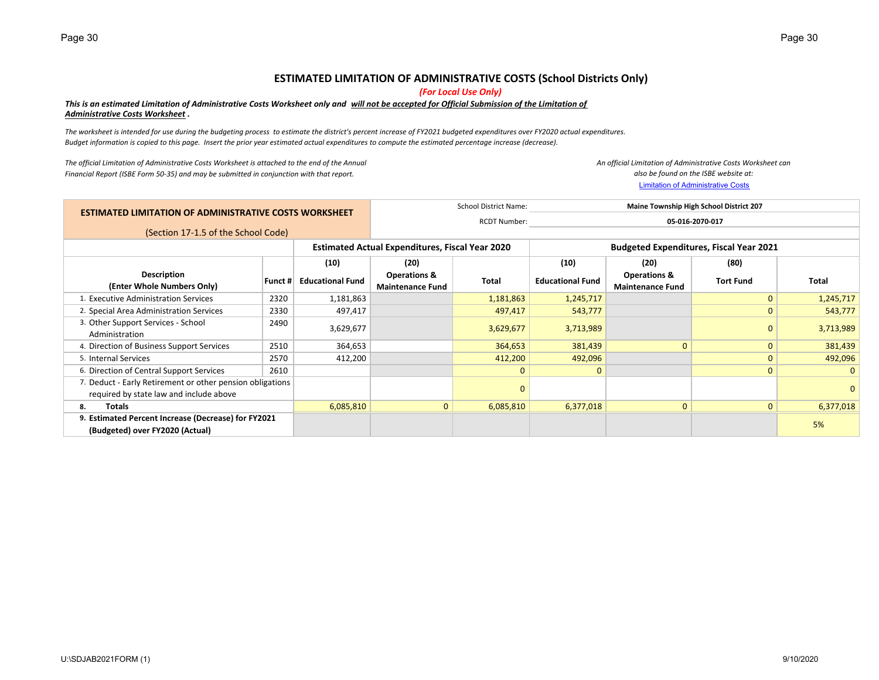# ESTIMATED LIMITATION OF ADMINISTRATIVE COSTS (School Districts Only)

*(For Local Use Only)*

***This is an estimated Limitation of Administrative Costs Worksheet only and <u>will not be accepted for Official Submission of the Limitation of Administrative Costs Worksheet</u> .***

*The worksheet is intended for use during the budgeting process to estimate the district's percent increase of FY2021 budgeted expenditures over FY2020 actual expenditures. Budget information is copied to this page. Insert the prior year estimated actual expenditures to compute the estimated percentage increase (decrease).*

*The official Limitation of Administrative Costs Worksheet is attached to the end of the Annual Financial Report (ISBE Form 50-35) and may be submitted in conjunction with that report.*

*An official Limitation of Administrative Costs Worksheet can also be found on the ISBE website at:*
Limitation of Administrative Costs

**ESTIMATED LIMITATION OF ADMINISTRATIVE COSTS WORKSHEET**

(Section 17-1.5 of the School Code)

School District Name: **Maine Township High School District 207**

RCDT Number: **05-016-2070-017**

| | | Estimated Actual Expenditures, Fiscal Year 2020 | | | Budgeted Expenditures, Fiscal Year 2021 | | | |
|---|---|---|---|---|---|---|---|---|
| **Description (Enter Whole Numbers Only)** | **Funct #** | **(10) Educational Fund** | **(20) Operations & Maintenance Fund** | **Total** | **(10) Educational Fund** | **(20) Operations & Maintenance Fund** | **(80) Tort Fund** | **Total** |
| 1. Executive Administration Services | 2320 | 1,181,863 | | 1,181,863 | 1,245,717 | | 0 | 1,245,717 |
| 2. Special Area Administration Services | 2330 | 497,417 | | 497,417 | 543,777 | | 0 | 543,777 |
| 3. Other Support Services - School Administration | 2490 | 3,629,677 | | 3,629,677 | 3,713,989 | | 0 | 3,713,989 |
| 4. Direction of Business Support Services | 2510 | 364,653 | | 364,653 | 381,439 | 0 | 0 | 381,439 |
| 5. Internal Services | 2570 | 412,200 | | 412,200 | 492,096 | | 0 | 492,096 |
| 6. Direction of Central Support Services | 2610 | | | 0 | 0 | | 0 | 0 |
| 7. Deduct - Early Retirement or other pension obligations required by state law and include above | | | | 0 | | | | 0 |
| **8. Totals** | | 6,085,810 | 0 | 6,085,810 | 6,377,018 | 0 | 0 | 6,377,018 |
| **9. Estimated Percent Increase (Decrease) for FY2021 (Budgeted) over FY2020 (Actual)** | | | | | | | | 5% |

U:\SDJAB2021FORM (1) 9/10/2020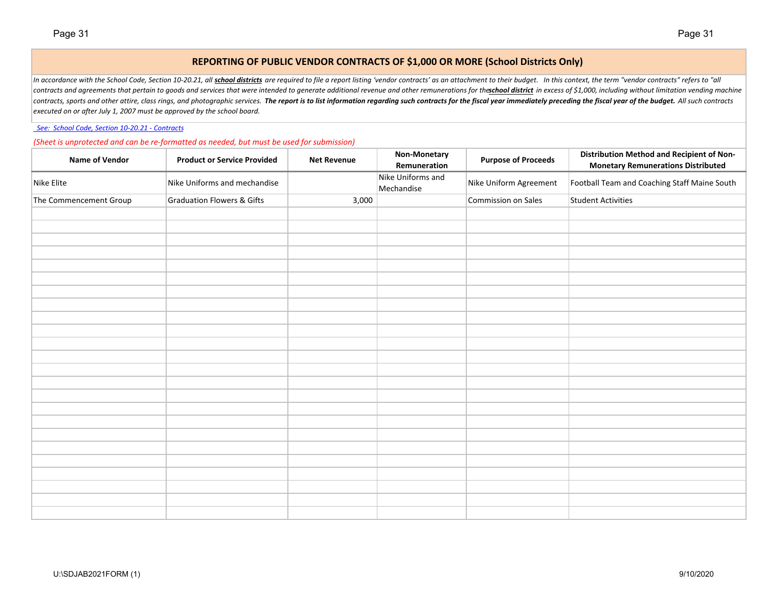## REPORTING OF PUBLIC VENDOR CONTRACTS OF $1,000 OR MORE (School Districts Only)

*In accordance with the School Code, Section 10-20.21, all* ***school districts*** *are required to file a report listing 'vendor contracts' as an attachment to their budget. In this context, the term "vendor contracts" refers to "all contracts and agreements that pertain to goods and services that were intended to generate additional revenue and other remunerations for the* ***school district*** *in excess of $1,000, including without limitation vending machine contracts, sports and other attire, class rings, and photographic services.* ***The report is to list information regarding such contracts for the fiscal year immediately preceding the fiscal year of the budget.*** *All such contracts executed on or after July 1, 2007 must be approved by the school board.*

*See: School Code, Section 10-20.21 - Contracts*

*(Sheet is unprotected and can be re-formatted as needed, but must be used for submission)*

| Name of Vendor | Product or Service Provided | Net Revenue | Non-Monetary Remuneration | Purpose of Proceeds | Distribution Method and Recipient of Non-Monetary Remunerations Distributed |
|---|---|---|---|---|---|
| Nike Elite | Nike Uniforms and mechandise | | Nike Uniforms and Mechandise | Nike Uniform Agreement | Football Team and Coaching Staff Maine South |
| The Commencement Group | Graduation Flowers & Gifts | 3,000 | | Commission on Sales | Student Activities |
| | | | | | |
| | | | | | |
| | | | | | |
| | | | | | |
| | | | | | |
| | | | | | |
| | | | | | |
| | | | | | |
| | | | | | |
| | | | | | |
| | | | | | |
| | | | | | |
| | | | | | |
| | | | | | |
| | | | | | |
| | | | | | |
| | | | | | |
| | | | | | |
| | | | | | |
| | | | | | |
| | | | | | |
| | | | | | |
| | | | | | |
| | | | | | |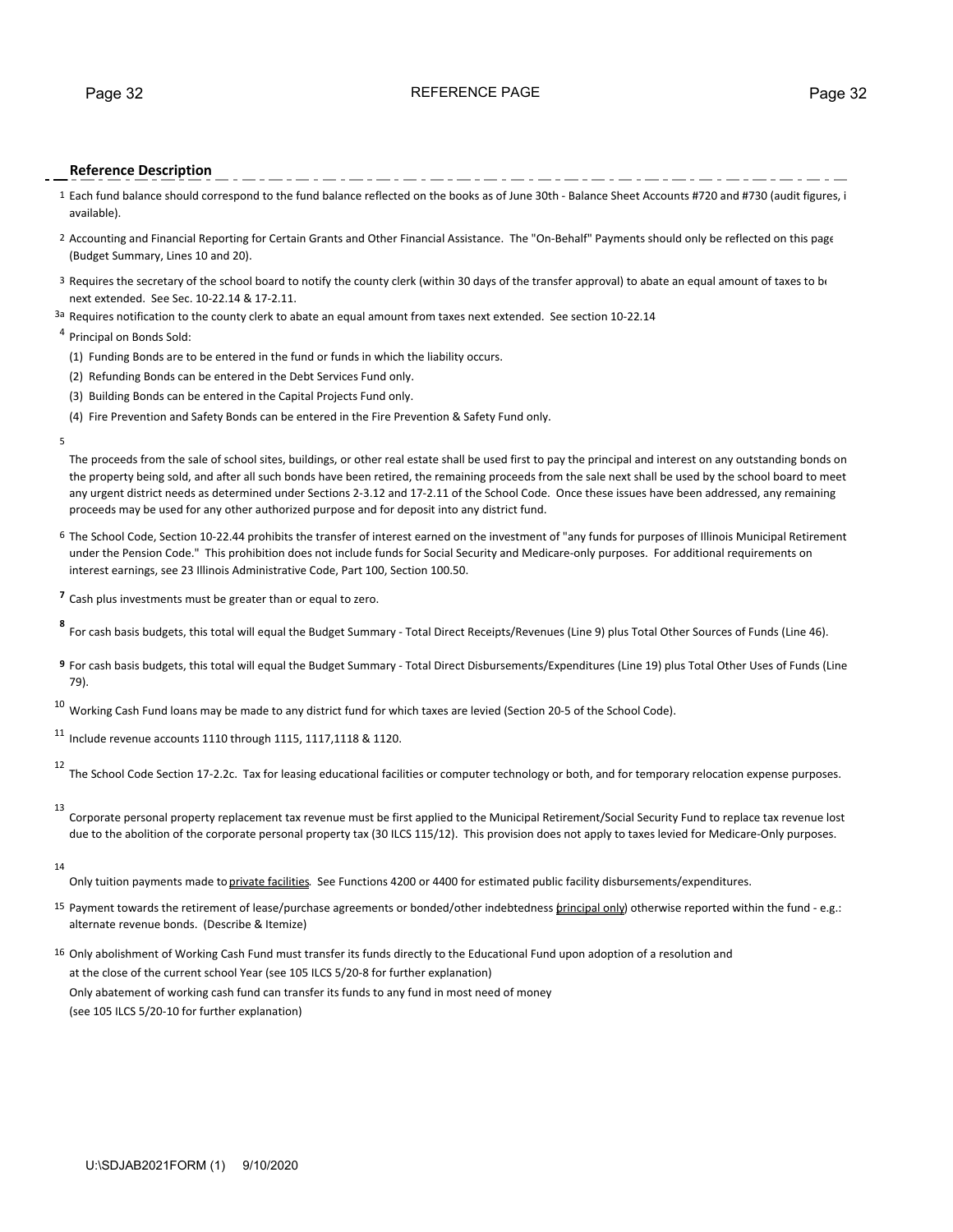REFERENCE PAGE

**Reference Description**

1 Each fund balance should correspond to the fund balance reflected on the books as of June 30th - Balance Sheet Accounts #720 and #730 (audit figures, i available).

2 Accounting and Financial Reporting for Certain Grants and Other Financial Assistance. The "On-Behalf" Payments should only be reflected on this page (Budget Summary, Lines 10 and 20).

3 Requires the secretary of the school board to notify the county clerk (within 30 days of the transfer approval) to abate an equal amount of taxes to be next extended. See Sec. 10-22.14 & 17-2.11.

3a Requires notification to the county clerk to abate an equal amount from taxes next extended. See section 10-22.14

4 Principal on Bonds Sold:

(1) Funding Bonds are to be entered in the fund or funds in which the liability occurs.

(2) Refunding Bonds can be entered in the Debt Services Fund only.

(3) Building Bonds can be entered in the Capital Projects Fund only.

(4) Fire Prevention and Safety Bonds can be entered in the Fire Prevention & Safety Fund only.

5 The proceeds from the sale of school sites, buildings, or other real estate shall be used first to pay the principal and interest on any outstanding bonds on the property being sold, and after all such bonds have been retired, the remaining proceeds from the sale next shall be used by the school board to meet any urgent district needs as determined under Sections 2-3.12 and 17-2.11 of the School Code. Once these issues have been addressed, any remaining proceeds may be used for any other authorized purpose and for deposit into any district fund.

6 The School Code, Section 10-22.44 prohibits the transfer of interest earned on the investment of "any funds for purposes of Illinois Municipal Retirement under the Pension Code." This prohibition does not include funds for Social Security and Medicare-only purposes. For additional requirements on interest earnings, see 23 Illinois Administrative Code, Part 100, Section 100.50.

**7** Cash plus investments must be greater than or equal to zero.

**8** For cash basis budgets, this total will equal the Budget Summary - Total Direct Receipts/Revenues (Line 9) plus Total Other Sources of Funds (Line 46).

**9** For cash basis budgets, this total will equal the Budget Summary - Total Direct Disbursements/Expenditures (Line 19) plus Total Other Uses of Funds (Line 79).

10 Working Cash Fund loans may be made to any district fund for which taxes are levied (Section 20-5 of the School Code).

11 Include revenue accounts 1110 through 1115, 1117,1118 & 1120.

12 The School Code Section 17-2.2c. Tax for leasing educational facilities or computer technology or both, and for temporary relocation expense purposes.

13 Corporate personal property replacement tax revenue must be first applied to the Municipal Retirement/Social Security Fund to replace tax revenue lost due to the abolition of the corporate personal property tax (30 ILCS 115/12). This provision does not apply to taxes levied for Medicare-Only purposes.

14 Only tuition payments made to private facilities. See Functions 4200 or 4400 for estimated public facility disbursements/expenditures.

15 Payment towards the retirement of lease/purchase agreements or bonded/other indebtedness (principal only) otherwise reported within the fund - e.g.: alternate revenue bonds. (Describe & Itemize)

16 Only abolishment of Working Cash Fund must transfer its funds directly to the Educational Fund upon adoption of a resolution and at the close of the current school Year (see 105 ILCS 5/20-8 for further explanation)
Only abatement of working cash fund can transfer its funds to any fund in most need of money
(see 105 ILCS 5/20-10 for further explanation)

U:\SDJAB2021FORM (1) 9/10/2020